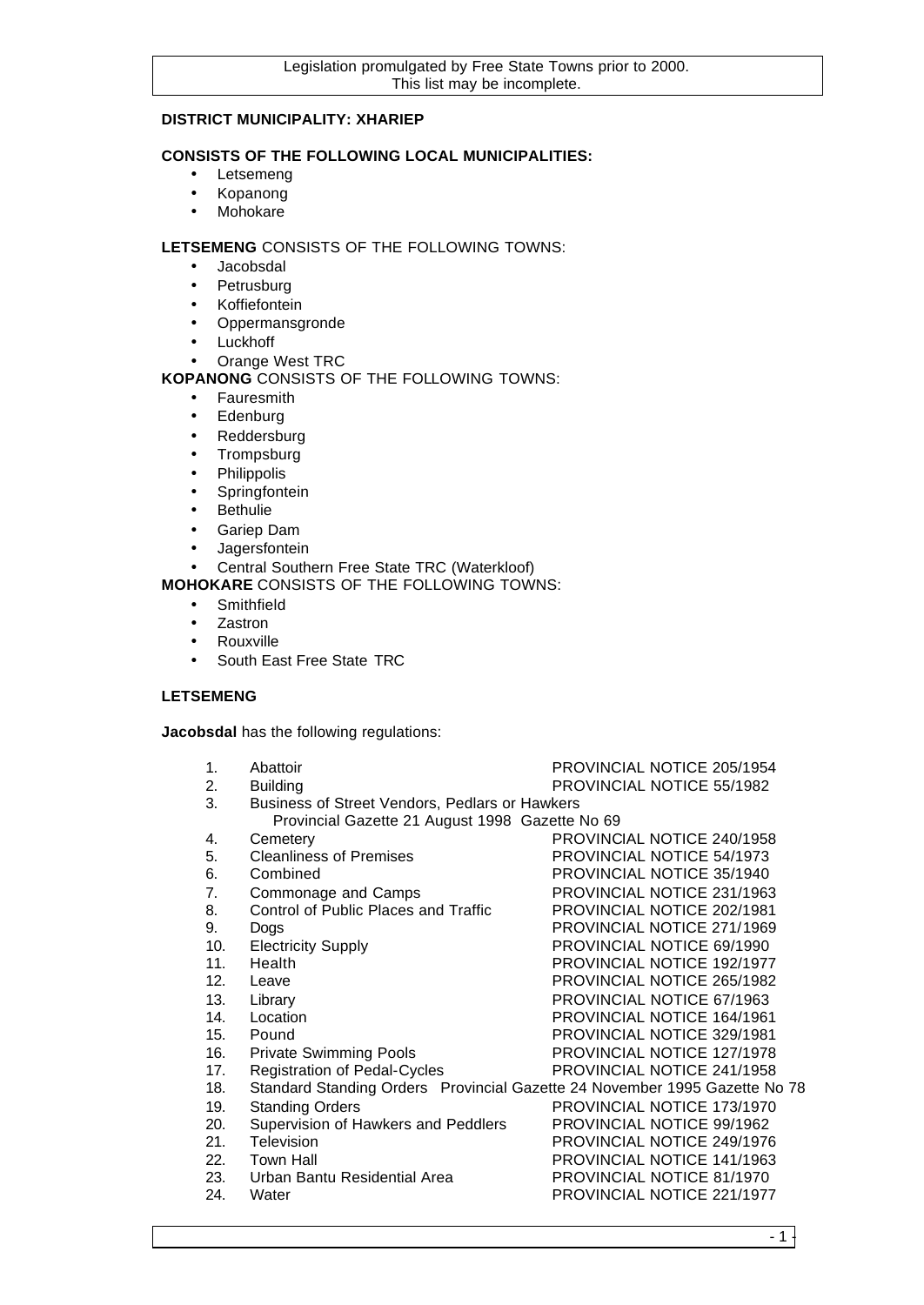Legislation promulgated by Free State Towns prior to 2000.
This list may be incomplete.

**DISTRICT MUNICIPALITY: XHARIEP**

**CONSISTS OF THE FOLLOWING LOCAL MUNICIPALITIES:**

- Letsemeng
- Kopanong
- Mohokare

**LETSEMENG** CONSISTS OF THE FOLLOWING TOWNS:

- Jacobsdal
- Petrusburg
- Koffiefontein
- Oppermansgronde
- Luckhoff
- Orange West TRC

**KOPANONG** CONSISTS OF THE FOLLOWING TOWNS:

- Fauresmith
- Edenburg
- Reddersburg
- Trompsburg
- Philippolis
- Springfontein
- Bethulie
- Gariep Dam
- Jagersfontein
- Central Southern Free State TRC (Waterkloof)

**MOHOKARE** CONSISTS OF THE FOLLOWING TOWNS:

- Smithfield
- Zastron
- Rouxville
- South East Free State TRC

**LETSEMENG**

**Jacobsdal** has the following regulations:

1. Abattoir — PROVINCIAL NOTICE 205/1954
2. Building — PROVINCIAL NOTICE 55/1982
3. Business of Street Vendors, Pedlars or Hawkers
   Provincial Gazette 21 August 1998 Gazette No 69
4. Cemetery — PROVINCIAL NOTICE 240/1958
5. Cleanliness of Premises — PROVINCIAL NOTICE 54/1973
6. Combined — PROVINCIAL NOTICE 35/1940
7. Commonage and Camps — PROVINCIAL NOTICE 231/1963
8. Control of Public Places and Traffic — PROVINCIAL NOTICE 202/1981
9. Dogs — PROVINCIAL NOTICE 271/1969
10. Electricity Supply — PROVINCIAL NOTICE 69/1990
11. Health — PROVINCIAL NOTICE 192/1977
12. Leave — PROVINCIAL NOTICE 265/1982
13. Library — PROVINCIAL NOTICE 67/1963
14. Location — PROVINCIAL NOTICE 164/1961
15. Pound — PROVINCIAL NOTICE 329/1981
16. Private Swimming Pools — PROVINCIAL NOTICE 127/1978
17. Registration of Pedal-Cycles — PROVINCIAL NOTICE 241/1958
18. Standard Standing Orders Provincial Gazette 24 November 1995 Gazette No 78
19. Standing Orders — PROVINCIAL NOTICE 173/1970
20. Supervision of Hawkers and Peddlers — PROVINCIAL NOTICE 99/1962
21. Television — PROVINCIAL NOTICE 249/1976
22. Town Hall — PROVINCIAL NOTICE 141/1963
23. Urban Bantu Residential Area — PROVINCIAL NOTICE 81/1970
24. Water — PROVINCIAL NOTICE 221/1977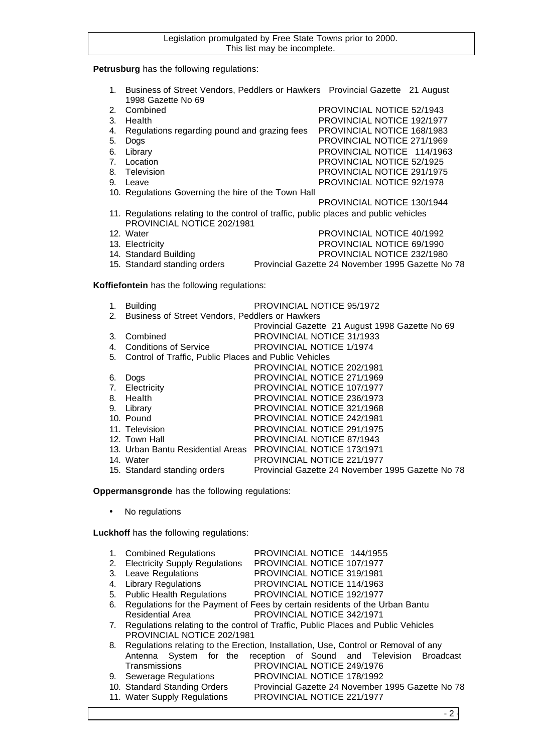**Petrusburg** has the following regulations:

1. Business of Street Vendors, Peddlers or Hawkers Provincial Gazette 21 August 1998 Gazette No 69
2. Combined PROVINCIAL NOTICE 52/1943
3. Health PROVINCIAL NOTICE 192/1977
4. Regulations regarding pound and grazing fees PROVINCIAL NOTICE 168/1983
5. Dogs PROVINCIAL NOTICE 271/1969
6. Library PROVINCIAL NOTICE 114/1963
7. Location PROVINCIAL NOTICE 52/1925
8. Television PROVINCIAL NOTICE 291/1975
9. Leave PROVINCIAL NOTICE 92/1978
10. Regulations Governing the hire of the Town Hall PROVINCIAL NOTICE 130/1944
11. Regulations relating to the control of traffic, public places and public vehicles PROVINCIAL NOTICE 202/1981
12. Water PROVINCIAL NOTICE 40/1992
13. Electricity PROVINCIAL NOTICE 69/1990
14. Standard Building PROVINCIAL NOTICE 232/1980
15. Standard standing orders Provincial Gazette 24 November 1995 Gazette No 78

**Koffiefontein** has the following regulations:

1. Building PROVINCIAL NOTICE 95/1972
2. Business of Street Vendors, Peddlers or Hawkers Provincial Gazette 21 August 1998 Gazette No 69
3. Combined PROVINCIAL NOTICE 31/1933
4. Conditions of Service PROVINCIAL NOTICE 1/1974
5. Control of Traffic, Public Places and Public Vehicles PROVINCIAL NOTICE 202/1981
6. Dogs PROVINCIAL NOTICE 271/1969
7. Electricity PROVINCIAL NOTICE 107/1977
8. Health PROVINCIAL NOTICE 236/1973
9. Library PROVINCIAL NOTICE 321/1968
10. Pound PROVINCIAL NOTICE 242/1981
11. Television PROVINCIAL NOTICE 291/1975
12. Town Hall PROVINCIAL NOTICE 87/1943
13. Urban Bantu Residential Areas PROVINCIAL NOTICE 173/1971
14. Water PROVINCIAL NOTICE 221/1977
15. Standard standing orders Provincial Gazette 24 November 1995 Gazette No 78

**Oppermansgronde** has the following regulations:

- No regulations

**Luckhoff** has the following regulations:

1. Combined Regulations PROVINCIAL NOTICE 144/1955
2. Electricity Supply Regulations PROVINCIAL NOTICE 107/1977
3. Leave Regulations PROVINCIAL NOTICE 319/1981
4. Library Regulations PROVINCIAL NOTICE 114/1963
5. Public Health Regulations PROVINCIAL NOTICE 192/1977
6. Regulations for the Payment of Fees by certain residents of the Urban Bantu Residential Area PROVINCIAL NOTICE 342/1971
7. Regulations relating to the control of Traffic, Public Places and Public Vehicles PROVINCIAL NOTICE 202/1981
8. Regulations relating to the Erection, Installation, Use, Control or Removal of any Antenna System for the reception of Sound and Television Broadcast Transmissions PROVINCIAL NOTICE 249/1976
9. Sewerage Regulations PROVINCIAL NOTICE 178/1992
10. Standard Standing Orders Provincial Gazette 24 November 1995 Gazette No 78
11. Water Supply Regulations PROVINCIAL NOTICE 221/1977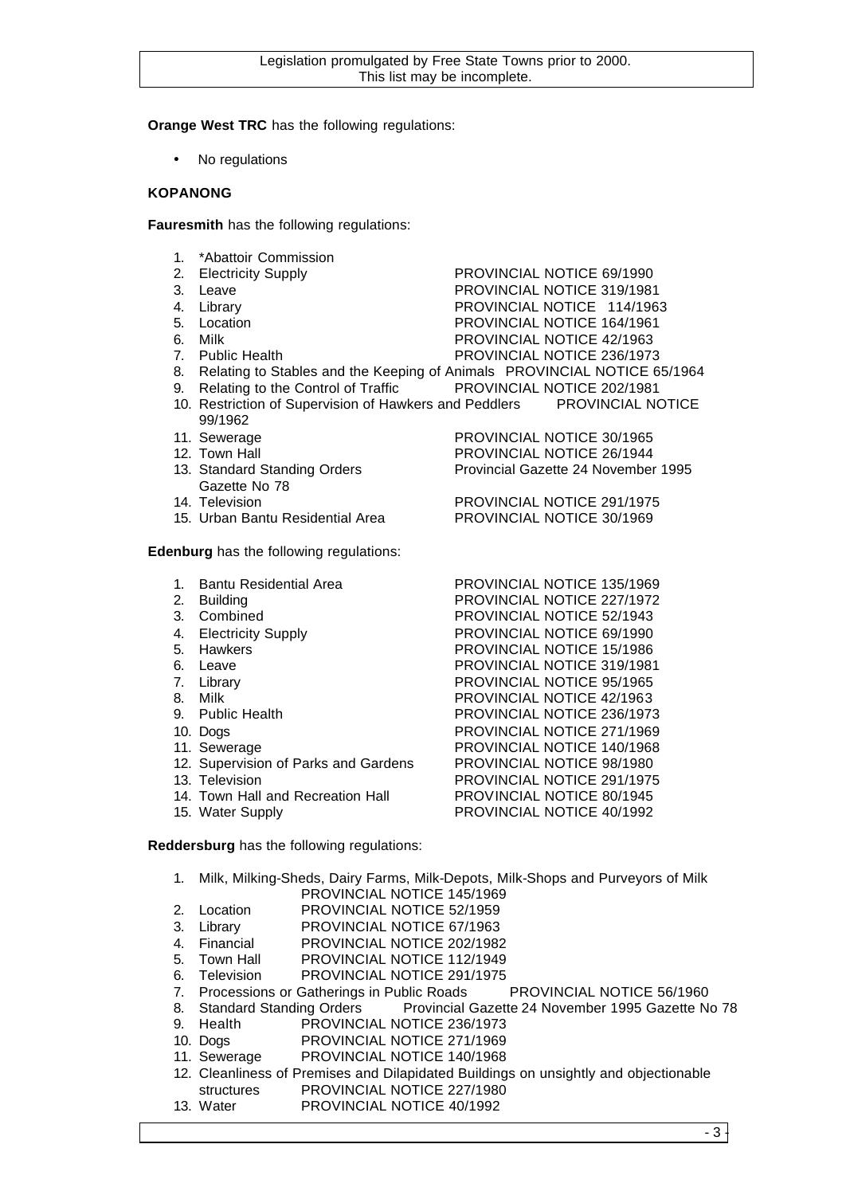**Orange West TRC** has the following regulations:

- No regulations

**KOPANONG**

**Fauresmith** has the following regulations:

1. *Abattoir Commission
2. Electricity Supply PROVINCIAL NOTICE 69/1990
3. Leave PROVINCIAL NOTICE 319/1981
4. Library PROVINCIAL NOTICE 114/1963
5. Location PROVINCIAL NOTICE 164/1961
6. Milk PROVINCIAL NOTICE 42/1963
7. Public Health PROVINCIAL NOTICE 236/1973
8. Relating to Stables and the Keeping of Animals PROVINCIAL NOTICE 65/1964
9. Relating to the Control of Traffic PROVINCIAL NOTICE 202/1981
10. Restriction of Supervision of Hawkers and Peddlers PROVINCIAL NOTICE 99/1962
11. Sewerage PROVINCIAL NOTICE 30/1965
12. Town Hall PROVINCIAL NOTICE 26/1944
13. Standard Standing Orders Provincial Gazette 24 November 1995 Gazette No 78
14. Television PROVINCIAL NOTICE 291/1975
15. Urban Bantu Residential Area PROVINCIAL NOTICE 30/1969

**Edenburg** has the following regulations:

1. Bantu Residential Area PROVINCIAL NOTICE 135/1969
2. Building PROVINCIAL NOTICE 227/1972
3. Combined PROVINCIAL NOTICE 52/1943
4. Electricity Supply PROVINCIAL NOTICE 69/1990
5. Hawkers PROVINCIAL NOTICE 15/1986
6. Leave PROVINCIAL NOTICE 319/1981
7. Library PROVINCIAL NOTICE 95/1965
8. Milk PROVINCIAL NOTICE 42/1963
9. Public Health PROVINCIAL NOTICE 236/1973
10. Dogs PROVINCIAL NOTICE 271/1969
11. Sewerage PROVINCIAL NOTICE 140/1968
12. Supervision of Parks and Gardens PROVINCIAL NOTICE 98/1980
13. Television PROVINCIAL NOTICE 291/1975
14. Town Hall and Recreation Hall PROVINCIAL NOTICE 80/1945
15. Water Supply PROVINCIAL NOTICE 40/1992

**Reddersburg** has the following regulations:

1. Milk, Milking-Sheds, Dairy Farms, Milk-Depots, Milk-Shops and Purveyors of Milk PROVINCIAL NOTICE 145/1969
2. Location PROVINCIAL NOTICE 52/1959
3. Library PROVINCIAL NOTICE 67/1963
4. Financial PROVINCIAL NOTICE 202/1982
5. Town Hall PROVINCIAL NOTICE 112/1949
6. Television PROVINCIAL NOTICE 291/1975
7. Processions or Gatherings in Public Roads PROVINCIAL NOTICE 56/1960
8. Standard Standing Orders Provincial Gazette 24 November 1995 Gazette No 78
9. Health PROVINCIAL NOTICE 236/1973
10. Dogs PROVINCIAL NOTICE 271/1969
11. Sewerage PROVINCIAL NOTICE 140/1968
12. Cleanliness of Premises and Dilapidated Buildings on unsightly and objectionable structures PROVINCIAL NOTICE 227/1980
13. Water PROVINCIAL NOTICE 40/1992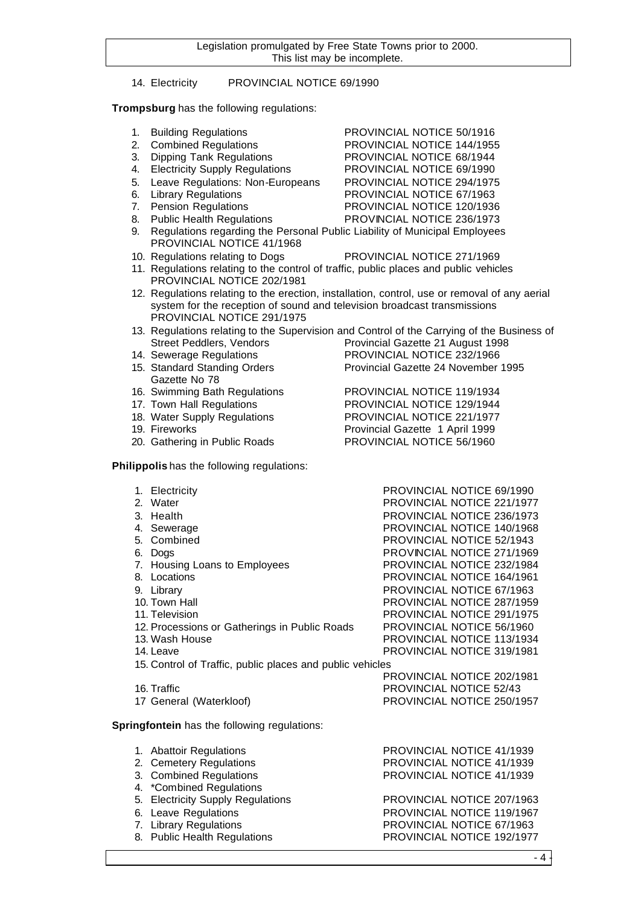14. Electricity PROVINCIAL NOTICE 69/1990

**Trompsburg** has the following regulations:

1. Building Regulations PROVINCIAL NOTICE 50/1916
2. Combined Regulations PROVINCIAL NOTICE 144/1955
3. Dipping Tank Regulations PROVINCIAL NOTICE 68/1944
4. Electricity Supply Regulations PROVINCIAL NOTICE 69/1990
5. Leave Regulations: Non-Europeans PROVINCIAL NOTICE 294/1975
6. Library Regulations PROVINCIAL NOTICE 67/1963
7. Pension Regulations PROVINCIAL NOTICE 120/1936
8. Public Health Regulations PROVINCIAL NOTICE 236/1973
9. Regulations regarding the Personal Public Liability of Municipal Employees PROVINCIAL NOTICE 41/1968
10. Regulations relating to Dogs PROVINCIAL NOTICE 271/1969
11. Regulations relating to the control of traffic, public places and public vehicles PROVINCIAL NOTICE 202/1981
12. Regulations relating to the erection, installation, control, use or removal of any aerial system for the reception of sound and television broadcast transmissions PROVINCIAL NOTICE 291/1975
13. Regulations relating to the Supervision and Control of the Carrying of the Business of Street Peddlers, Vendors Provincial Gazette 21 August 1998
14. Sewerage Regulations PROVINCIAL NOTICE 232/1966
15. Standard Standing Orders Provincial Gazette 24 November 1995 Gazette No 78
16. Swimming Bath Regulations PROVINCIAL NOTICE 119/1934
17. Town Hall Regulations PROVINCIAL NOTICE 129/1944
18. Water Supply Regulations PROVINCIAL NOTICE 221/1977
19. Fireworks Provincial Gazette 1 April 1999
20. Gathering in Public Roads PROVINCIAL NOTICE 56/1960

**Philippolis** has the following regulations:

1. Electricity PROVINCIAL NOTICE 69/1990
2. Water PROVINCIAL NOTICE 221/1977
3. Health PROVINCIAL NOTICE 236/1973
4. Sewerage PROVINCIAL NOTICE 140/1968
5. Combined PROVINCIAL NOTICE 52/1943
6. Dogs PROVINCIAL NOTICE 271/1969
7. Housing Loans to Employees PROVINCIAL NOTICE 232/1984
8. Locations PROVINCIAL NOTICE 164/1961
9. Library PROVINCIAL NOTICE 67/1963
10. Town Hall PROVINCIAL NOTICE 287/1959
11. Television PROVINCIAL NOTICE 291/1975
12. Processions or Gatherings in Public Roads PROVINCIAL NOTICE 56/1960
13. Wash House PROVINCIAL NOTICE 113/1934
14. Leave PROVINCIAL NOTICE 319/1981
15. Control of Traffic, public places and public vehicles PROVINCIAL NOTICE 202/1981
16. Traffic PROVINCIAL NOTICE 52/43
17. General (Waterkloof) PROVINCIAL NOTICE 250/1957

**Springfontein** has the following regulations:

1. Abattoir Regulations PROVINCIAL NOTICE 41/1939
2. Cemetery Regulations PROVINCIAL NOTICE 41/1939
3. Combined Regulations PROVINCIAL NOTICE 41/1939
4. *Combined Regulations
5. Electricity Supply Regulations PROVINCIAL NOTICE 207/1963
6. Leave Regulations PROVINCIAL NOTICE 119/1967
7. Library Regulations PROVINCIAL NOTICE 67/1963
8. Public Health Regulations PROVINCIAL NOTICE 192/1977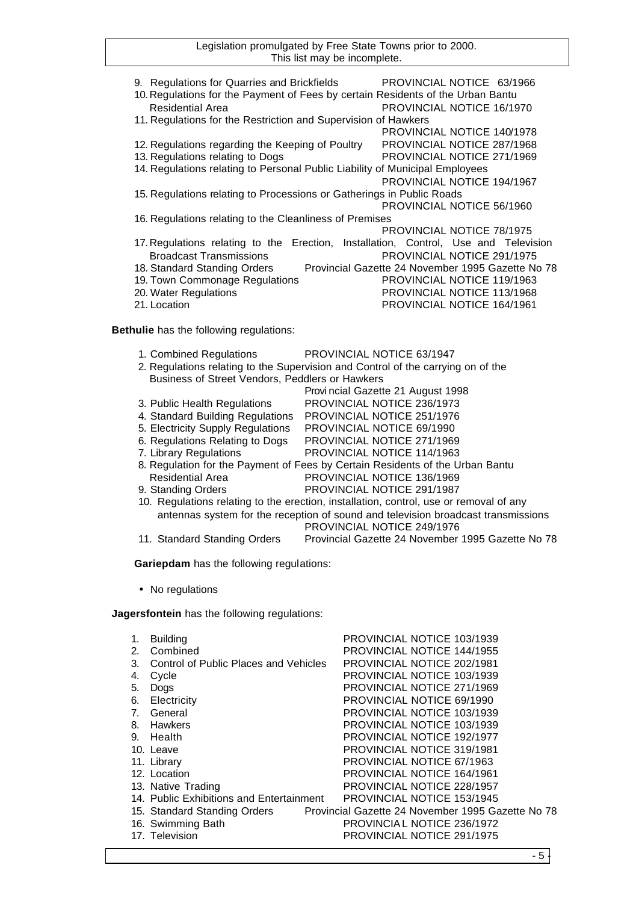9. Regulations for Quarries and Brickfields PROVINCIAL NOTICE 63/1966
10. Regulations for the Payment of Fees by certain Residents of the Urban Bantu Residential Area PROVINCIAL NOTICE 16/1970
11. Regulations for the Restriction and Supervision of Hawkers PROVINCIAL NOTICE 140/1978
12. Regulations regarding the Keeping of Poultry PROVINCIAL NOTICE 287/1968
13. Regulations relating to Dogs PROVINCIAL NOTICE 271/1969
14. Regulations relating to Personal Public Liability of Municipal Employees PROVINCIAL NOTICE 194/1967
15. Regulations relating to Processions or Gatherings in Public Roads PROVINCIAL NOTICE 56/1960
16. Regulations relating to the Cleanliness of Premises PROVINCIAL NOTICE 78/1975
17. Regulations relating to the Erection, Installation, Control, Use and Television Broadcast Transmissions PROVINCIAL NOTICE 291/1975
18. Standard Standing Orders Provincial Gazette 24 November 1995 Gazette No 78
19. Town Commonage Regulations PROVINCIAL NOTICE 119/1963
20. Water Regulations PROVINCIAL NOTICE 113/1968
21. Location PROVINCIAL NOTICE 164/1961

**Bethulie** has the following regulations:

1. Combined Regulations PROVINCIAL NOTICE 63/1947
2. Regulations relating to the Supervision and Control of the carrying on of the Business of Street Vendors, Peddlers or Hawkers Provincial Gazette 21 August 1998
3. Public Health Regulations PROVINCIAL NOTICE 236/1973
4. Standard Building Regulations PROVINCIAL NOTICE 251/1976
5. Electricity Supply Regulations PROVINCIAL NOTICE 69/1990
6. Regulations Relating to Dogs PROVINCIAL NOTICE 271/1969
7. Library Regulations PROVINCIAL NOTICE 114/1963
8. Regulation for the Payment of Fees by Certain Residents of the Urban Bantu Residential Area PROVINCIAL NOTICE 136/1969
9. Standing Orders PROVINCIAL NOTICE 291/1987
10. Regulations relating to the erection, installation, control, use or removal of any antennas system for the reception of sound and television broadcast transmissions PROVINCIAL NOTICE 249/1976
11. Standard Standing Orders Provincial Gazette 24 November 1995 Gazette No 78

**Gariepdam** has the following regulations:

- No regulations

**Jagersfontein** has the following regulations:

1. Building PROVINCIAL NOTICE 103/1939
2. Combined PROVINCIAL NOTICE 144/1955
3. Control of Public Places and Vehicles PROVINCIAL NOTICE 202/1981
4. Cycle PROVINCIAL NOTICE 103/1939
5. Dogs PROVINCIAL NOTICE 271/1969
6. Electricity PROVINCIAL NOTICE 69/1990
7. General PROVINCIAL NOTICE 103/1939
8. Hawkers PROVINCIAL NOTICE 103/1939
9. Health PROVINCIAL NOTICE 192/1977
10. Leave PROVINCIAL NOTICE 319/1981
11. Library PROVINCIAL NOTICE 67/1963
12. Location PROVINCIAL NOTICE 164/1961
13. Native Trading PROVINCIAL NOTICE 228/1957
14. Public Exhibitions and Entertainment PROVINCIAL NOTICE 153/1945
15. Standard Standing Orders Provincial Gazette 24 November 1995 Gazette No 78
16. Swimming Bath PROVINCIAL NOTICE 236/1972
17. Television PROVINCIAL NOTICE 291/1975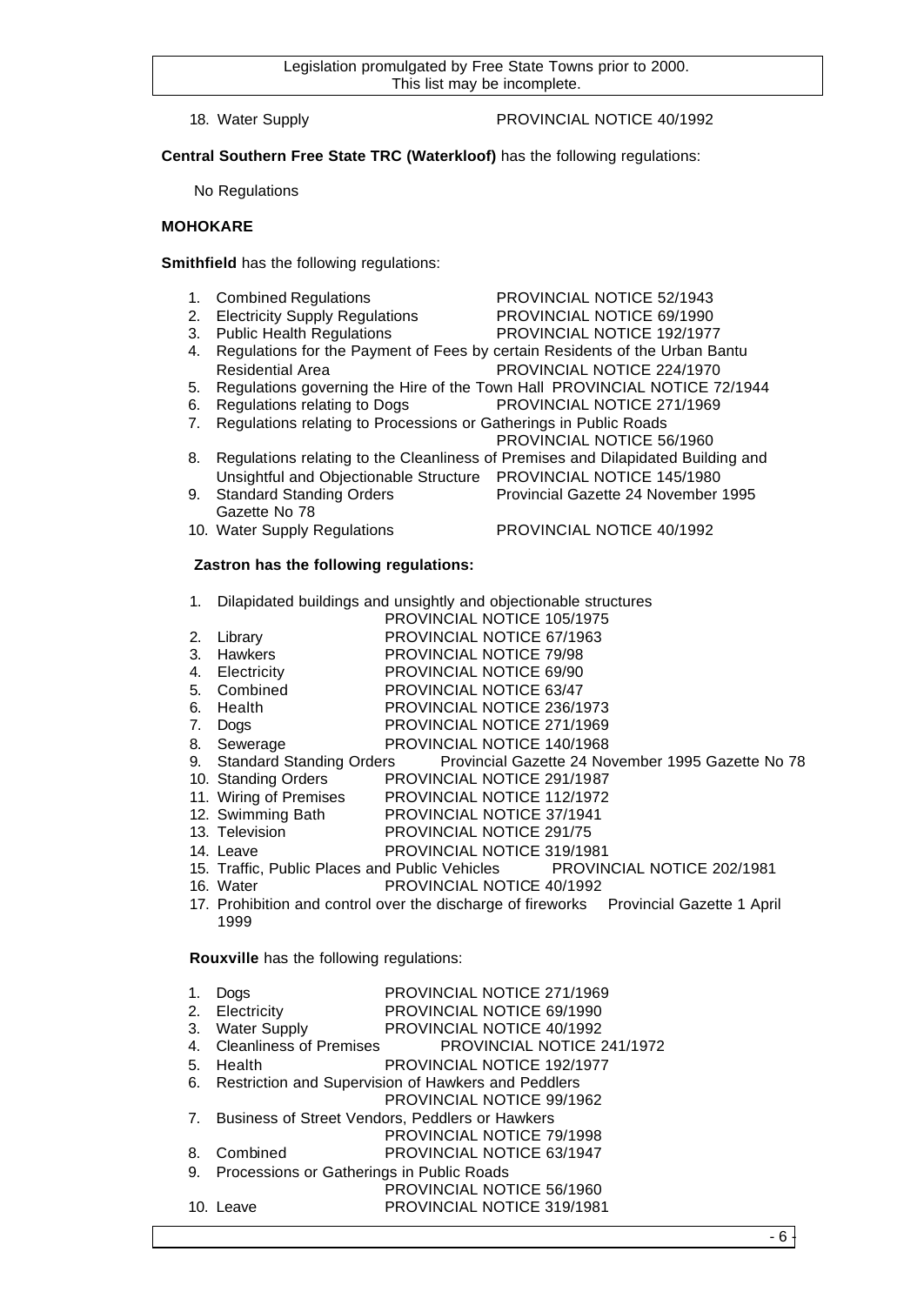18. Water Supply PROVINCIAL NOTICE 40/1992

**Central Southern Free State TRC (Waterkloof)** has the following regulations:

No Regulations

**MOHOKARE**

**Smithfield** has the following regulations:

1. Combined Regulations PROVINCIAL NOTICE 52/1943
2. Electricity Supply Regulations PROVINCIAL NOTICE 69/1990
3. Public Health Regulations PROVINCIAL NOTICE 192/1977
4. Regulations for the Payment of Fees by certain Residents of the Urban Bantu Residential Area PROVINCIAL NOTICE 224/1970
5. Regulations governing the Hire of the Town Hall PROVINCIAL NOTICE 72/1944
6. Regulations relating to Dogs PROVINCIAL NOTICE 271/1969
7. Regulations relating to Processions or Gatherings in Public Roads PROVINCIAL NOTICE 56/1960
8. Regulations relating to the Cleanliness of Premises and Dilapidated Building and Unsightful and Objectionable Structure PROVINCIAL NOTICE 145/1980
9. Standard Standing Orders Provincial Gazette 24 November 1995 Gazette No 78
10. Water Supply Regulations PROVINCIAL NOTICE 40/1992

**Zastron has the following regulations:**

1. Dilapidated buildings and unsightly and objectionable structures PROVINCIAL NOTICE 105/1975
2. Library PROVINCIAL NOTICE 67/1963
3. Hawkers PROVINCIAL NOTICE 79/98
4. Electricity PROVINCIAL NOTICE 69/90
5. Combined PROVINCIAL NOTICE 63/47
6. Health PROVINCIAL NOTICE 236/1973
7. Dogs PROVINCIAL NOTICE 271/1969
8. Sewerage PROVINCIAL NOTICE 140/1968
9. Standard Standing Orders Provincial Gazette 24 November 1995 Gazette No 78
10. Standing Orders PROVINCIAL NOTICE 291/1987
11. Wiring of Premises PROVINCIAL NOTICE 112/1972
12. Swimming Bath PROVINCIAL NOTICE 37/1941
13. Television PROVINCIAL NOTICE 291/75
14. Leave PROVINCIAL NOTICE 319/1981
15. Traffic, Public Places and Public Vehicles PROVINCIAL NOTICE 202/1981
16. Water PROVINCIAL NOTICE 40/1992
17. Prohibition and control over the discharge of fireworks Provincial Gazette 1 April 1999

**Rouxville** has the following regulations:

1. Dogs PROVINCIAL NOTICE 271/1969
2. Electricity PROVINCIAL NOTICE 69/1990
3. Water Supply PROVINCIAL NOTICE 40/1992
4. Cleanliness of Premises PROVINCIAL NOTICE 241/1972
5. Health PROVINCIAL NOTICE 192/1977
6. Restriction and Supervision of Hawkers and Peddlers PROVINCIAL NOTICE 99/1962
7. Business of Street Vendors, Peddlers or Hawkers PROVINCIAL NOTICE 79/1998
8. Combined PROVINCIAL NOTICE 63/1947
9. Processions or Gatherings in Public Roads PROVINCIAL NOTICE 56/1960
10. Leave PROVINCIAL NOTICE 319/1981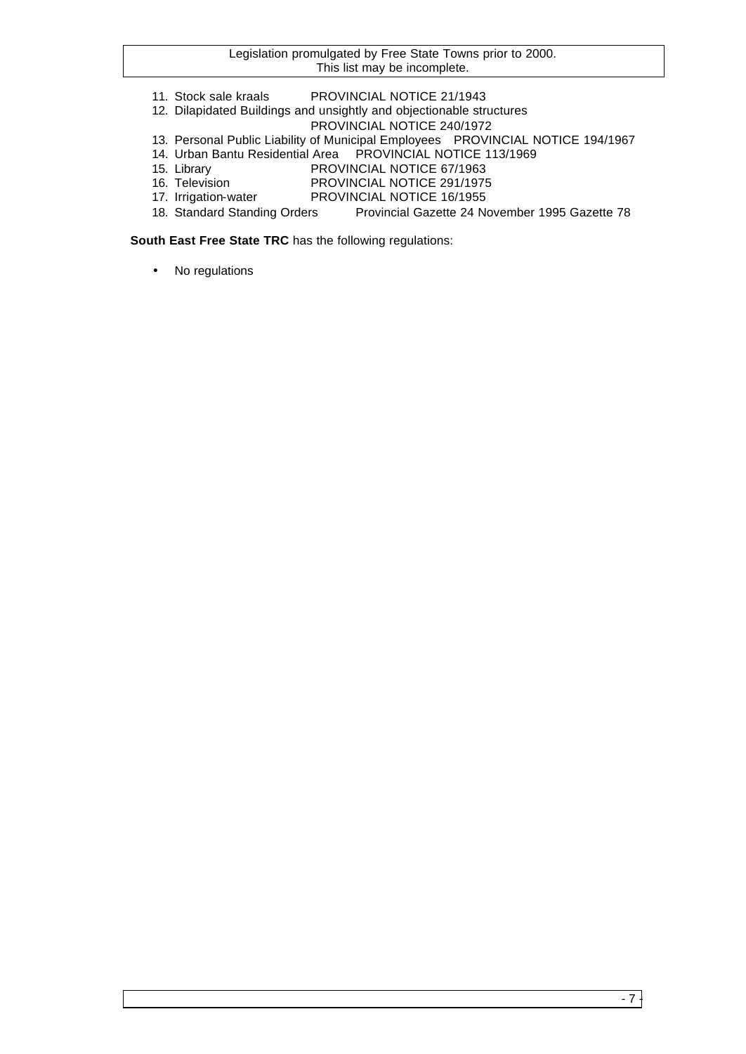11. Stock sale kraals PROVINCIAL NOTICE 21/1943
12. Dilapidated Buildings and unsightly and objectionable structures PROVINCIAL NOTICE 240/1972
13. Personal Public Liability of Municipal Employees PROVINCIAL NOTICE 194/1967
14. Urban Bantu Residential Area PROVINCIAL NOTICE 113/1969
15. Library PROVINCIAL NOTICE 67/1963
16. Television PROVINCIAL NOTICE 291/1975
17. Irrigation-water PROVINCIAL NOTICE 16/1955
18. Standard Standing Orders Provincial Gazette 24 November 1995 Gazette 78

**South East Free State TRC** has the following regulations:

- No regulations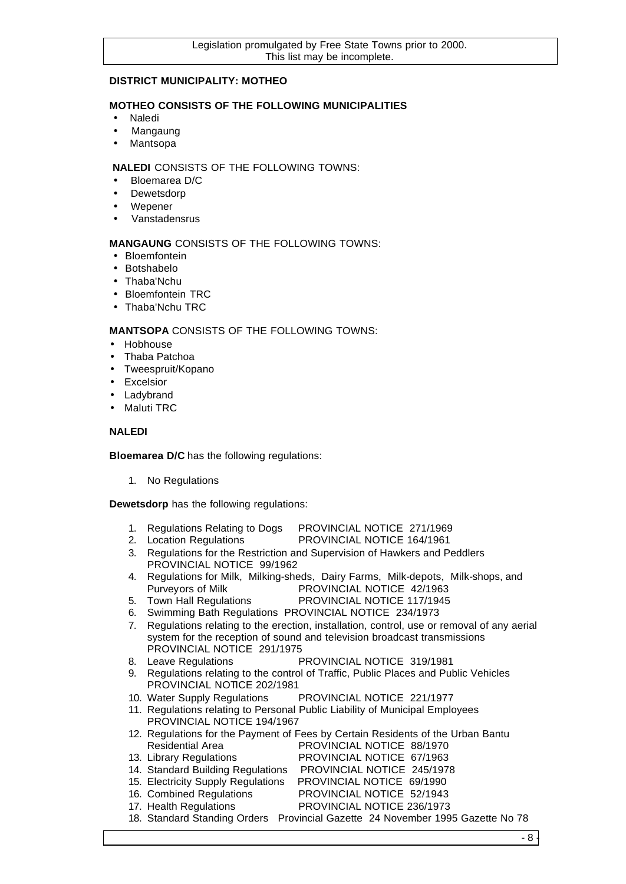**DISTRICT MUNICIPALITY: MOTHEO**

**MOTHEO CONSISTS OF THE FOLLOWING MUNICIPALITIES**

- Naledi
- Mangaung
- Mantsopa

**NALEDI** CONSISTS OF THE FOLLOWING TOWNS:

- Bloemarea D/C
- Dewetsdorp
- Wepener
- Vanstadensrus

**MANGAUNG** CONSISTS OF THE FOLLOWING TOWNS:

- Bloemfontein
- Botshabelo
- Thaba'Nchu
- Bloemfontein TRC
- Thaba'Nchu TRC

**MANTSOPA** CONSISTS OF THE FOLLOWING TOWNS:

- Hobhouse
- Thaba Patchoa
- Tweespruit/Kopano
- Excelsior
- Ladybrand
- Maluti TRC

**NALEDI**

**Bloemarea D/C** has the following regulations:

1. No Regulations

**Dewetsdorp** has the following regulations:

1. Regulations Relating to Dogs PROVINCIAL NOTICE 271/1969
2. Location Regulations PROVINCIAL NOTICE 164/1961
3. Regulations for the Restriction and Supervision of Hawkers and Peddlers PROVINCIAL NOTICE 99/1962
4. Regulations for Milk, Milking-sheds, Dairy Farms, Milk-depots, Milk-shops, and Purveyors of Milk PROVINCIAL NOTICE 42/1963
5. Town Hall Regulations PROVINCIAL NOTICE 117/1945
6. Swimming Bath Regulations PROVINCIAL NOTICE 234/1973
7. Regulations relating to the erection, installation, control, use or removal of any aerial system for the reception of sound and television broadcast transmissions PROVINCIAL NOTICE 291/1975
8. Leave Regulations PROVINCIAL NOTICE 319/1981
9. Regulations relating to the control of Traffic, Public Places and Public Vehicles PROVINCIAL NOTICE 202/1981
10. Water Supply Regulations PROVINCIAL NOTICE 221/1977
11. Regulations relating to Personal Public Liability of Municipal Employees PROVINCIAL NOTICE 194/1967
12. Regulations for the Payment of Fees by Certain Residents of the Urban Bantu Residential Area PROVINCIAL NOTICE 88/1970
13. Library Regulations PROVINCIAL NOTICE 67/1963
14. Standard Building Regulations PROVINCIAL NOTICE 245/1978
15. Electricity Supply Regulations PROVINCIAL NOTICE 69/1990
16. Combined Regulations PROVINCIAL NOTICE 52/1943
17. Health Regulations PROVINCIAL NOTICE 236/1973
18. Standard Standing Orders Provincial Gazette 24 November 1995 Gazette No 78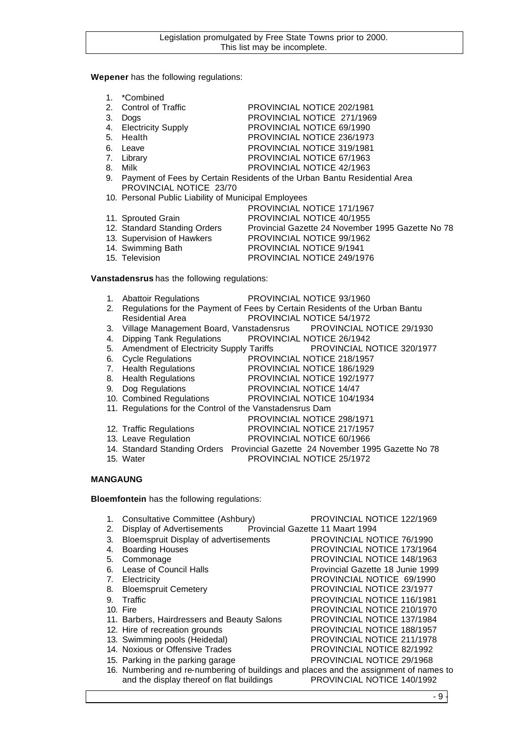**Wepener** has the following regulations:

1. *Combined
2. Control of Traffic PROVINCIAL NOTICE 202/1981
3. Dogs PROVINCIAL NOTICE 271/1969
4. Electricity Supply PROVINCIAL NOTICE 69/1990
5. Health PROVINCIAL NOTICE 236/1973
6. Leave PROVINCIAL NOTICE 319/1981
7. Library PROVINCIAL NOTICE 67/1963
8. Milk PROVINCIAL NOTICE 42/1963
9. Payment of Fees by Certain Residents of the Urban Bantu Residential Area PROVINCIAL NOTICE 23/70
10. Personal Public Liability of Municipal Employees PROVINCIAL NOTICE 171/1967
11. Sprouted Grain PROVINCIAL NOTICE 40/1955
12. Standard Standing Orders Provincial Gazette 24 November 1995 Gazette No 78
13. Supervision of Hawkers PROVINCIAL NOTICE 99/1962
14. Swimming Bath PROVINCIAL NOTICE 9/1941
15. Television PROVINCIAL NOTICE 249/1976

**Vanstadensrus** has the following regulations:

1. Abattoir Regulations PROVINCIAL NOTICE 93/1960
2. Regulations for the Payment of Fees by Certain Residents of the Urban Bantu Residential Area PROVINCIAL NOTICE 54/1972
3. Village Management Board, Vanstadensrus PROVINCIAL NOTICE 29/1930
4. Dipping Tank Regulations PROVINCIAL NOTICE 26/1942
5. Amendment of Electricity Supply Tariffs PROVINCIAL NOTICE 320/1977
6. Cycle Regulations PROVINCIAL NOTICE 218/1957
7. Health Regulations PROVINCIAL NOTICE 186/1929
8. Health Regulations PROVINCIAL NOTICE 192/1977
9. Dog Regulations PROVINCIAL NOTICE 14/47
10. Combined Regulations PROVINCIAL NOTICE 104/1934
11. Regulations for the Control of the Vanstadensrus Dam PROVINCIAL NOTICE 298/1971
12. Traffic Regulations PROVINCIAL NOTICE 217/1957
13. Leave Regulation PROVINCIAL NOTICE 60/1966
14. Standard Standing Orders Provincial Gazette 24 November 1995 Gazette No 78
15. Water PROVINCIAL NOTICE 25/1972

**MANGAUNG**

**Bloemfontein** has the following regulations:

1. Consultative Committee (Ashbury) PROVINCIAL NOTICE 122/1969
2. Display of Advertisements Provincial Gazette 11 Maart 1994
3. Bloemspruit Display of advertisements PROVINCIAL NOTICE 76/1990
4. Boarding Houses PROVINCIAL NOTICE 173/1964
5. Commonage PROVINCIAL NOTICE 148/1963
6. Lease of Council Halls Provincial Gazette 18 Junie 1999
7. Electricity PROVINCIAL NOTICE 69/1990
8. Bloemspruit Cemetery PROVINCIAL NOTICE 23/1977
9. Traffic PROVINCIAL NOTICE 116/1981
10. Fire PROVINCIAL NOTICE 210/1970
11. Barbers, Hairdressers and Beauty Salons PROVINCIAL NOTICE 137/1984
12. Hire of recreation grounds PROVINCIAL NOTICE 188/1957
13. Swimming pools (Heidedal) PROVINCIAL NOTICE 211/1978
14. Noxious or Offensive Trades PROVINCIAL NOTICE 82/1992
15. Parking in the parking garage PROVINCIAL NOTICE 29/1968
16. Numbering and re-numbering of buildings and places and the assignment of names to and the display thereof on flat buildings PROVINCIAL NOTICE 140/1992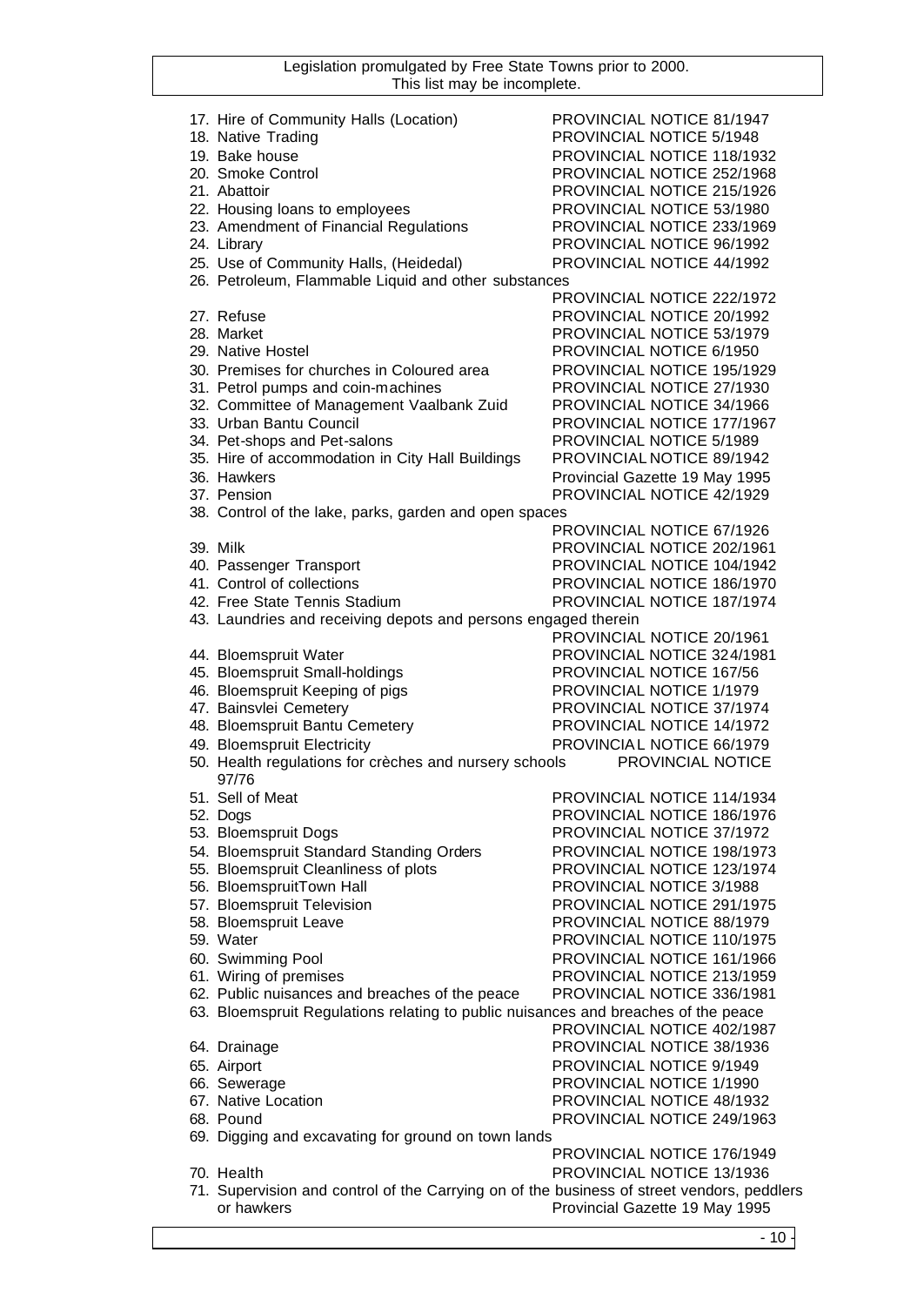17. Hire of Community Halls (Location) PROVINCIAL NOTICE 81/1947
18. Native Trading PROVINCIAL NOTICE 5/1948
19. Bake house PROVINCIAL NOTICE 118/1932
20. Smoke Control PROVINCIAL NOTICE 252/1968
21. Abattoir PROVINCIAL NOTICE 215/1926
22. Housing loans to employees PROVINCIAL NOTICE 53/1980
23. Amendment of Financial Regulations PROVINCIAL NOTICE 233/1969
24. Library PROVINCIAL NOTICE 96/1992
25. Use of Community Halls, (Heidedal) PROVINCIAL NOTICE 44/1992
26. Petroleum, Flammable Liquid and other substances PROVINCIAL NOTICE 222/1972
27. Refuse PROVINCIAL NOTICE 20/1992
28. Market PROVINCIAL NOTICE 53/1979
29. Native Hostel PROVINCIAL NOTICE 6/1950
30. Premises for churches in Coloured area PROVINCIAL NOTICE 195/1929
31. Petrol pumps and coin-machines PROVINCIAL NOTICE 27/1930
32. Committee of Management Vaalbank Zuid PROVINCIAL NOTICE 34/1966
33. Urban Bantu Council PROVINCIAL NOTICE 177/1967
34. Pet-shops and Pet-salons PROVINCIAL NOTICE 5/1989
35. Hire of accommodation in City Hall Buildings PROVINCIAL NOTICE 89/1942
36. Hawkers Provincial Gazette 19 May 1995
37. Pension PROVINCIAL NOTICE 42/1929
38. Control of the lake, parks, garden and open spaces PROVINCIAL NOTICE 67/1926
39. Milk PROVINCIAL NOTICE 202/1961
40. Passenger Transport PROVINCIAL NOTICE 104/1942
41. Control of collections PROVINCIAL NOTICE 186/1970
42. Free State Tennis Stadium PROVINCIAL NOTICE 187/1974
43. Laundries and receiving depots and persons engaged therein PROVINCIAL NOTICE 20/1961
44. Bloemspruit Water PROVINCIAL NOTICE 324/1981
45. Bloemspruit Small-holdings PROVINCIAL NOTICE 167/56
46. Bloemspruit Keeping of pigs PROVINCIAL NOTICE 1/1979
47. Bainsvlei Cemetery PROVINCIAL NOTICE 37/1974
48. Bloemspruit Bantu Cemetery PROVINCIAL NOTICE 14/1972
49. Bloemspruit Electricity PROVINCIAL NOTICE 66/1979
50. Health regulations for crèches and nursery schools PROVINCIAL NOTICE 97/76
51. Sell of Meat PROVINCIAL NOTICE 114/1934
52. Dogs PROVINCIAL NOTICE 186/1976
53. Bloemspruit Dogs PROVINCIAL NOTICE 37/1972
54. Bloemspruit Standard Standing Orders PROVINCIAL NOTICE 198/1973
55. Bloemspruit Cleanliness of plots PROVINCIAL NOTICE 123/1974
56. BloemspruitTown Hall PROVINCIAL NOTICE 3/1988
57. Bloemspruit Television PROVINCIAL NOTICE 291/1975
58. Bloemspruit Leave PROVINCIAL NOTICE 88/1979
59. Water PROVINCIAL NOTICE 110/1975
60. Swimming Pool PROVINCIAL NOTICE 161/1966
61. Wiring of premises PROVINCIAL NOTICE 213/1959
62. Public nuisances and breaches of the peace PROVINCIAL NOTICE 336/1981
63. Bloemspruit Regulations relating to public nuisances and breaches of the peace PROVINCIAL NOTICE 402/1987
64. Drainage PROVINCIAL NOTICE 38/1936
65. Airport PROVINCIAL NOTICE 9/1949
66. Sewerage PROVINCIAL NOTICE 1/1990
67. Native Location PROVINCIAL NOTICE 48/1932
68. Pound PROVINCIAL NOTICE 249/1963
69. Digging and excavating for ground on town lands PROVINCIAL NOTICE 176/1949
70. Health PROVINCIAL NOTICE 13/1936
71. Supervision and control of the Carrying on of the business of street vendors, peddlers or hawkers Provincial Gazette 19 May 1995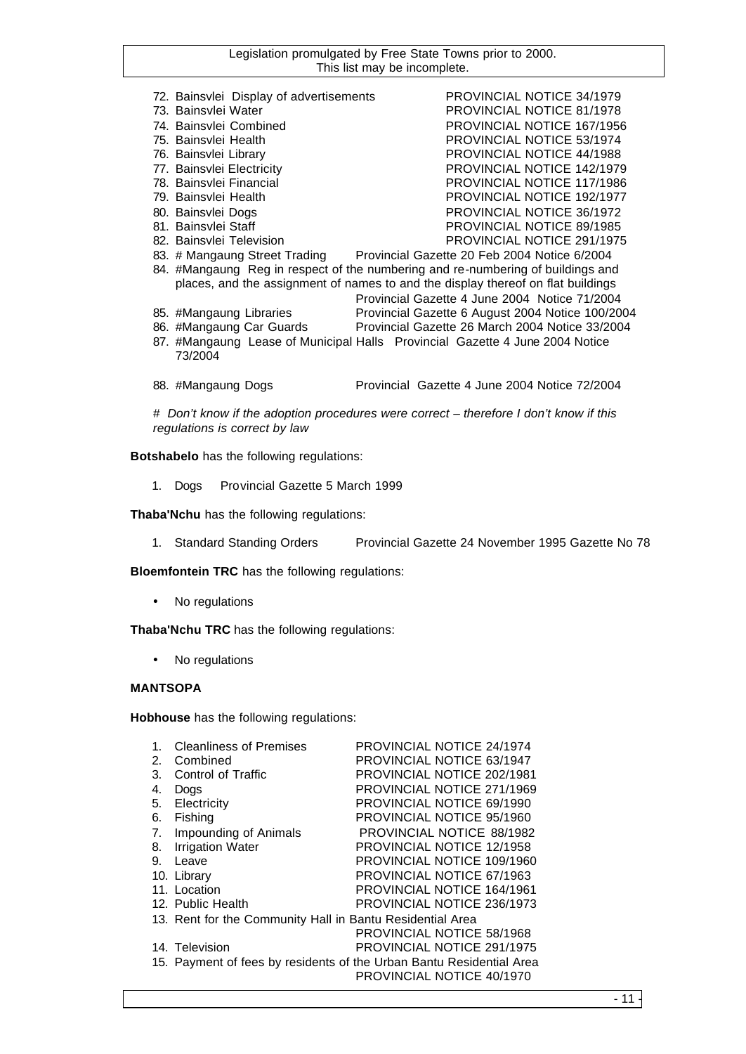72. Bainsvlei Display of advertisements PROVINCIAL NOTICE 34/1979
73. Bainsvlei Water PROVINCIAL NOTICE 81/1978
74. Bainsvlei Combined PROVINCIAL NOTICE 167/1956
75. Bainsvlei Health PROVINCIAL NOTICE 53/1974
76. Bainsvlei Library PROVINCIAL NOTICE 44/1988
77. Bainsvlei Electricity PROVINCIAL NOTICE 142/1979
78. Bainsvlei Financial PROVINCIAL NOTICE 117/1986
79. Bainsvlei Health PROVINCIAL NOTICE 192/1977
80. Bainsvlei Dogs PROVINCIAL NOTICE 36/1972
81. Bainsvlei Staff PROVINCIAL NOTICE 89/1985
82. Bainsvlei Television PROVINCIAL NOTICE 291/1975
83. # Mangaung Street Trading Provincial Gazette 20 Feb 2004 Notice 6/2004
84. #Mangaung Reg in respect of the numbering and re-numbering of buildings and places, and the assignment of names to and the display thereof on flat buildings Provincial Gazette 4 June 2004 Notice 71/2004
85. #Mangaung Libraries Provincial Gazette 6 August 2004 Notice 100/2004
86. #Mangaung Car Guards Provincial Gazette 26 March 2004 Notice 33/2004
87. #Mangaung Lease of Municipal Halls Provincial Gazette 4 June 2004 Notice 73/2004
88. #Mangaung Dogs Provincial Gazette 4 June 2004 Notice 72/2004

*# Don't know if the adoption procedures were correct – therefore I don't know if this regulations is correct by law*

**Botshabelo** has the following regulations:

1. Dogs Provincial Gazette 5 March 1999

**Thaba'Nchu** has the following regulations:

1. Standard Standing Orders Provincial Gazette 24 November 1995 Gazette No 78

**Bloemfontein TRC** has the following regulations:

- No regulations

**Thaba'Nchu TRC** has the following regulations:

- No regulations

**MANTSOPA**

**Hobhouse** has the following regulations:

1. Cleanliness of Premises PROVINCIAL NOTICE 24/1974
2. Combined PROVINCIAL NOTICE 63/1947
3. Control of Traffic PROVINCIAL NOTICE 202/1981
4. Dogs PROVINCIAL NOTICE 271/1969
5. Electricity PROVINCIAL NOTICE 69/1990
6. Fishing PROVINCIAL NOTICE 95/1960
7. Impounding of Animals PROVINCIAL NOTICE 88/1982
8. Irrigation Water PROVINCIAL NOTICE 12/1958
9. Leave PROVINCIAL NOTICE 109/1960
10. Library PROVINCIAL NOTICE 67/1963
11. Location PROVINCIAL NOTICE 164/1961
12. Public Health PROVINCIAL NOTICE 236/1973
13. Rent for the Community Hall in Bantu Residential Area PROVINCIAL NOTICE 58/1968
14. Television PROVINCIAL NOTICE 291/1975
15. Payment of fees by residents of the Urban Bantu Residential Area PROVINCIAL NOTICE 40/1970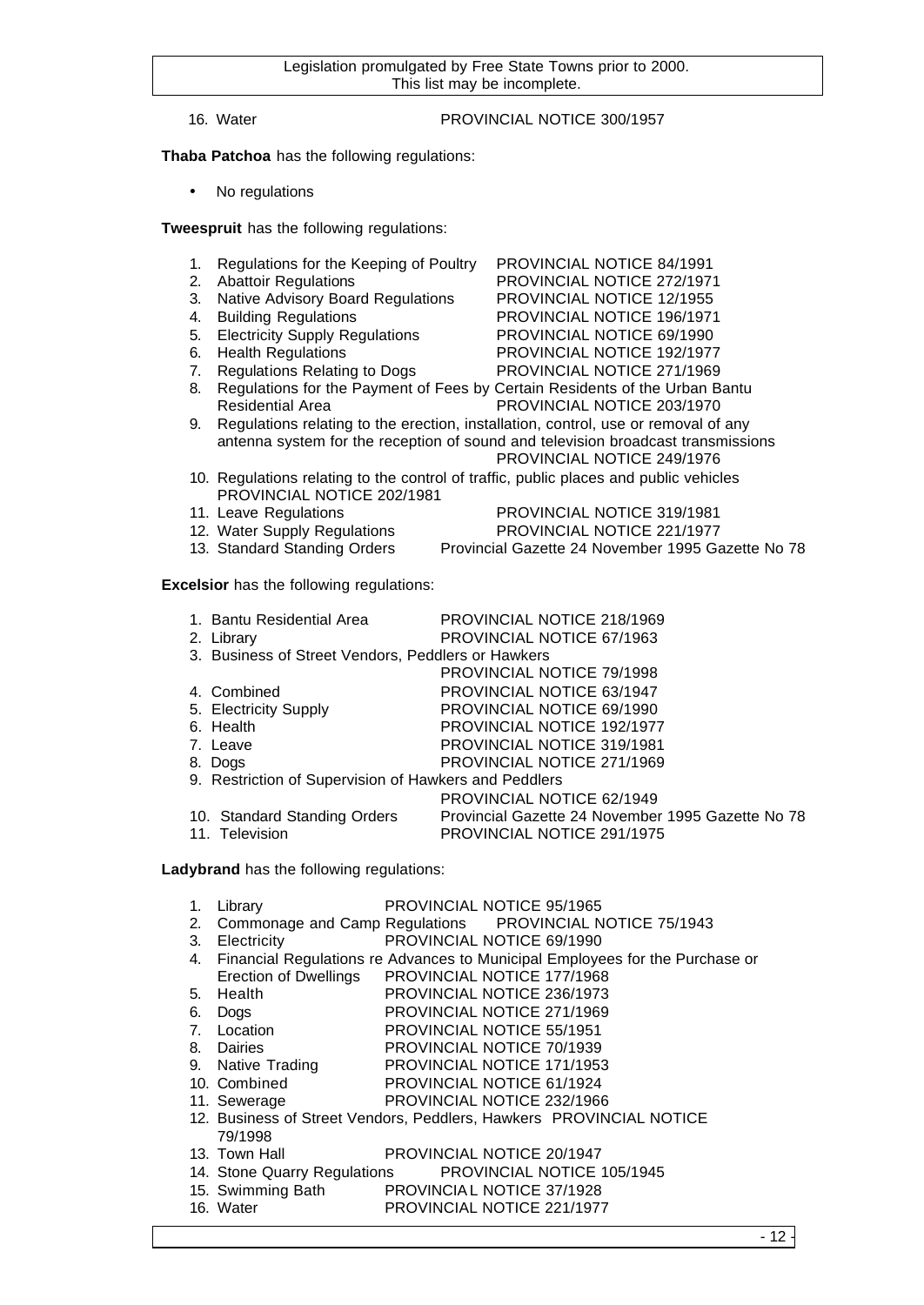16. Water PROVINCIAL NOTICE 300/1957

**Thaba Patchoa** has the following regulations:

- No regulations

**Tweespruit** has the following regulations:

1. Regulations for the Keeping of Poultry PROVINCIAL NOTICE 84/1991
2. Abattoir Regulations PROVINCIAL NOTICE 272/1971
3. Native Advisory Board Regulations PROVINCIAL NOTICE 12/1955
4. Building Regulations PROVINCIAL NOTICE 196/1971
5. Electricity Supply Regulations PROVINCIAL NOTICE 69/1990
6. Health Regulations PROVINCIAL NOTICE 192/1977
7. Regulations Relating to Dogs PROVINCIAL NOTICE 271/1969
8. Regulations for the Payment of Fees by Certain Residents of the Urban Bantu Residential Area PROVINCIAL NOTICE 203/1970
9. Regulations relating to the erection, installation, control, use or removal of any antenna system for the reception of sound and television broadcast transmissions PROVINCIAL NOTICE 249/1976
10. Regulations relating to the control of traffic, public places and public vehicles PROVINCIAL NOTICE 202/1981
11. Leave Regulations PROVINCIAL NOTICE 319/1981
12. Water Supply Regulations PROVINCIAL NOTICE 221/1977
13. Standard Standing Orders Provincial Gazette 24 November 1995 Gazette No 78

**Excelsior** has the following regulations:

1. Bantu Residential Area PROVINCIAL NOTICE 218/1969
2. Library PROVINCIAL NOTICE 67/1963
3. Business of Street Vendors, Peddlers or Hawkers PROVINCIAL NOTICE 79/1998
4. Combined PROVINCIAL NOTICE 63/1947
5. Electricity Supply PROVINCIAL NOTICE 69/1990
6. Health PROVINCIAL NOTICE 192/1977
7. Leave PROVINCIAL NOTICE 319/1981
8. Dogs PROVINCIAL NOTICE 271/1969
9. Restriction of Supervision of Hawkers and Peddlers PROVINCIAL NOTICE 62/1949
10. Standard Standing Orders Provincial Gazette 24 November 1995 Gazette No 78
11. Television PROVINCIAL NOTICE 291/1975

**Ladybrand** has the following regulations:

1. Library PROVINCIAL NOTICE 95/1965
2. Commonage and Camp Regulations PROVINCIAL NOTICE 75/1943
3. Electricity PROVINCIAL NOTICE 69/1990
4. Financial Regulations re Advances to Municipal Employees for the Purchase or Erection of Dwellings PROVINCIAL NOTICE 177/1968
5. Health PROVINCIAL NOTICE 236/1973
6. Dogs PROVINCIAL NOTICE 271/1969
7. Location PROVINCIAL NOTICE 55/1951
8. Dairies PROVINCIAL NOTICE 70/1939
9. Native Trading PROVINCIAL NOTICE 171/1953
10. Combined PROVINCIAL NOTICE 61/1924
11. Sewerage PROVINCIAL NOTICE 232/1966
12. Business of Street Vendors, Peddlers, Hawkers PROVINCIAL NOTICE 79/1998
13. Town Hall PROVINCIAL NOTICE 20/1947
14. Stone Quarry Regulations PROVINCIAL NOTICE 105/1945
15. Swimming Bath PROVINCIAL NOTICE 37/1928
16. Water PROVINCIAL NOTICE 221/1977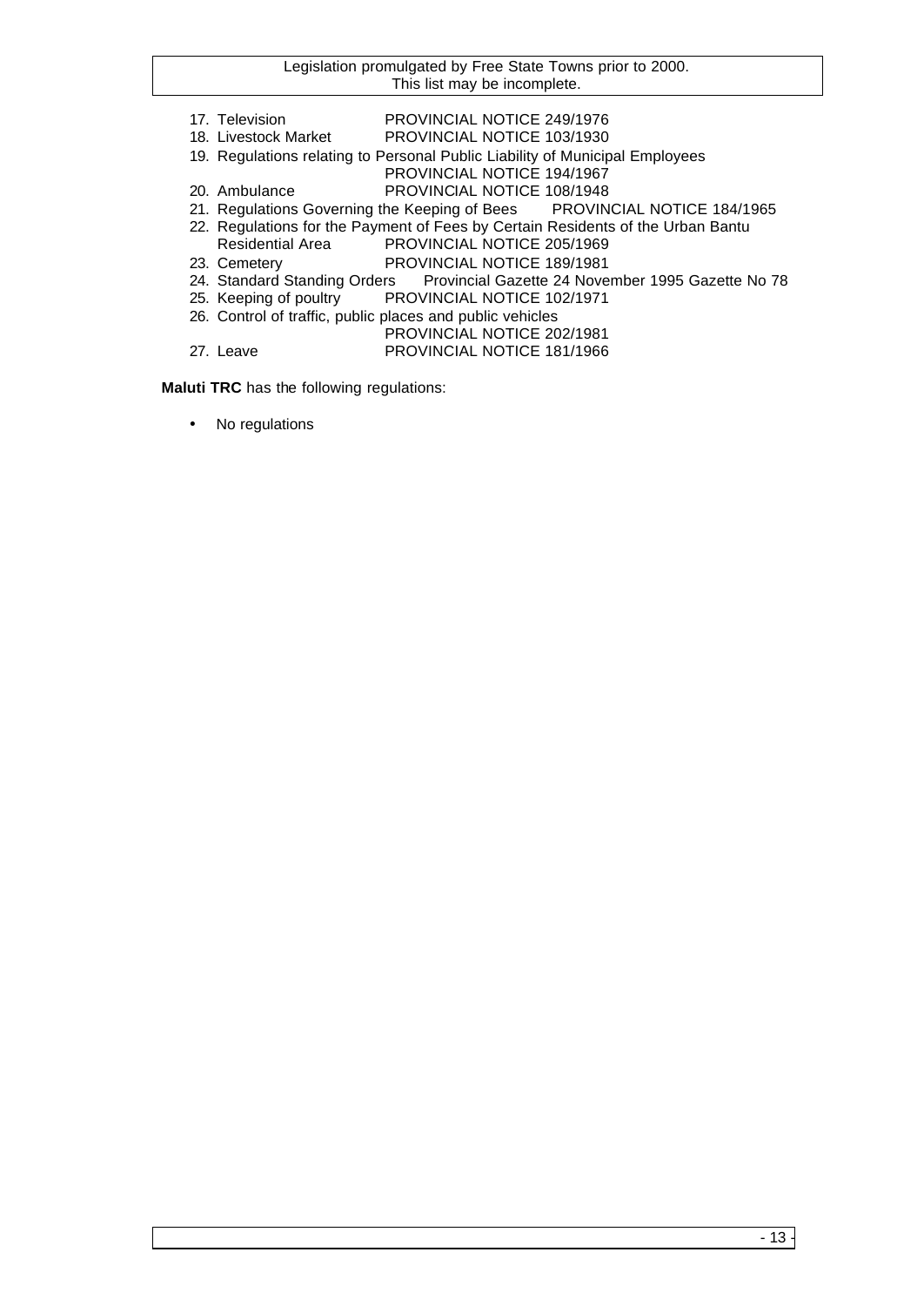17. Television PROVINCIAL NOTICE 249/1976
18. Livestock Market PROVINCIAL NOTICE 103/1930
19. Regulations relating to Personal Public Liability of Municipal Employees PROVINCIAL NOTICE 194/1967
20. Ambulance PROVINCIAL NOTICE 108/1948
21. Regulations Governing the Keeping of Bees PROVINCIAL NOTICE 184/1965
22. Regulations for the Payment of Fees by Certain Residents of the Urban Bantu Residential Area PROVINCIAL NOTICE 205/1969
23. Cemetery PROVINCIAL NOTICE 189/1981
24. Standard Standing Orders Provincial Gazette 24 November 1995 Gazette No 78
25. Keeping of poultry PROVINCIAL NOTICE 102/1971
26. Control of traffic, public places and public vehicles PROVINCIAL NOTICE 202/1981
27. Leave PROVINCIAL NOTICE 181/1966

**Maluti TRC** has the following regulations:

- No regulations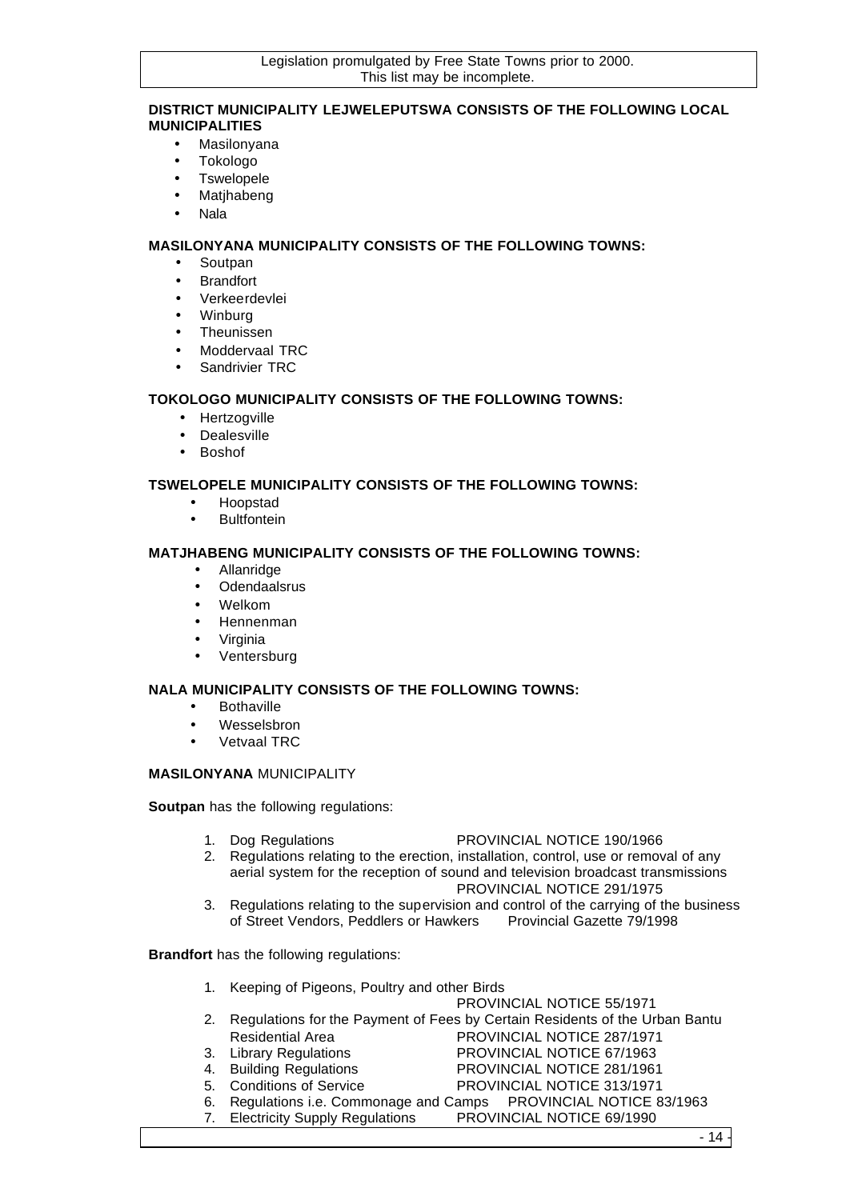Legislation promulgated by Free State Towns prior to 2000.
This list may be incomplete.

**DISTRICT MUNICIPALITY LEJWELEPUTSWA CONSISTS OF THE FOLLOWING LOCAL MUNICIPALITIES**

- Masilonyana
- Tokologo
- Tswelopele
- Matjhabeng
- Nala

**MASILONYANA MUNICIPALITY CONSISTS OF THE FOLLOWING TOWNS:**

- Soutpan
- Brandfort
- Verkeerdevlei
- Winburg
- Theunissen
- Moddervaal TRC
- Sandrivier TRC

**TOKOLOGO MUNICIPALITY CONSISTS OF THE FOLLOWING TOWNS:**

- Hertzogville
- Dealesville
- Boshof

**TSWELOPELE MUNICIPALITY CONSISTS OF THE FOLLOWING TOWNS:**

- Hoopstad
- Bultfontein

**MATJHABENG MUNICIPALITY CONSISTS OF THE FOLLOWING TOWNS:**

- Allanridge
- Odendaalsrus
- Welkom
- Hennenman
- Virginia
- Ventersburg

**NALA MUNICIPALITY CONSISTS OF THE FOLLOWING TOWNS:**

- Bothaville
- Wesselsbron
- Vetvaal TRC

**MASILONYANA** MUNICIPALITY

**Soutpan** has the following regulations:

1. Dog Regulations PROVINCIAL NOTICE 190/1966
2. Regulations relating to the erection, installation, control, use or removal of any aerial system for the reception of sound and television broadcast transmissions PROVINCIAL NOTICE 291/1975
3. Regulations relating to the supervision and control of the carrying of the business of Street Vendors, Peddlers or Hawkers Provincial Gazette 79/1998

**Brandfort** has the following regulations:

1. Keeping of Pigeons, Poultry and other Birds PROVINCIAL NOTICE 55/1971
2. Regulations for the Payment of Fees by Certain Residents of the Urban Bantu Residential Area PROVINCIAL NOTICE 287/1971
3. Library Regulations PROVINCIAL NOTICE 67/1963
4. Building Regulations PROVINCIAL NOTICE 281/1961
5. Conditions of Service PROVINCIAL NOTICE 313/1971
6. Regulations i.e. Commonage and Camps PROVINCIAL NOTICE 83/1963
7. Electricity Supply Regulations PROVINCIAL NOTICE 69/1990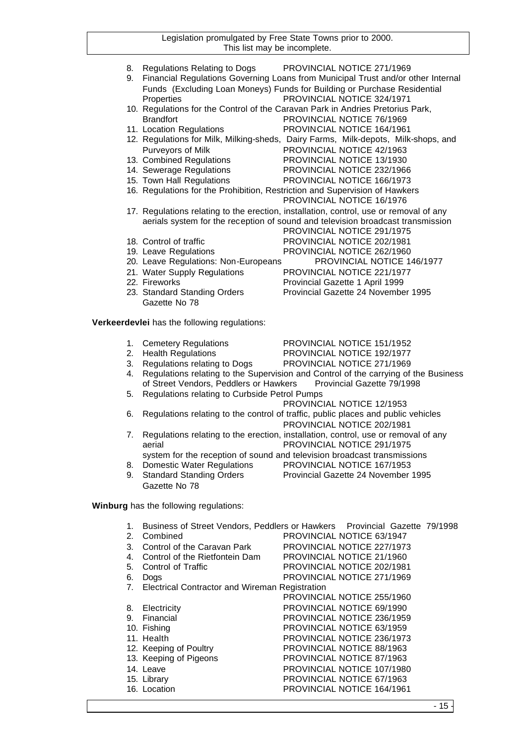8. Regulations Relating to Dogs PROVINCIAL NOTICE 271/1969
9. Financial Regulations Governing Loans from Municipal Trust and/or other Internal Funds (Excluding Loan Moneys) Funds for Building or Purchase Residential Properties PROVINCIAL NOTICE 324/1971
10. Regulations for the Control of the Caravan Park in Andries Pretorius Park, Brandfort PROVINCIAL NOTICE 76/1969
11. Location Regulations PROVINCIAL NOTICE 164/1961
12. Regulations for Milk, Milking-sheds, Dairy Farms, Milk-depots, Milk-shops, and Purveyors of Milk PROVINCIAL NOTICE 42/1963
13. Combined Regulations PROVINCIAL NOTICE 13/1930
14. Sewerage Regulations PROVINCIAL NOTICE 232/1966
15. Town Hall Regulations PROVINCIAL NOTICE 166/1973
16. Regulations for the Prohibition, Restriction and Supervision of Hawkers PROVINCIAL NOTICE 16/1976
17. Regulations relating to the erection, installation, control, use or removal of any aerials system for the reception of sound and television broadcast transmission PROVINCIAL NOTICE 291/1975
18. Control of traffic PROVINCIAL NOTICE 202/1981
19. Leave Regulations PROVINCIAL NOTICE 262/1960
20. Leave Regulations: Non-Europeans PROVINCIAL NOTICE 146/1977
21. Water Supply Regulations PROVINCIAL NOTICE 221/1977
22. Fireworks Provincial Gazette 1 April 1999
23. Standard Standing Orders Provincial Gazette 24 November 1995 Gazette No 78

**Verkeerdevlei** has the following regulations:

1. Cemetery Regulations PROVINCIAL NOTICE 151/1952
2. Health Regulations PROVINCIAL NOTICE 192/1977
3. Regulations relating to Dogs PROVINCIAL NOTICE 271/1969
4. Regulations relating to the Supervision and Control of the carrying of the Business of Street Vendors, Peddlers or Hawkers Provincial Gazette 79/1998
5. Regulations relating to Curbside Petrol Pumps PROVINCIAL NOTICE 12/1953
6. Regulations relating to the control of traffic, public places and public vehicles PROVINCIAL NOTICE 202/1981
7. Regulations relating to the erection, installation, control, use or removal of any aerial PROVINCIAL NOTICE 291/1975 system for the reception of sound and television broadcast transmissions
8. Domestic Water Regulations PROVINCIAL NOTICE 167/1953
9. Standard Standing Orders Provincial Gazette 24 November 1995 Gazette No 78

**Winburg** has the following regulations:

1. Business of Street Vendors, Peddlers or Hawkers Provincial Gazette 79/1998
2. Combined PROVINCIAL NOTICE 63/1947
3. Control of the Caravan Park PROVINCIAL NOTICE 227/1973
4. Control of the Rietfontein Dam PROVINCIAL NOTICE 21/1960
5. Control of Traffic PROVINCIAL NOTICE 202/1981
6. Dogs PROVINCIAL NOTICE 271/1969
7. Electrical Contractor and Wireman Registration PROVINCIAL NOTICE 255/1960
8. Electricity PROVINCIAL NOTICE 69/1990
9. Financial PROVINCIAL NOTICE 236/1959
10. Fishing PROVINCIAL NOTICE 63/1959
11. Health PROVINCIAL NOTICE 236/1973
12. Keeping of Poultry PROVINCIAL NOTICE 88/1963
13. Keeping of Pigeons PROVINCIAL NOTICE 87/1963
14. Leave PROVINCIAL NOTICE 107/1980
15. Library PROVINCIAL NOTICE 67/1963
16. Location PROVINCIAL NOTICE 164/1961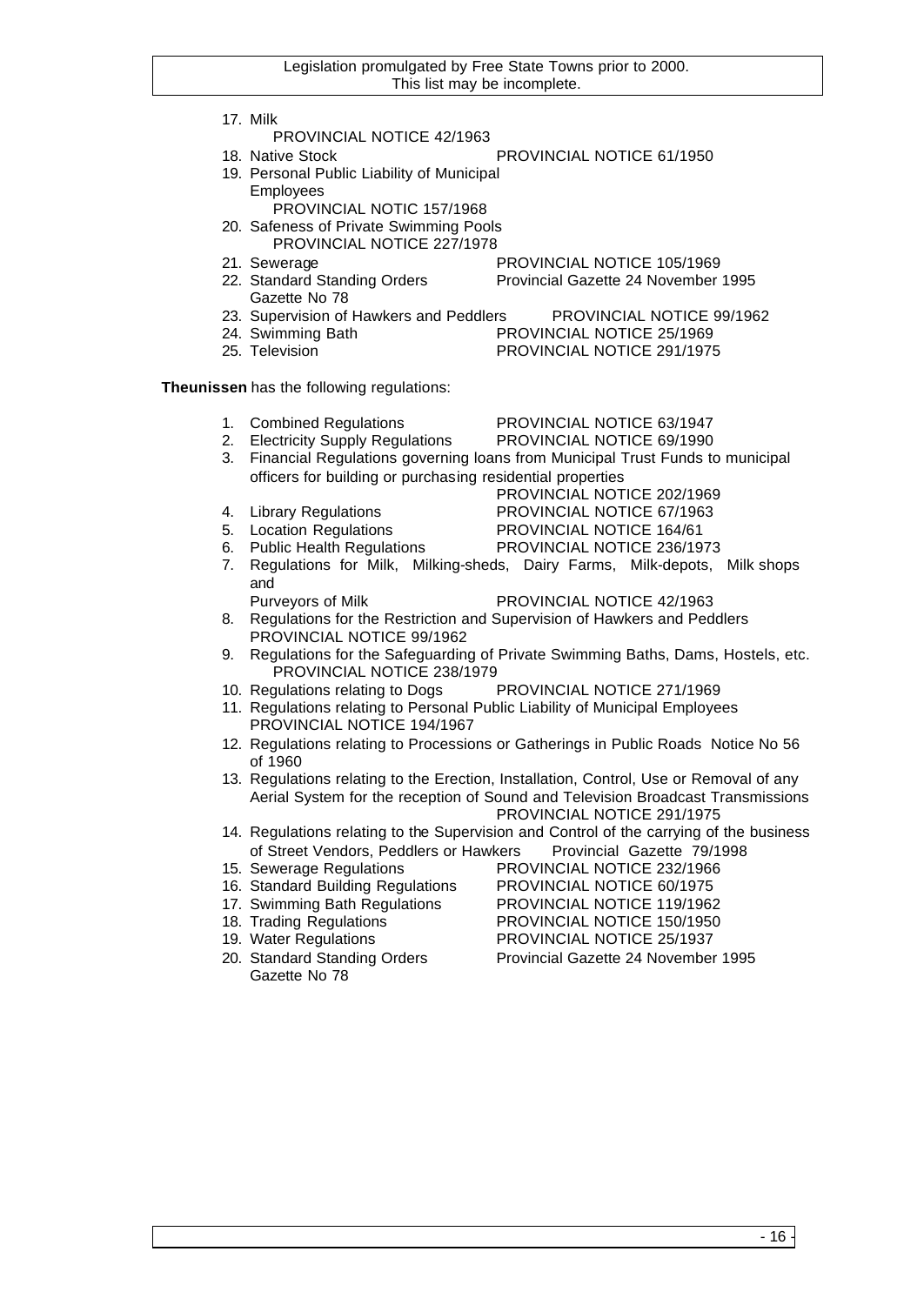17. Milk
    PROVINCIAL NOTICE 42/1963
18. Native Stock PROVINCIAL NOTICE 61/1950
19. Personal Public Liability of Municipal Employees
    PROVINCIAL NOTIC 157/1968
20. Safeness of Private Swimming Pools
    PROVINCIAL NOTICE 227/1978
21. Sewerage PROVINCIAL NOTICE 105/1969
22. Standard Standing Orders Provincial Gazette 24 November 1995 Gazette No 78
23. Supervision of Hawkers and Peddlers PROVINCIAL NOTICE 99/1962
24. Swimming Bath PROVINCIAL NOTICE 25/1969
25. Television PROVINCIAL NOTICE 291/1975

**Theunissen** has the following regulations:

1. Combined Regulations PROVINCIAL NOTICE 63/1947
2. Electricity Supply Regulations PROVINCIAL NOTICE 69/1990
3. Financial Regulations governing loans from Municipal Trust Funds to municipal officers for building or purchasing residential properties
   PROVINCIAL NOTICE 202/1969
4. Library Regulations PROVINCIAL NOTICE 67/1963
5. Location Regulations PROVINCIAL NOTICE 164/61
6. Public Health Regulations PROVINCIAL NOTICE 236/1973
7. Regulations for Milk, Milking-sheds, Dairy Farms, Milk-depots, Milk shops and
   Purveyors of Milk PROVINCIAL NOTICE 42/1963
8. Regulations for the Restriction and Supervision of Hawkers and Peddlers PROVINCIAL NOTICE 99/1962
9. Regulations for the Safeguarding of Private Swimming Baths, Dams, Hostels, etc.
   PROVINCIAL NOTICE 238/1979
10. Regulations relating to Dogs PROVINCIAL NOTICE 271/1969
11. Regulations relating to Personal Public Liability of Municipal Employees PROVINCIAL NOTICE 194/1967
12. Regulations relating to Processions or Gatherings in Public Roads Notice No 56 of 1960
13. Regulations relating to the Erection, Installation, Control, Use or Removal of any Aerial System for the reception of Sound and Television Broadcast Transmissions
    PROVINCIAL NOTICE 291/1975
14. Regulations relating to the Supervision and Control of the carrying of the business of Street Vendors, Peddlers or Hawkers Provincial Gazette 79/1998
15. Sewerage Regulations PROVINCIAL NOTICE 232/1966
16. Standard Building Regulations PROVINCIAL NOTICE 60/1975
17. Swimming Bath Regulations PROVINCIAL NOTICE 119/1962
18. Trading Regulations PROVINCIAL NOTICE 150/1950
19. Water Regulations PROVINCIAL NOTICE 25/1937
20. Standard Standing Orders Provincial Gazette 24 November 1995 Gazette No 78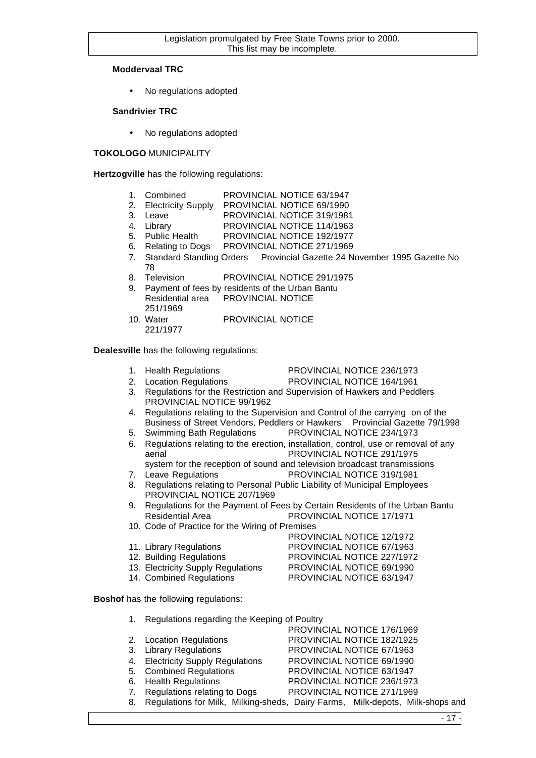**Moddervaal TRC**

- No regulations adopted

**Sandrivier TRC**

- No regulations adopted

**TOKOLOGO** MUNICIPALITY

**Hertzogville** has the following regulations:

1. Combined PROVINCIAL NOTICE 63/1947
2. Electricity Supply PROVINCIAL NOTICE 69/1990
3. Leave PROVINCIAL NOTICE 319/1981
4. Library PROVINCIAL NOTICE 114/1963
5. Public Health PROVINCIAL NOTICE 192/1977
6. Relating to Dogs PROVINCIAL NOTICE 271/1969
7. Standard Standing Orders Provincial Gazette 24 November 1995 Gazette No 78
8. Television PROVINCIAL NOTICE 291/1975
9. Payment of fees by residents of the Urban Bantu Residential area PROVINCIAL NOTICE 251/1969
10. Water PROVINCIAL NOTICE 221/1977

**Dealesville** has the following regulations:

1. Health Regulations PROVINCIAL NOTICE 236/1973
2. Location Regulations PROVINCIAL NOTICE 164/1961
3. Regulations for the Restriction and Supervision of Hawkers and Peddlers PROVINCIAL NOTICE 99/1962
4. Regulations relating to the Supervision and Control of the carrying on of the Business of Street Vendors, Peddlers or Hawkers Provincial Gazette 79/1998
5. Swimming Bath Regulations PROVINCIAL NOTICE 234/1973
6. Regulations relating to the erection, installation, control, use or removal of any aerial system for the reception of sound and television broadcast transmissions PROVINCIAL NOTICE 291/1975
7. Leave Regulations PROVINCIAL NOTICE 319/1981
8. Regulations relating to Personal Public Liability of Municipal Employees PROVINCIAL NOTICE 207/1969
9. Regulations for the Payment of Fees by Certain Residents of the Urban Bantu Residential Area PROVINCIAL NOTICE 17/1971
10. Code of Practice for the Wiring of Premises PROVINCIAL NOTICE 12/1972
11. Library Regulations PROVINCIAL NOTICE 67/1963
12. Building Regulations PROVINCIAL NOTICE 227/1972
13. Electricity Supply Regulations PROVINCIAL NOTICE 69/1990
14. Combined Regulations PROVINCIAL NOTICE 63/1947

**Boshof** has the following regulations:

1. Regulations regarding the Keeping of Poultry PROVINCIAL NOTICE 176/1969
2. Location Regulations PROVINCIAL NOTICE 182/1925
3. Library Regulations PROVINCIAL NOTICE 67/1963
4. Electricity Supply Regulations PROVINCIAL NOTICE 69/1990
5. Combined Regulations PROVINCIAL NOTICE 63/1947
6. Health Regulations PROVINCIAL NOTICE 236/1973
7. Regulations relating to Dogs PROVINCIAL NOTICE 271/1969
8. Regulations for Milk, Milking-sheds, Dairy Farms, Milk-depots, Milk-shops and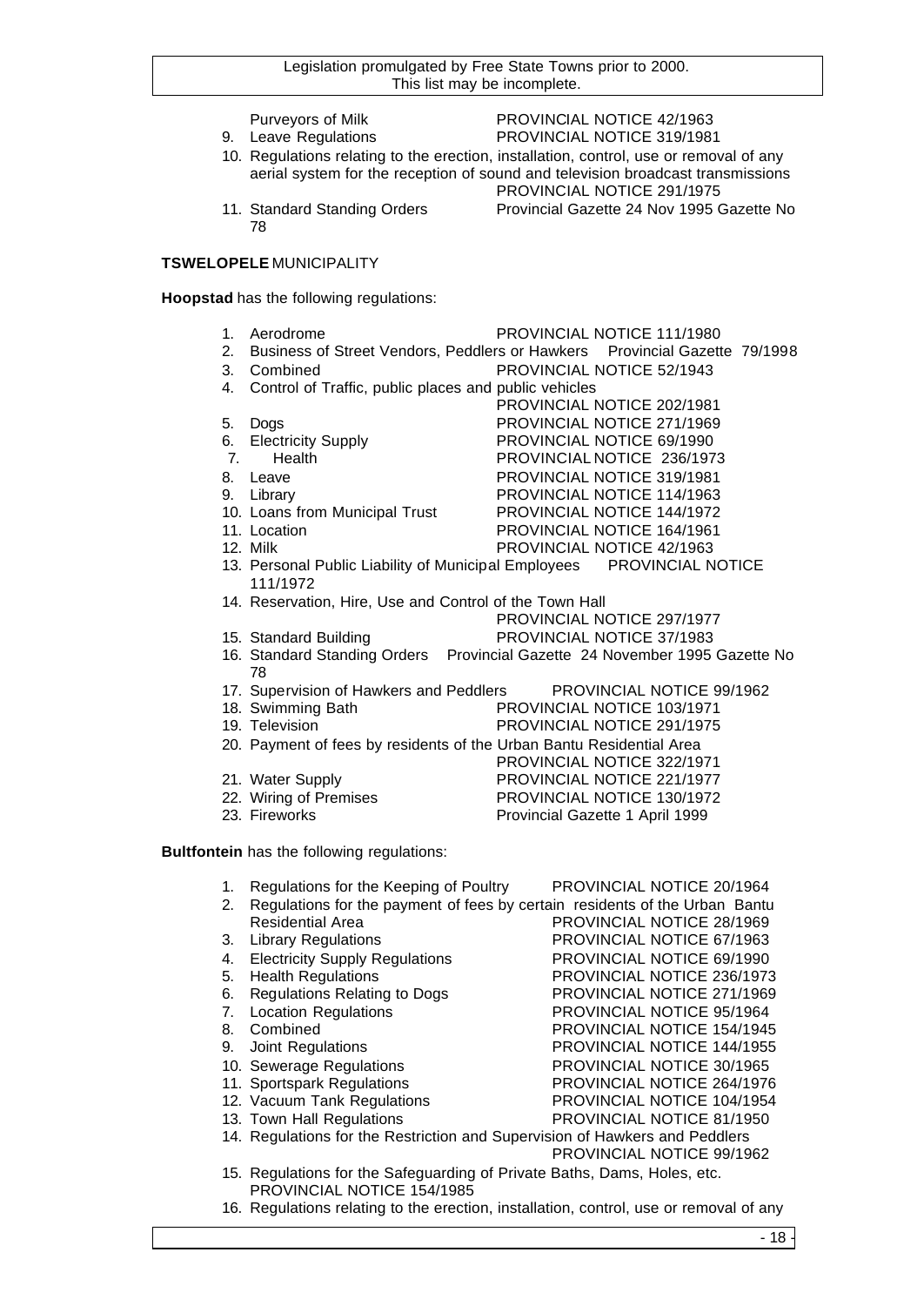Purveyors of Milk PROVINCIAL NOTICE 42/1963

9. Leave Regulations PROVINCIAL NOTICE 319/1981
10. Regulations relating to the erection, installation, control, use or removal of any aerial system for the reception of sound and television broadcast transmissions PROVINCIAL NOTICE 291/1975
11. Standard Standing Orders Provincial Gazette 24 Nov 1995 Gazette No 78

**TSWELOPELE** MUNICIPALITY

**Hoopstad** has the following regulations:

1. Aerodrome PROVINCIAL NOTICE 111/1980
2. Business of Street Vendors, Peddlers or Hawkers Provincial Gazette 79/1998
3. Combined PROVINCIAL NOTICE 52/1943
4. Control of Traffic, public places and public vehicles PROVINCIAL NOTICE 202/1981
5. Dogs PROVINCIAL NOTICE 271/1969
6. Electricity Supply PROVINCIAL NOTICE 69/1990
7. Health PROVINCIAL NOTICE 236/1973
8. Leave PROVINCIAL NOTICE 319/1981
9. Library PROVINCIAL NOTICE 114/1963
10. Loans from Municipal Trust PROVINCIAL NOTICE 144/1972
11. Location PROVINCIAL NOTICE 164/1961
12. Milk PROVINCIAL NOTICE 42/1963
13. Personal Public Liability of Municipal Employees PROVINCIAL NOTICE 111/1972
14. Reservation, Hire, Use and Control of the Town Hall PROVINCIAL NOTICE 297/1977
15. Standard Building PROVINCIAL NOTICE 37/1983
16. Standard Standing Orders Provincial Gazette 24 November 1995 Gazette No 78
17. Supervision of Hawkers and Peddlers PROVINCIAL NOTICE 99/1962
18. Swimming Bath PROVINCIAL NOTICE 103/1971
19. Television PROVINCIAL NOTICE 291/1975
20. Payment of fees by residents of the Urban Bantu Residential Area PROVINCIAL NOTICE 322/1971
21. Water Supply PROVINCIAL NOTICE 221/1977
22. Wiring of Premises PROVINCIAL NOTICE 130/1972
23. Fireworks Provincial Gazette 1 April 1999

**Bultfontein** has the following regulations:

1. Regulations for the Keeping of Poultry PROVINCIAL NOTICE 20/1964
2. Regulations for the payment of fees by certain residents of the Urban Bantu Residential Area PROVINCIAL NOTICE 28/1969
3. Library Regulations PROVINCIAL NOTICE 67/1963
4. Electricity Supply Regulations PROVINCIAL NOTICE 69/1990
5. Health Regulations PROVINCIAL NOTICE 236/1973
6. Regulations Relating to Dogs PROVINCIAL NOTICE 271/1969
7. Location Regulations PROVINCIAL NOTICE 95/1964
8. Combined PROVINCIAL NOTICE 154/1945
9. Joint Regulations PROVINCIAL NOTICE 144/1955
10. Sewerage Regulations PROVINCIAL NOTICE 30/1965
11. Sportspark Regulations PROVINCIAL NOTICE 264/1976
12. Vacuum Tank Regulations PROVINCIAL NOTICE 104/1954
13. Town Hall Regulations PROVINCIAL NOTICE 81/1950
14. Regulations for the Restriction and Supervision of Hawkers and Peddlers PROVINCIAL NOTICE 99/1962
15. Regulations for the Safeguarding of Private Baths, Dams, Holes, etc. PROVINCIAL NOTICE 154/1985
16. Regulations relating to the erection, installation, control, use or removal of any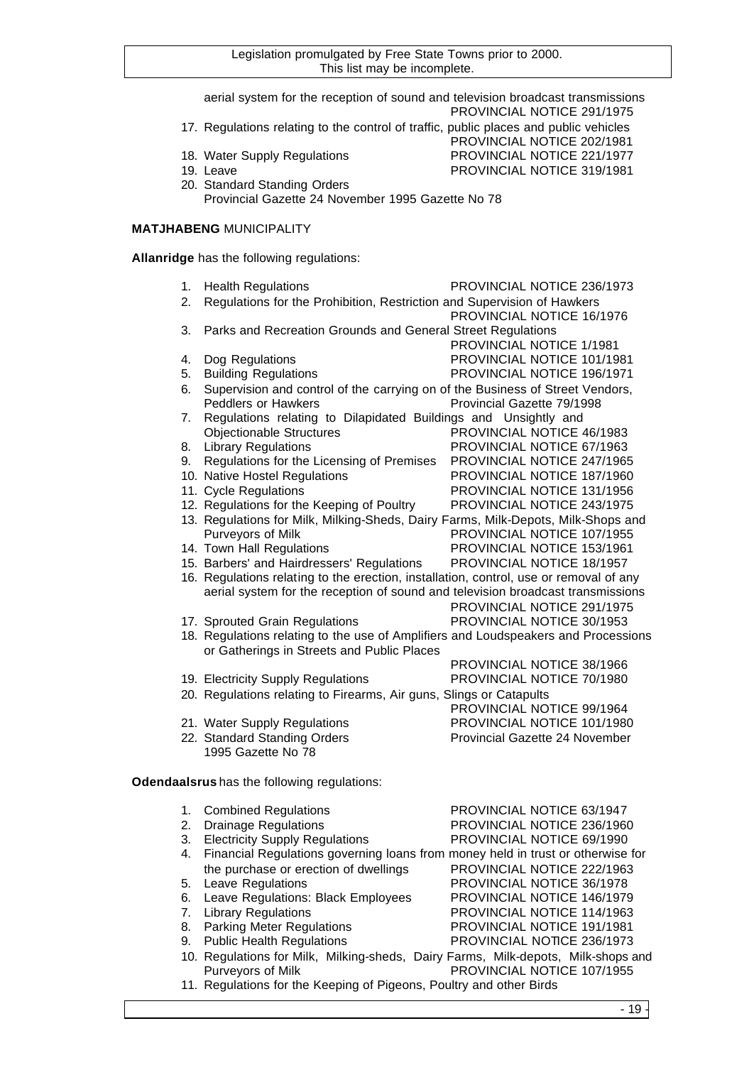aerial system for the reception of sound and television broadcast transmissions
PROVINCIAL NOTICE 291/1975

17. Regulations relating to the control of traffic, public places and public vehicles
PROVINCIAL NOTICE 202/1981
18. Water Supply Regulations PROVINCIAL NOTICE 221/1977
19. Leave PROVINCIAL NOTICE 319/1981
20. Standard Standing Orders
Provincial Gazette 24 November 1995 Gazette No 78

**MATJHABENG** MUNICIPALITY

**Allanridge** has the following regulations:

1. Health Regulations PROVINCIAL NOTICE 236/1973
2. Regulations for the Prohibition, Restriction and Supervision of Hawkers
PROVINCIAL NOTICE 16/1976
3. Parks and Recreation Grounds and General Street Regulations
PROVINCIAL NOTICE 1/1981
4. Dog Regulations PROVINCIAL NOTICE 101/1981
5. Building Regulations PROVINCIAL NOTICE 196/1971
6. Supervision and control of the carrying on of the Business of Street Vendors, Peddlers or Hawkers Provincial Gazette 79/1998
7. Regulations relating to Dilapidated Buildings and Unsightly and Objectionable Structures PROVINCIAL NOTICE 46/1983
8. Library Regulations PROVINCIAL NOTICE 67/1963
9. Regulations for the Licensing of Premises PROVINCIAL NOTICE 247/1965
10. Native Hostel Regulations PROVINCIAL NOTICE 187/1960
11. Cycle Regulations PROVINCIAL NOTICE 131/1956
12. Regulations for the Keeping of Poultry PROVINCIAL NOTICE 243/1975
13. Regulations for Milk, Milking-Sheds, Dairy Farms, Milk-Depots, Milk-Shops and Purveyors of Milk PROVINCIAL NOTICE 107/1955
14. Town Hall Regulations PROVINCIAL NOTICE 153/1961
15. Barbers' and Hairdressers' Regulations PROVINCIAL NOTICE 18/1957
16. Regulations relating to the erection, installation, control, use or removal of any aerial system for the reception of sound and television broadcast transmissions
PROVINCIAL NOTICE 291/1975
17. Sprouted Grain Regulations PROVINCIAL NOTICE 30/1953
18. Regulations relating to the use of Amplifiers and Loudspeakers and Processions or Gatherings in Streets and Public Places
PROVINCIAL NOTICE 38/1966
19. Electricity Supply Regulations PROVINCIAL NOTICE 70/1980
20. Regulations relating to Firearms, Air guns, Slings or Catapults
PROVINCIAL NOTICE 99/1964
21. Water Supply Regulations PROVINCIAL NOTICE 101/1980
22. Standard Standing Orders Provincial Gazette 24 November 1995 Gazette No 78

**Odendaalsrus** has the following regulations:

1. Combined Regulations PROVINCIAL NOTICE 63/1947
2. Drainage Regulations PROVINCIAL NOTICE 236/1960
3. Electricity Supply Regulations PROVINCIAL NOTICE 69/1990
4. Financial Regulations governing loans from money held in trust or otherwise for the purchase or erection of dwellings PROVINCIAL NOTICE 222/1963
5. Leave Regulations PROVINCIAL NOTICE 36/1978
6. Leave Regulations: Black Employees PROVINCIAL NOTICE 146/1979
7. Library Regulations PROVINCIAL NOTICE 114/1963
8. Parking Meter Regulations PROVINCIAL NOTICE 191/1981
9. Public Health Regulations PROVINCIAL NOTICE 236/1973
10. Regulations for Milk, Milking-sheds, Dairy Farms, Milk-depots, Milk-shops and Purveyors of Milk PROVINCIAL NOTICE 107/1955
11. Regulations for the Keeping of Pigeons, Poultry and other Birds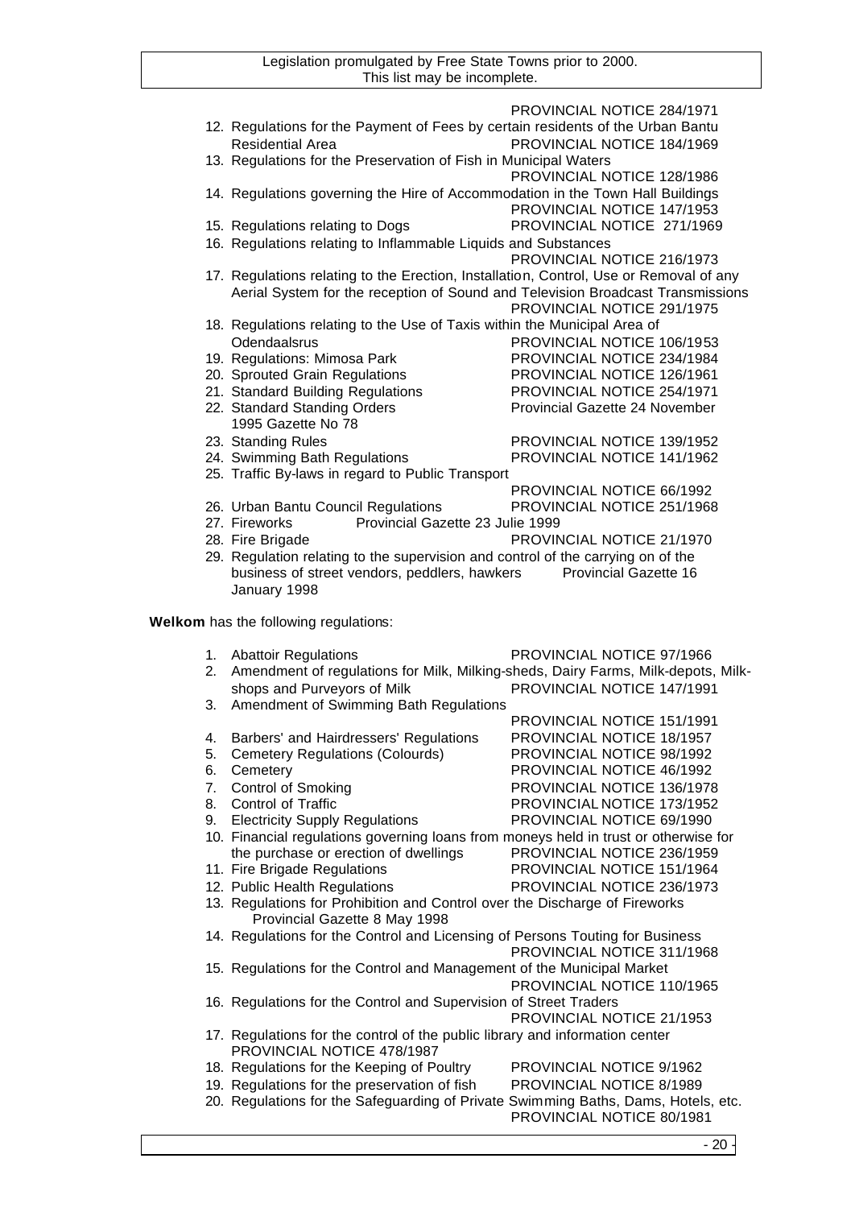PROVINCIAL NOTICE 284/1971

12. Regulations for the Payment of Fees by certain residents of the Urban Bantu Residential Area PROVINCIAL NOTICE 184/1969
13. Regulations for the Preservation of Fish in Municipal Waters PROVINCIAL NOTICE 128/1986
14. Regulations governing the Hire of Accommodation in the Town Hall Buildings PROVINCIAL NOTICE 147/1953
15. Regulations relating to Dogs PROVINCIAL NOTICE 271/1969
16. Regulations relating to Inflammable Liquids and Substances PROVINCIAL NOTICE 216/1973
17. Regulations relating to the Erection, Installation, Control, Use or Removal of any Aerial System for the reception of Sound and Television Broadcast Transmissions PROVINCIAL NOTICE 291/1975
18. Regulations relating to the Use of Taxis within the Municipal Area of Odendaalsrus PROVINCIAL NOTICE 106/1953
19. Regulations: Mimosa Park PROVINCIAL NOTICE 234/1984
20. Sprouted Grain Regulations PROVINCIAL NOTICE 126/1961
21. Standard Building Regulations PROVINCIAL NOTICE 254/1971
22. Standard Standing Orders Provincial Gazette 24 November 1995 Gazette No 78
23. Standing Rules PROVINCIAL NOTICE 139/1952
24. Swimming Bath Regulations PROVINCIAL NOTICE 141/1962
25. Traffic By-laws in regard to Public Transport PROVINCIAL NOTICE 66/1992
26. Urban Bantu Council Regulations PROVINCIAL NOTICE 251/1968
27. Fireworks Provincial Gazette 23 Julie 1999
28. Fire Brigade PROVINCIAL NOTICE 21/1970
29. Regulation relating to the supervision and control of the carrying on of the business of street vendors, peddlers, hawkers Provincial Gazette 16 January 1998

**Welkom** has the following regulations:

1. Abattoir Regulations PROVINCIAL NOTICE 97/1966
2. Amendment of regulations for Milk, Milking-sheds, Dairy Farms, Milk-depots, Milk-shops and Purveyors of Milk PROVINCIAL NOTICE 147/1991
3. Amendment of Swimming Bath Regulations PROVINCIAL NOTICE 151/1991
4. Barbers' and Hairdressers' Regulations PROVINCIAL NOTICE 18/1957
5. Cemetery Regulations (Colourds) PROVINCIAL NOTICE 98/1992
6. Cemetery PROVINCIAL NOTICE 46/1992
7. Control of Smoking PROVINCIAL NOTICE 136/1978
8. Control of Traffic PROVINCIAL NOTICE 173/1952
9. Electricity Supply Regulations PROVINCIAL NOTICE 69/1990
10. Financial regulations governing loans from moneys held in trust or otherwise for the purchase or erection of dwellings PROVINCIAL NOTICE 236/1959
11. Fire Brigade Regulations PROVINCIAL NOTICE 151/1964
12. Public Health Regulations PROVINCIAL NOTICE 236/1973
13. Regulations for Prohibition and Control over the Discharge of Fireworks Provincial Gazette 8 May 1998
14. Regulations for the Control and Licensing of Persons Touting for Business PROVINCIAL NOTICE 311/1968
15. Regulations for the Control and Management of the Municipal Market PROVINCIAL NOTICE 110/1965
16. Regulations for the Control and Supervision of Street Traders PROVINCIAL NOTICE 21/1953
17. Regulations for the control of the public library and information center PROVINCIAL NOTICE 478/1987
18. Regulations for the Keeping of Poultry PROVINCIAL NOTICE 9/1962
19. Regulations for the preservation of fish PROVINCIAL NOTICE 8/1989
20. Regulations for the Safeguarding of Private Swimming Baths, Dams, Hotels, etc. PROVINCIAL NOTICE 80/1981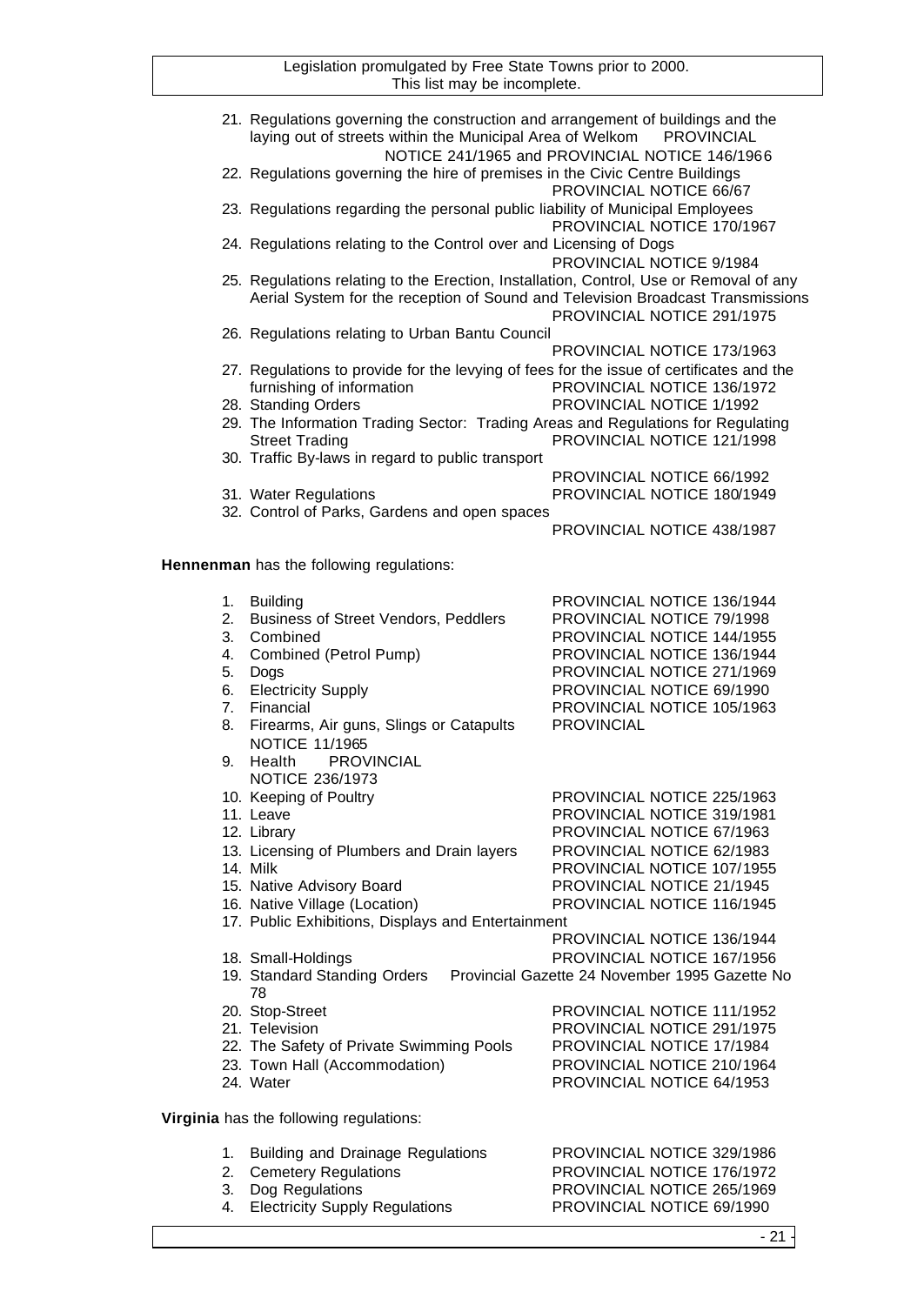21. Regulations governing the construction and arrangement of buildings and the laying out of streets within the Municipal Area of Welkom PROVINCIAL NOTICE 241/1965 and PROVINCIAL NOTICE 146/1966
22. Regulations governing the hire of premises in the Civic Centre Buildings PROVINCIAL NOTICE 66/67
23. Regulations regarding the personal public liability of Municipal Employees PROVINCIAL NOTICE 170/1967
24. Regulations relating to the Control over and Licensing of Dogs PROVINCIAL NOTICE 9/1984
25. Regulations relating to the Erection, Installation, Control, Use or Removal of any Aerial System for the reception of Sound and Television Broadcast Transmissions PROVINCIAL NOTICE 291/1975
26. Regulations relating to Urban Bantu Council PROVINCIAL NOTICE 173/1963
27. Regulations to provide for the levying of fees for the issue of certificates and the furnishing of information PROVINCIAL NOTICE 136/1972
28. Standing Orders PROVINCIAL NOTICE 1/1992
29. The Information Trading Sector: Trading Areas and Regulations for Regulating Street Trading PROVINCIAL NOTICE 121/1998
30. Traffic By-laws in regard to public transport PROVINCIAL NOTICE 66/1992
31. Water Regulations PROVINCIAL NOTICE 180/1949
32. Control of Parks, Gardens and open spaces PROVINCIAL NOTICE 438/1987

**Hennenman** has the following regulations:

1. Building PROVINCIAL NOTICE 136/1944
2. Business of Street Vendors, Peddlers PROVINCIAL NOTICE 79/1998
3. Combined PROVINCIAL NOTICE 144/1955
4. Combined (Petrol Pump) PROVINCIAL NOTICE 136/1944
5. Dogs PROVINCIAL NOTICE 271/1969
6. Electricity Supply PROVINCIAL NOTICE 69/1990
7. Financial PROVINCIAL NOTICE 105/1963
8. Firearms, Air guns, Slings or Catapults PROVINCIAL NOTICE 11/1965
9. Health PROVINCIAL NOTICE 236/1973
10. Keeping of Poultry PROVINCIAL NOTICE 225/1963
11. Leave PROVINCIAL NOTICE 319/1981
12. Library PROVINCIAL NOTICE 67/1963
13. Licensing of Plumbers and Drain layers PROVINCIAL NOTICE 62/1983
14. Milk PROVINCIAL NOTICE 107/1955
15. Native Advisory Board PROVINCIAL NOTICE 21/1945
16. Native Village (Location) PROVINCIAL NOTICE 116/1945
17. Public Exhibitions, Displays and Entertainment PROVINCIAL NOTICE 136/1944
18. Small-Holdings PROVINCIAL NOTICE 167/1956
19. Standard Standing Orders Provincial Gazette 24 November 1995 Gazette No 78
20. Stop-Street PROVINCIAL NOTICE 111/1952
21. Television PROVINCIAL NOTICE 291/1975
22. The Safety of Private Swimming Pools PROVINCIAL NOTICE 17/1984
23. Town Hall (Accommodation) PROVINCIAL NOTICE 210/1964
24. Water PROVINCIAL NOTICE 64/1953

**Virginia** has the following regulations:

1. Building and Drainage Regulations PROVINCIAL NOTICE 329/1986
2. Cemetery Regulations PROVINCIAL NOTICE 176/1972
3. Dog Regulations PROVINCIAL NOTICE 265/1969
4. Electricity Supply Regulations PROVINCIAL NOTICE 69/1990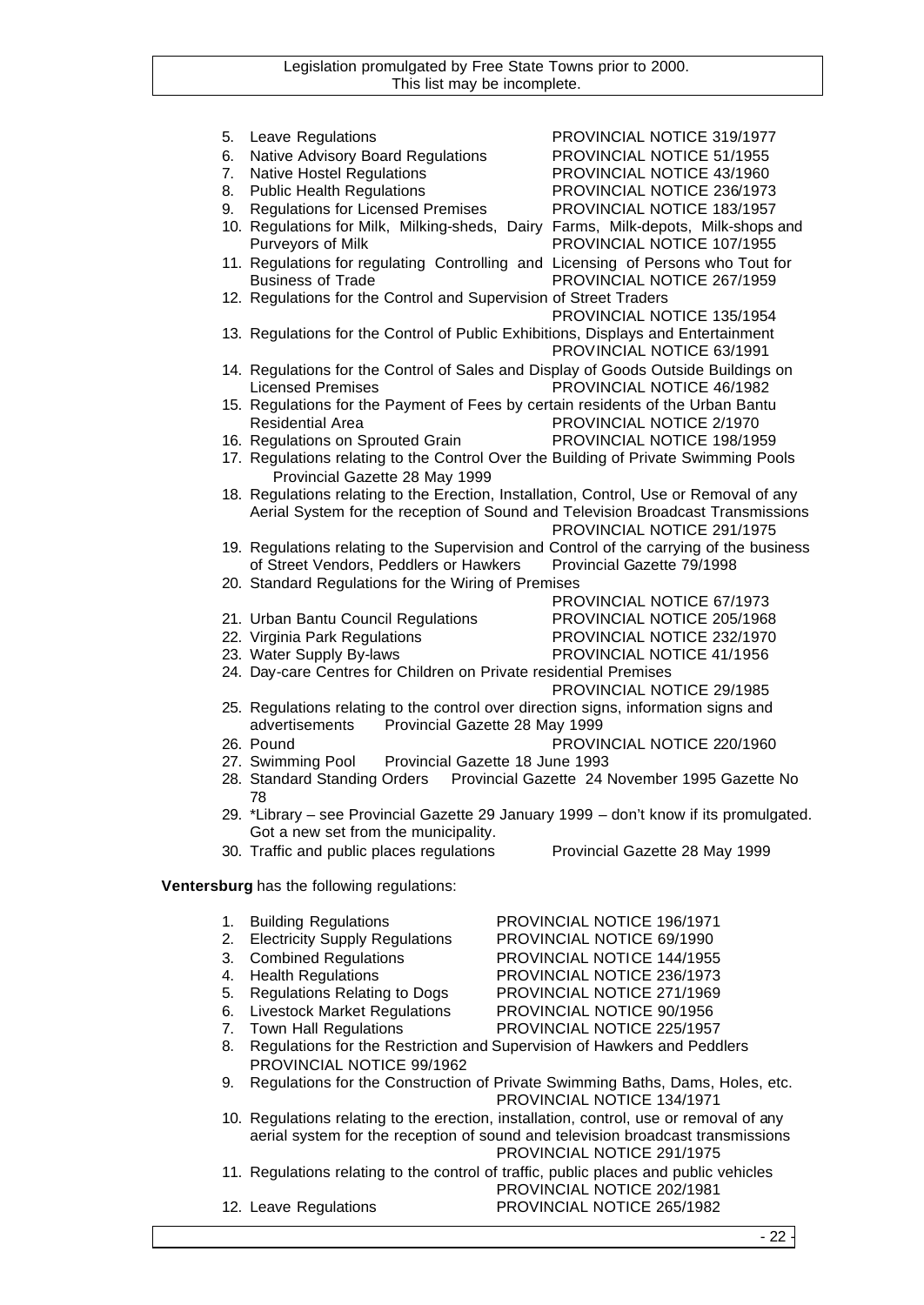5. Leave Regulations PROVINCIAL NOTICE 319/1977
6. Native Advisory Board Regulations PROVINCIAL NOTICE 51/1955
7. Native Hostel Regulations PROVINCIAL NOTICE 43/1960
8. Public Health Regulations PROVINCIAL NOTICE 236/1973
9. Regulations for Licensed Premises PROVINCIAL NOTICE 183/1957
10. Regulations for Milk, Milking-sheds, Dairy Farms, Milk-depots, Milk-shops and Purveyors of Milk PROVINCIAL NOTICE 107/1955
11. Regulations for regulating Controlling and Licensing of Persons who Tout for Business of Trade PROVINCIAL NOTICE 267/1959
12. Regulations for the Control and Supervision of Street Traders PROVINCIAL NOTICE 135/1954
13. Regulations for the Control of Public Exhibitions, Displays and Entertainment PROVINCIAL NOTICE 63/1991
14. Regulations for the Control of Sales and Display of Goods Outside Buildings on Licensed Premises PROVINCIAL NOTICE 46/1982
15. Regulations for the Payment of Fees by certain residents of the Urban Bantu Residential Area PROVINCIAL NOTICE 2/1970
16. Regulations on Sprouted Grain PROVINCIAL NOTICE 198/1959
17. Regulations relating to the Control Over the Building of Private Swimming Pools Provincial Gazette 28 May 1999
18. Regulations relating to the Erection, Installation, Control, Use or Removal of any Aerial System for the reception of Sound and Television Broadcast Transmissions PROVINCIAL NOTICE 291/1975
19. Regulations relating to the Supervision and Control of the carrying of the business of Street Vendors, Peddlers or Hawkers Provincial Gazette 79/1998
20. Standard Regulations for the Wiring of Premises PROVINCIAL NOTICE 67/1973
21. Urban Bantu Council Regulations PROVINCIAL NOTICE 205/1968
22. Virginia Park Regulations PROVINCIAL NOTICE 232/1970
23. Water Supply By-laws PROVINCIAL NOTICE 41/1956
24. Day-care Centres for Children on Private residential Premises PROVINCIAL NOTICE 29/1985
25. Regulations relating to the control over direction signs, information signs and advertisements Provincial Gazette 28 May 1999
26. Pound PROVINCIAL NOTICE 220/1960
27. Swimming Pool Provincial Gazette 18 June 1993
28. Standard Standing Orders Provincial Gazette 24 November 1995 Gazette No 78
29. *Library – see Provincial Gazette 29 January 1999 – don't know if its promulgated. Got a new set from the municipality.
30. Traffic and public places regulations Provincial Gazette 28 May 1999

**Ventersburg** has the following regulations:

1. Building Regulations PROVINCIAL NOTICE 196/1971
2. Electricity Supply Regulations PROVINCIAL NOTICE 69/1990
3. Combined Regulations PROVINCIAL NOTICE 144/1955
4. Health Regulations PROVINCIAL NOTICE 236/1973
5. Regulations Relating to Dogs PROVINCIAL NOTICE 271/1969
6. Livestock Market Regulations PROVINCIAL NOTICE 90/1956
7. Town Hall Regulations PROVINCIAL NOTICE 225/1957
8. Regulations for the Restriction and Supervision of Hawkers and Peddlers PROVINCIAL NOTICE 99/1962
9. Regulations for the Construction of Private Swimming Baths, Dams, Holes, etc. PROVINCIAL NOTICE 134/1971
10. Regulations relating to the erection, installation, control, use or removal of any aerial system for the reception of sound and television broadcast transmissions PROVINCIAL NOTICE 291/1975
11. Regulations relating to the control of traffic, public places and public vehicles PROVINCIAL NOTICE 202/1981
12. Leave Regulations PROVINCIAL NOTICE 265/1982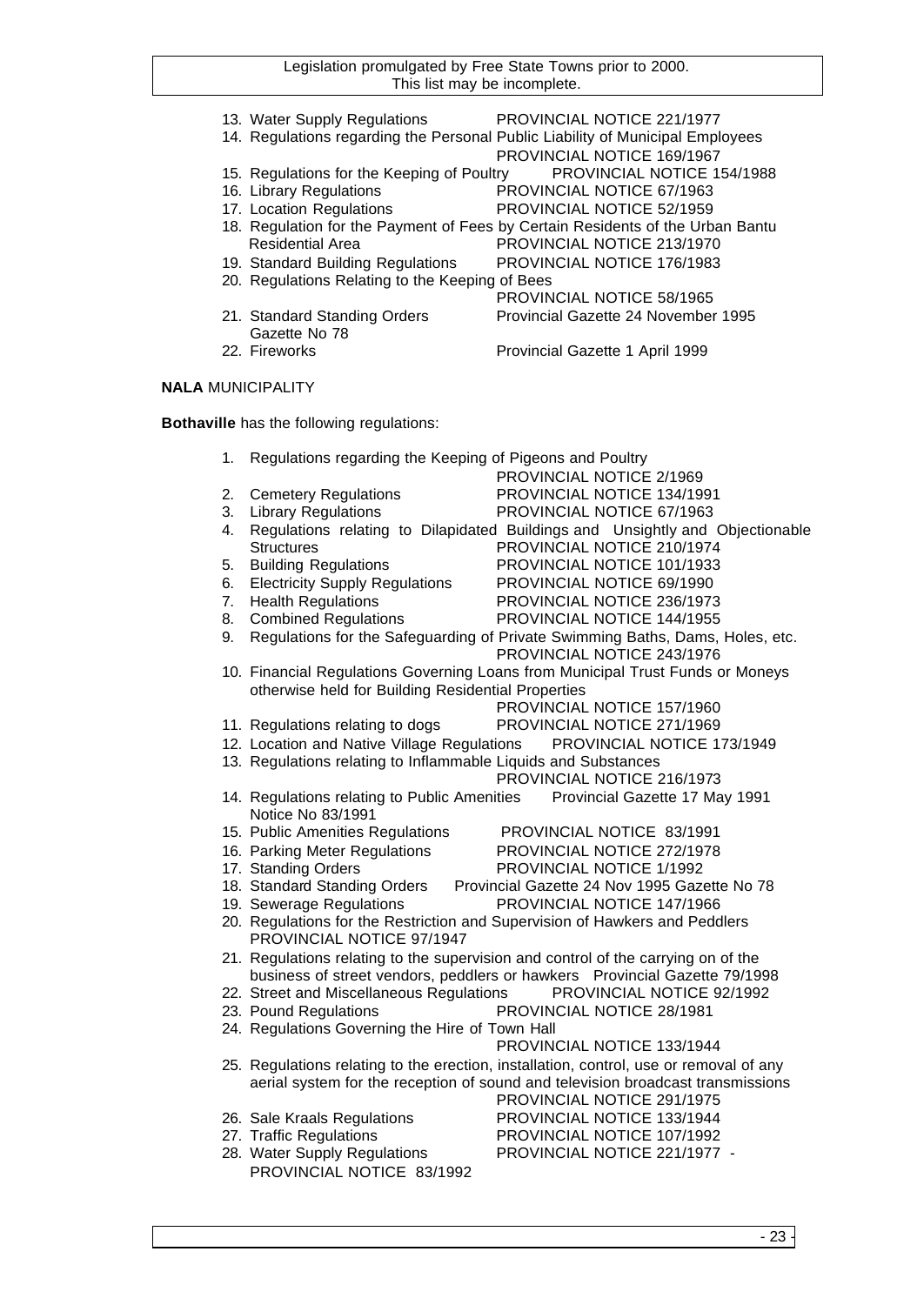13. Water Supply Regulations PROVINCIAL NOTICE 221/1977
14. Regulations regarding the Personal Public Liability of Municipal Employees PROVINCIAL NOTICE 169/1967
15. Regulations for the Keeping of Poultry PROVINCIAL NOTICE 154/1988
16. Library Regulations PROVINCIAL NOTICE 67/1963
17. Location Regulations PROVINCIAL NOTICE 52/1959
18. Regulation for the Payment of Fees by Certain Residents of the Urban Bantu Residential Area PROVINCIAL NOTICE 213/1970
19. Standard Building Regulations PROVINCIAL NOTICE 176/1983
20. Regulations Relating to the Keeping of Bees PROVINCIAL NOTICE 58/1965
21. Standard Standing Orders Provincial Gazette 24 November 1995 Gazette No 78
22. Fireworks Provincial Gazette 1 April 1999

**NALA** MUNICIPALITY

**Bothaville** has the following regulations:

1. Regulations regarding the Keeping of Pigeons and Poultry PROVINCIAL NOTICE 2/1969
2. Cemetery Regulations PROVINCIAL NOTICE 134/1991
3. Library Regulations PROVINCIAL NOTICE 67/1963
4. Regulations relating to Dilapidated Buildings and Unsightly and Objectionable Structures PROVINCIAL NOTICE 210/1974
5. Building Regulations PROVINCIAL NOTICE 101/1933
6. Electricity Supply Regulations PROVINCIAL NOTICE 69/1990
7. Health Regulations PROVINCIAL NOTICE 236/1973
8. Combined Regulations PROVINCIAL NOTICE 144/1955
9. Regulations for the Safeguarding of Private Swimming Baths, Dams, Holes, etc. PROVINCIAL NOTICE 243/1976
10. Financial Regulations Governing Loans from Municipal Trust Funds or Moneys otherwise held for Building Residential Properties PROVINCIAL NOTICE 157/1960
11. Regulations relating to dogs PROVINCIAL NOTICE 271/1969
12. Location and Native Village Regulations PROVINCIAL NOTICE 173/1949
13. Regulations relating to Inflammable Liquids and Substances PROVINCIAL NOTICE 216/1973
14. Regulations relating to Public Amenities Provincial Gazette 17 May 1991 Notice No 83/1991
15. Public Amenities Regulations PROVINCIAL NOTICE 83/1991
16. Parking Meter Regulations PROVINCIAL NOTICE 272/1978
17. Standing Orders PROVINCIAL NOTICE 1/1992
18. Standard Standing Orders Provincial Gazette 24 Nov 1995 Gazette No 78
19. Sewerage Regulations PROVINCIAL NOTICE 147/1966
20. Regulations for the Restriction and Supervision of Hawkers and Peddlers PROVINCIAL NOTICE 97/1947
21. Regulations relating to the supervision and control of the carrying on of the business of street vendors, peddlers or hawkers Provincial Gazette 79/1998
22. Street and Miscellaneous Regulations PROVINCIAL NOTICE 92/1992
23. Pound Regulations PROVINCIAL NOTICE 28/1981
24. Regulations Governing the Hire of Town Hall PROVINCIAL NOTICE 133/1944
25. Regulations relating to the erection, installation, control, use or removal of any aerial system for the reception of sound and television broadcast transmissions PROVINCIAL NOTICE 291/1975
26. Sale Kraals Regulations PROVINCIAL NOTICE 133/1944
27. Traffic Regulations PROVINCIAL NOTICE 107/1992
28. Water Supply Regulations PROVINCIAL NOTICE 221/1977 - PROVINCIAL NOTICE 83/1992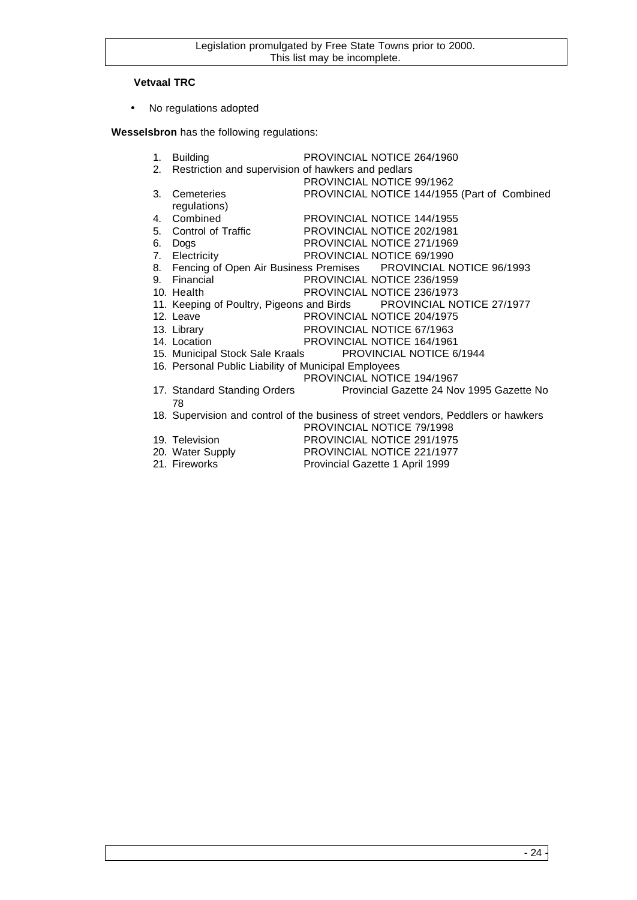**Vetvaal TRC**

- No regulations adopted

**Wesselsbron** has the following regulations:

1. Building PROVINCIAL NOTICE 264/1960
2. Restriction and supervision of hawkers and pedlars PROVINCIAL NOTICE 99/1962
3. Cemeteries PROVINCIAL NOTICE 144/1955 (Part of Combined regulations)
4. Combined PROVINCIAL NOTICE 144/1955
5. Control of Traffic PROVINCIAL NOTICE 202/1981
6. Dogs PROVINCIAL NOTICE 271/1969
7. Electricity PROVINCIAL NOTICE 69/1990
8. Fencing of Open Air Business Premises PROVINCIAL NOTICE 96/1993
9. Financial PROVINCIAL NOTICE 236/1959
10. Health PROVINCIAL NOTICE 236/1973
11. Keeping of Poultry, Pigeons and Birds PROVINCIAL NOTICE 27/1977
12. Leave PROVINCIAL NOTICE 204/1975
13. Library PROVINCIAL NOTICE 67/1963
14. Location PROVINCIAL NOTICE 164/1961
15. Municipal Stock Sale Kraals PROVINCIAL NOTICE 6/1944
16. Personal Public Liability of Municipal Employees PROVINCIAL NOTICE 194/1967
17. Standard Standing Orders Provincial Gazette 24 Nov 1995 Gazette No 78
18. Supervision and control of the business of street vendors, Peddlers or hawkers PROVINCIAL NOTICE 79/1998
19. Television PROVINCIAL NOTICE 291/1975
20. Water Supply PROVINCIAL NOTICE 221/1977
21. Fireworks Provincial Gazette 1 April 1999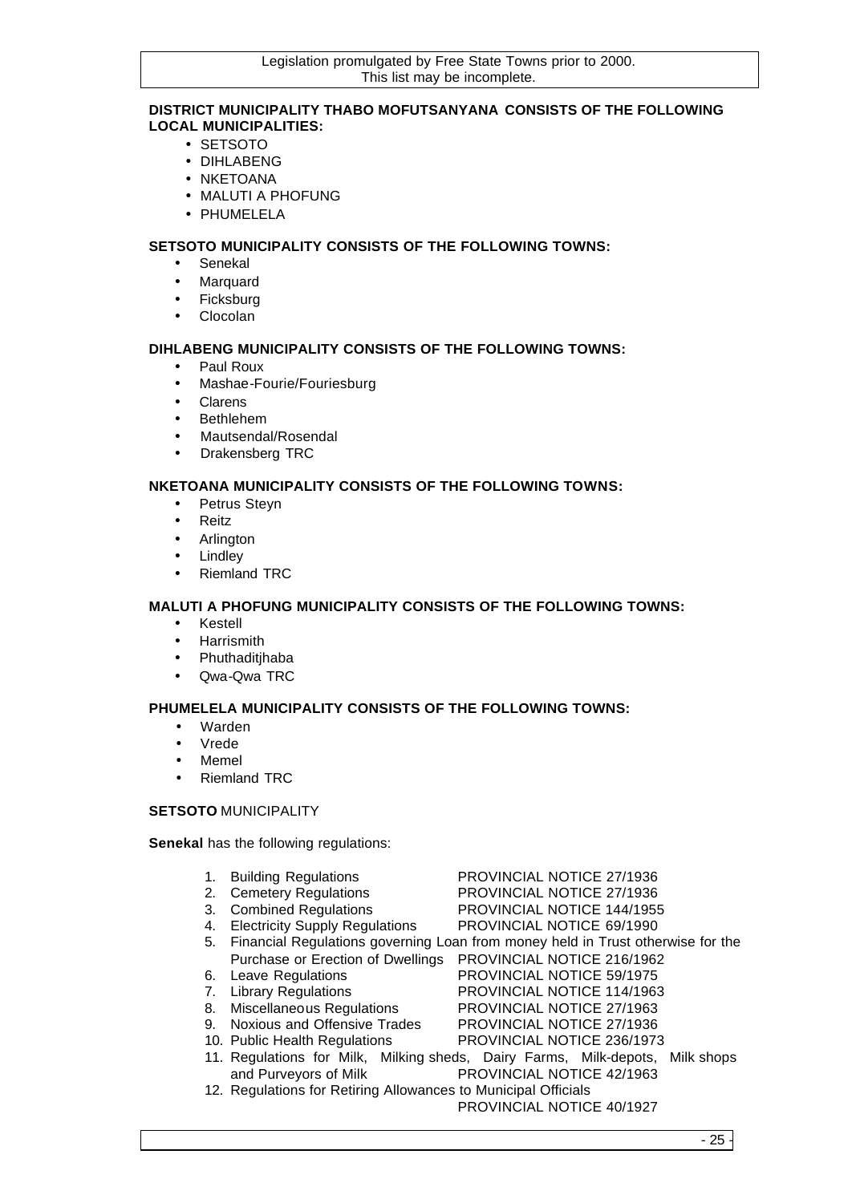**DISTRICT MUNICIPALITY THABO MOFUTSANYANA CONSISTS OF THE FOLLOWING LOCAL MUNICIPALITIES:**

- SETSOTO
- DIHLABENG
- NKETOANA
- MALUTI A PHOFUNG
- PHUMELELA

**SETSOTO MUNICIPALITY CONSISTS OF THE FOLLOWING TOWNS:**

- Senekal
- Marquard
- Ficksburg
- Clocolan

**DIHLABENG MUNICIPALITY CONSISTS OF THE FOLLOWING TOWNS:**

- Paul Roux
- Mashae-Fourie/Fouriesburg
- Clarens
- Bethlehem
- Mautsendal/Rosendal
- Drakensberg TRC

**NKETOANA MUNICIPALITY CONSISTS OF THE FOLLOWING TOWNS:**

- Petrus Steyn
- Reitz
- Arlington
- Lindley
- Riemland TRC

**MALUTI A PHOFUNG MUNICIPALITY CONSISTS OF THE FOLLOWING TOWNS:**

- Kestell
- Harrismith
- Phuthaditjhaba
- Qwa-Qwa TRC

**PHUMELELA MUNICIPALITY CONSISTS OF THE FOLLOWING TOWNS:**

- Warden
- Vrede
- Memel
- Riemland TRC

**SETSOTO** MUNICIPALITY

**Senekal** has the following regulations:

1. Building Regulations PROVINCIAL NOTICE 27/1936
2. Cemetery Regulations PROVINCIAL NOTICE 27/1936
3. Combined Regulations PROVINCIAL NOTICE 144/1955
4. Electricity Supply Regulations PROVINCIAL NOTICE 69/1990
5. Financial Regulations governing Loan from money held in Trust otherwise for the Purchase or Erection of Dwellings PROVINCIAL NOTICE 216/1962
6. Leave Regulations PROVINCIAL NOTICE 59/1975
7. Library Regulations PROVINCIAL NOTICE 114/1963
8. Miscellaneous Regulations PROVINCIAL NOTICE 27/1963
9. Noxious and Offensive Trades PROVINCIAL NOTICE 27/1936
10. Public Health Regulations PROVINCIAL NOTICE 236/1973
11. Regulations for Milk, Milking sheds, Dairy Farms, Milk-depots, Milk shops and Purveyors of Milk PROVINCIAL NOTICE 42/1963
12. Regulations for Retiring Allowances to Municipal Officials PROVINCIAL NOTICE 40/1927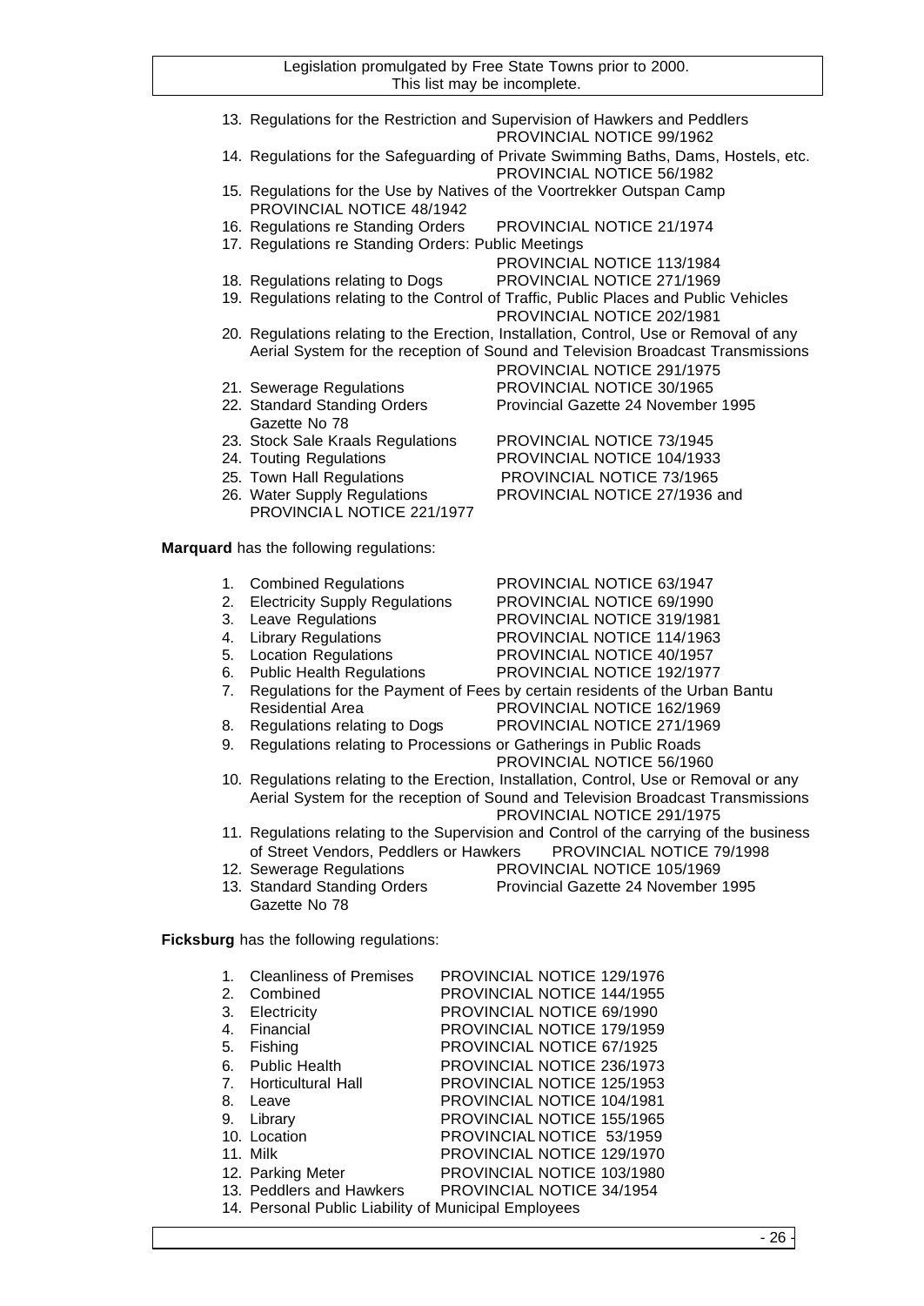13. Regulations for the Restriction and Supervision of Hawkers and Peddlers PROVINCIAL NOTICE 99/1962
14. Regulations for the Safeguarding of Private Swimming Baths, Dams, Hostels, etc. PROVINCIAL NOTICE 56/1982
15. Regulations for the Use by Natives of the Voortrekker Outspan Camp PROVINCIAL NOTICE 48/1942
16. Regulations re Standing Orders PROVINCIAL NOTICE 21/1974
17. Regulations re Standing Orders: Public Meetings PROVINCIAL NOTICE 113/1984
18. Regulations relating to Dogs PROVINCIAL NOTICE 271/1969
19. Regulations relating to the Control of Traffic, Public Places and Public Vehicles PROVINCIAL NOTICE 202/1981
20. Regulations relating to the Erection, Installation, Control, Use or Removal of any Aerial System for the reception of Sound and Television Broadcast Transmissions PROVINCIAL NOTICE 291/1975
21. Sewerage Regulations PROVINCIAL NOTICE 30/1965
22. Standard Standing Orders Provincial Gazette 24 November 1995 Gazette No 78
23. Stock Sale Kraals Regulations PROVINCIAL NOTICE 73/1945
24. Touting Regulations PROVINCIAL NOTICE 104/1933
25. Town Hall Regulations PROVINCIAL NOTICE 73/1965
26. Water Supply Regulations PROVINCIAL NOTICE 27/1936 and PROVINCIAL NOTICE 221/1977

**Marquard** has the following regulations:

1. Combined Regulations PROVINCIAL NOTICE 63/1947
2. Electricity Supply Regulations PROVINCIAL NOTICE 69/1990
3. Leave Regulations PROVINCIAL NOTICE 319/1981
4. Library Regulations PROVINCIAL NOTICE 114/1963
5. Location Regulations PROVINCIAL NOTICE 40/1957
6. Public Health Regulations PROVINCIAL NOTICE 192/1977
7. Regulations for the Payment of Fees by certain residents of the Urban Bantu Residential Area PROVINCIAL NOTICE 162/1969
8. Regulations relating to Dogs PROVINCIAL NOTICE 271/1969
9. Regulations relating to Processions or Gatherings in Public Roads PROVINCIAL NOTICE 56/1960
10. Regulations relating to the Erection, Installation, Control, Use or Removal or any Aerial System for the reception of Sound and Television Broadcast Transmissions PROVINCIAL NOTICE 291/1975
11. Regulations relating to the Supervision and Control of the carrying of the business of Street Vendors, Peddlers or Hawkers PROVINCIAL NOTICE 79/1998
12. Sewerage Regulations PROVINCIAL NOTICE 105/1969
13. Standard Standing Orders Provincial Gazette 24 November 1995 Gazette No 78

**Ficksburg** has the following regulations:

1. Cleanliness of Premises PROVINCIAL NOTICE 129/1976
2. Combined PROVINCIAL NOTICE 144/1955
3. Electricity PROVINCIAL NOTICE 69/1990
4. Financial PROVINCIAL NOTICE 179/1959
5. Fishing PROVINCIAL NOTICE 67/1925
6. Public Health PROVINCIAL NOTICE 236/1973
7. Horticultural Hall PROVINCIAL NOTICE 125/1953
8. Leave PROVINCIAL NOTICE 104/1981
9. Library PROVINCIAL NOTICE 155/1965
10. Location PROVINCIAL NOTICE 53/1959
11. Milk PROVINCIAL NOTICE 129/1970
12. Parking Meter PROVINCIAL NOTICE 103/1980
13. Peddlers and Hawkers PROVINCIAL NOTICE 34/1954
14. Personal Public Liability of Municipal Employees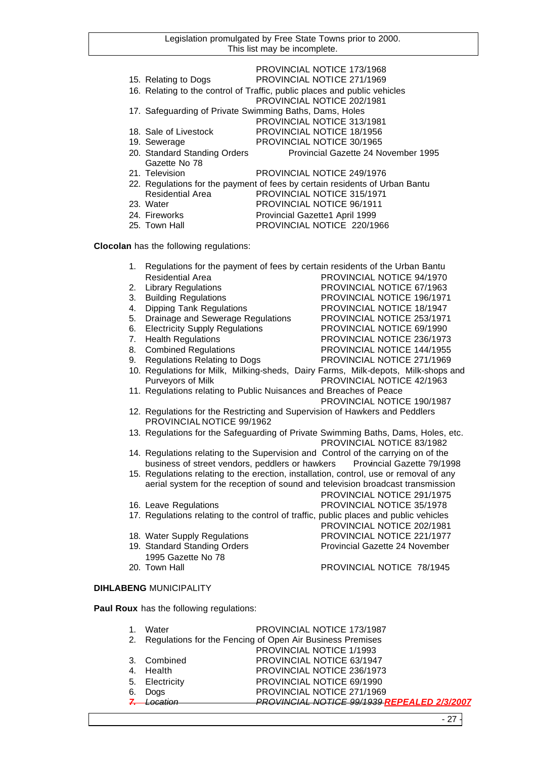PROVINCIAL NOTICE 173/1968

15. Relating to Dogs PROVINCIAL NOTICE 271/1969
16. Relating to the control of Traffic, public places and public vehicles PROVINCIAL NOTICE 202/1981
17. Safeguarding of Private Swimming Baths, Dams, Holes PROVINCIAL NOTICE 313/1981
18. Sale of Livestock PROVINCIAL NOTICE 18/1956
19. Sewerage PROVINCIAL NOTICE 30/1965
20. Standard Standing Orders Provincial Gazette 24 November 1995 Gazette No 78
21. Television PROVINCIAL NOTICE 249/1976
22. Regulations for the payment of fees by certain residents of Urban Bantu Residential Area PROVINCIAL NOTICE 315/1971
23. Water PROVINCIAL NOTICE 96/1911
24. Fireworks Provincial Gazette1 April 1999
25. Town Hall PROVINCIAL NOTICE 220/1966

**Clocolan** has the following regulations:

1. Regulations for the payment of fees by certain residents of the Urban Bantu Residential Area PROVINCIAL NOTICE 94/1970
2. Library Regulations PROVINCIAL NOTICE 67/1963
3. Building Regulations PROVINCIAL NOTICE 196/1971
4. Dipping Tank Regulations PROVINCIAL NOTICE 18/1947
5. Drainage and Sewerage Regulations PROVINCIAL NOTICE 253/1971
6. Electricity Supply Regulations PROVINCIAL NOTICE 69/1990
7. Health Regulations PROVINCIAL NOTICE 236/1973
8. Combined Regulations PROVINCIAL NOTICE 144/1955
9. Regulations Relating to Dogs PROVINCIAL NOTICE 271/1969
10. Regulations for Milk, Milking-sheds, Dairy Farms, Milk-depots, Milk-shops and Purveyors of Milk PROVINCIAL NOTICE 42/1963
11. Regulations relating to Public Nuisances and Breaches of Peace PROVINCIAL NOTICE 190/1987
12. Regulations for the Restricting and Supervision of Hawkers and Peddlers PROVINCIAL NOTICE 99/1962
13. Regulations for the Safeguarding of Private Swimming Baths, Dams, Holes, etc. PROVINCIAL NOTICE 83/1982
14. Regulations relating to the Supervision and Control of the carrying on of the business of street vendors, peddlers or hawkers Provincial Gazette 79/1998
15. Regulations relating to the erection, installation, control, use or removal of any aerial system for the reception of sound and television broadcast transmission PROVINCIAL NOTICE 291/1975
16. Leave Regulations PROVINCIAL NOTICE 35/1978
17. Regulations relating to the control of traffic, public places and public vehicles PROVINCIAL NOTICE 202/1981
18. Water Supply Regulations PROVINCIAL NOTICE 221/1977
19. Standard Standing Orders Provincial Gazette 24 November 1995 Gazette No 78
20. Town Hall PROVINCIAL NOTICE 78/1945

**DIHLABENG** MUNICIPALITY

**Paul Roux** has the following regulations:

1. Water PROVINCIAL NOTICE 173/1987
2. Regulations for the Fencing of Open Air Business Premises PROVINCIAL NOTICE 1/1993
3. Combined PROVINCIAL NOTICE 63/1947
4. Health PROVINCIAL NOTICE 236/1973
5. Electricity PROVINCIAL NOTICE 69/1990
6. Dogs PROVINCIAL NOTICE 271/1969
7. ~~Location~~ ~~*PROVINCIAL NOTICE 99/1939*~~ ***REPEALED 2/3/2007***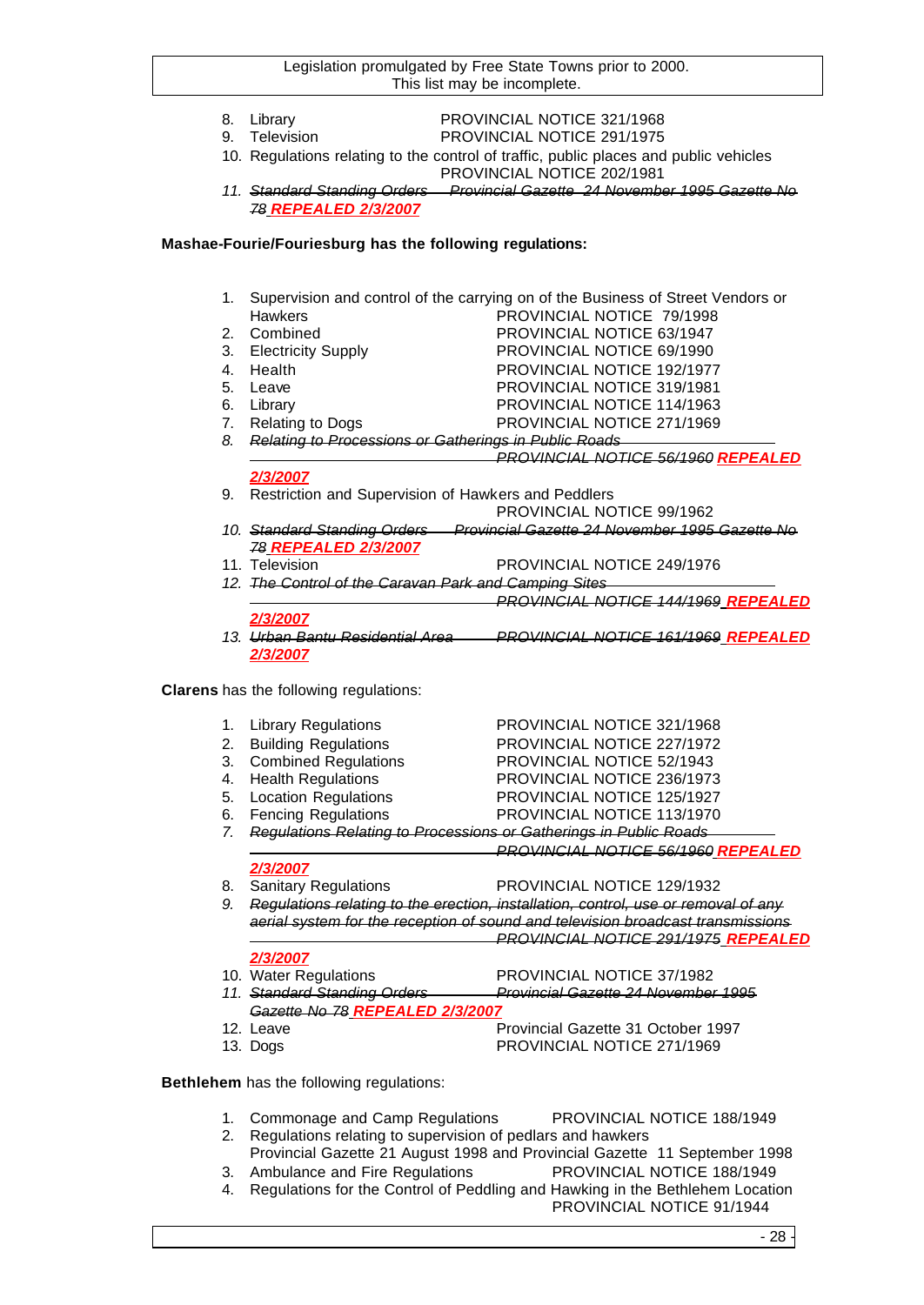8. Library PROVINCIAL NOTICE 321/1968
9. Television PROVINCIAL NOTICE 291/1975
10. Regulations relating to the control of traffic, public places and public vehicles PROVINCIAL NOTICE 202/1981
11. ~~*Standard Standing Orders Provincial Gazette 24 November 1995 Gazette No 78*~~ ***REPEALED 2/3/2007***

**Mashae-Fourie/Fouriesburg has the following regulations:**

1. Supervision and control of the carrying on of the Business of Street Vendors or Hawkers PROVINCIAL NOTICE 79/1998
2. Combined PROVINCIAL NOTICE 63/1947
3. Electricity Supply PROVINCIAL NOTICE 69/1990
4. Health PROVINCIAL NOTICE 192/1977
5. Leave PROVINCIAL NOTICE 319/1981
6. Library PROVINCIAL NOTICE 114/1963
7. Relating to Dogs PROVINCIAL NOTICE 271/1969
8. ~~*Relating to Processions or Gatherings in Public Roads PROVINCIAL NOTICE 56/1960*~~ ***REPEALED 2/3/2007***
9. Restriction and Supervision of Hawkers and Peddlers PROVINCIAL NOTICE 99/1962
10. ~~*Standard Standing Orders Provincial Gazette 24 November 1995 Gazette No 78*~~ ***REPEALED 2/3/2007***
11. Television PROVINCIAL NOTICE 249/1976
12. ~~*The Control of the Caravan Park and Camping Sites PROVINCIAL NOTICE 144/1969*~~ ***REPEALED 2/3/2007***
13. ~~*Urban Bantu Residential Area PROVINCIAL NOTICE 161/1969*~~ ***REPEALED 2/3/2007***

**Clarens** has the following regulations:

1. Library Regulations PROVINCIAL NOTICE 321/1968
2. Building Regulations PROVINCIAL NOTICE 227/1972
3. Combined Regulations PROVINCIAL NOTICE 52/1943
4. Health Regulations PROVINCIAL NOTICE 236/1973
5. Location Regulations PROVINCIAL NOTICE 125/1927
6. Fencing Regulations PROVINCIAL NOTICE 113/1970
7. ~~*Regulations Relating to Processions or Gatherings in Public Roads PROVINCIAL NOTICE 56/1960*~~ ***REPEALED 2/3/2007***
8. Sanitary Regulations PROVINCIAL NOTICE 129/1932
9. ~~*Regulations relating to the erection, installation, control, use or removal of any aerial system for the reception of sound and television broadcast transmissions PROVINCIAL NOTICE 291/1975*~~ ***REPEALED 2/3/2007***
10. Water Regulations PROVINCIAL NOTICE 37/1982
11. ~~*Standard Standing Orders Provincial Gazette 24 November 1995 Gazette No 78*~~ ***REPEALED 2/3/2007***
12. Leave Provincial Gazette 31 October 1997
13. Dogs PROVINCIAL NOTICE 271/1969

**Bethlehem** has the following regulations:

1. Commonage and Camp Regulations PROVINCIAL NOTICE 188/1949
2. Regulations relating to supervision of pedlars and hawkers Provincial Gazette 21 August 1998 and Provincial Gazette 11 September 1998
3. Ambulance and Fire Regulations PROVINCIAL NOTICE 188/1949
4. Regulations for the Control of Peddling and Hawking in the Bethlehem Location PROVINCIAL NOTICE 91/1944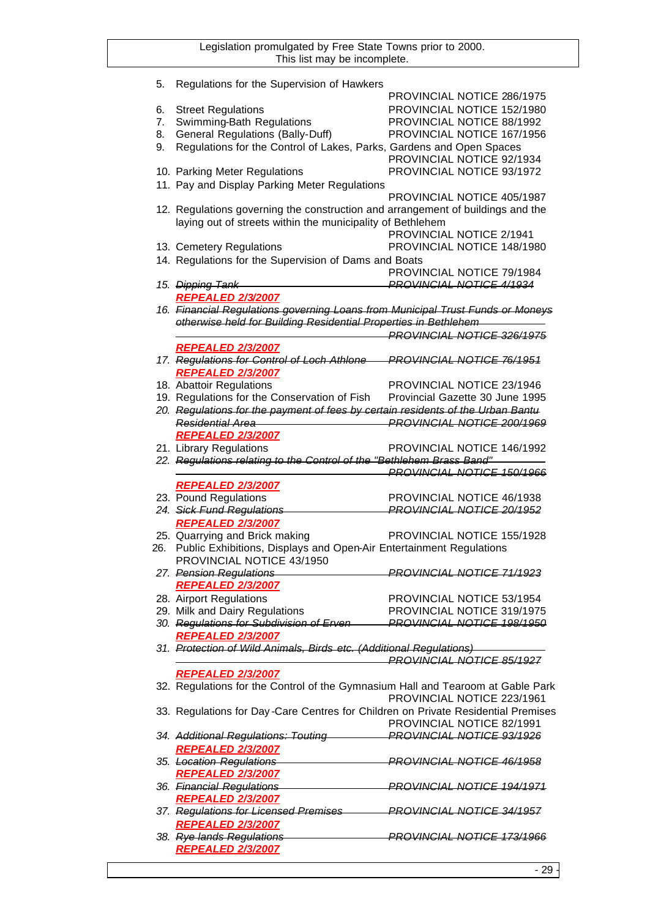5. Regulations for the Supervision of Hawkers
   PROVINCIAL NOTICE 286/1975
6. Street Regulations — PROVINCIAL NOTICE 152/1980
7. Swimming-Bath Regulations — PROVINCIAL NOTICE 88/1992
8. General Regulations (Bally-Duff) — PROVINCIAL NOTICE 167/1956
9. Regulations for the Control of Lakes, Parks, Gardens and Open Spaces
   PROVINCIAL NOTICE 92/1934
10. Parking Meter Regulations — PROVINCIAL NOTICE 93/1972
11. Pay and Display Parking Meter Regulations
    PROVINCIAL NOTICE 405/1987
12. Regulations governing the construction and arrangement of buildings and the laying out of streets within the municipality of Bethlehem
    PROVINCIAL NOTICE 2/1941
13. Cemetery Regulations — PROVINCIAL NOTICE 148/1980
14. Regulations for the Supervision of Dams and Boats
    PROVINCIAL NOTICE 79/1984
15. ~~*Dipping Tank — PROVINCIAL NOTICE 4/1934*~~
    ***REPEALED 2/3/2007***
16. ~~*Financial Regulations governing Loans from Municipal Trust Funds or Moneys otherwise held for Building Residential Properties in Bethlehem*~~
    ~~*PROVINCIAL NOTICE 326/1975*~~
    ***REPEALED 2/3/2007***
17. ~~*Regulations for Control of Loch Athlone — PROVINCIAL NOTICE 76/1951*~~
    ***REPEALED 2/3/2007***
18. Abattoir Regulations — PROVINCIAL NOTICE 23/1946
19. Regulations for the Conservation of Fish — Provincial Gazette 30 June 1995
20. ~~*Regulations for the payment of fees by certain residents of the Urban Bantu Residential Area — PROVINCIAL NOTICE 200/1969*~~
    ***REPEALED 2/3/2007***
21. Library Regulations — PROVINCIAL NOTICE 146/1992
22. ~~*Regulations relating to the Control of the "Bethlehem Brass Band"*~~
    ~~*PROVINCIAL NOTICE 150/1966*~~
    ***REPEALED 2/3/2007***
23. Pound Regulations — PROVINCIAL NOTICE 46/1938
24. ~~*Sick Fund Regulations — PROVINCIAL NOTICE 20/1952*~~
    ***REPEALED 2/3/2007***
25. Quarrying and Brick making — PROVINCIAL NOTICE 155/1928
26. Public Exhibitions, Displays and Open-Air Entertainment Regulations
    PROVINCIAL NOTICE 43/1950
27. ~~*Pension Regulations — PROVINCIAL NOTICE 71/1923*~~
    ***REPEALED 2/3/2007***
28. Airport Regulations — PROVINCIAL NOTICE 53/1954
29. Milk and Dairy Regulations — PROVINCIAL NOTICE 319/1975
30. ~~*Regulations for Subdivision of Erven — PROVINCIAL NOTICE 198/1950*~~
    ***REPEALED 2/3/2007***
31. ~~*Protection of Wild Animals, Birds etc. (Additional Regulations)*~~
    ~~*PROVINCIAL NOTICE 85/1927*~~
    ***REPEALED 2/3/2007***
32. Regulations for the Control of the Gymnasium Hall and Tearoom at Gable Park
    PROVINCIAL NOTICE 223/1961
33. Regulations for Day-Care Centres for Children on Private Residential Premises
    PROVINCIAL NOTICE 82/1991
34. ~~*Additional Regulations: Touting — PROVINCIAL NOTICE 93/1926*~~
    ***REPEALED 2/3/2007***
35. ~~*Location Regulations — PROVINCIAL NOTICE 46/1958*~~
    ***REPEALED 2/3/2007***
36. ~~*Financial Regulations — PROVINCIAL NOTICE 194/1971*~~
    ***REPEALED 2/3/2007***
37. ~~*Regulations for Licensed Premises — PROVINCIAL NOTICE 34/1957*~~
    ***REPEALED 2/3/2007***
38. ~~*Rye lands Regulations — PROVINCIAL NOTICE 173/1966*~~
    ***REPEALED 2/3/2007***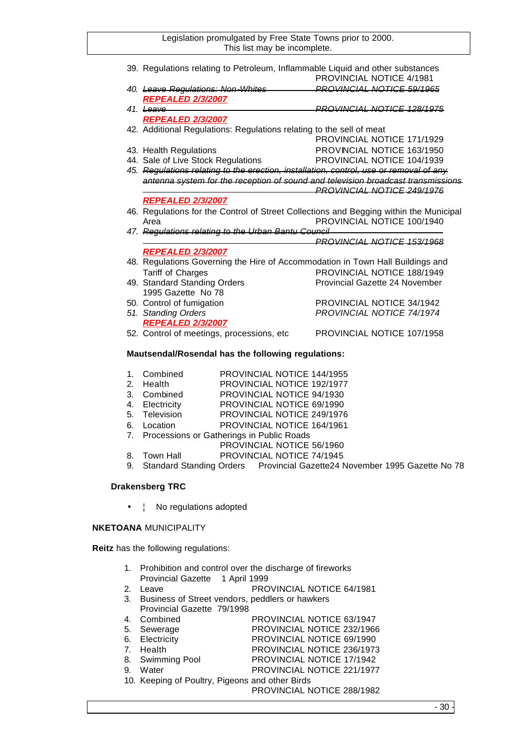39. Regulations relating to Petroleum, Inflammable Liquid and other substances PROVINCIAL NOTICE 4/1981
40. ~~*Leave Regulations: Non-Whites PROVINCIAL NOTICE 59/1965*~~
    ***REPEALED 2/3/2007***
41. ~~*Leave PROVINCIAL NOTICE 128/1975*~~
    ***REPEALED 2/3/2007***
42. Additional Regulations: Regulations relating to the sell of meat PROVINCIAL NOTICE 171/1929
43. Health Regulations PROVINCIAL NOTICE 163/1950
44. Sale of Live Stock Regulations PROVINCIAL NOTICE 104/1939
45. ~~*Regulations relating to the erection, installation, control, use or removal of any antenna system for the reception of sound and television broadcast transmissions PROVINCIAL NOTICE 249/1976*~~
    ***REPEALED 2/3/2007***
46. Regulations for the Control of Street Collections and Begging within the Municipal Area PROVINCIAL NOTICE 100/1940
47. ~~*Regulations relating to the Urban Bantu Council PROVINCIAL NOTICE 153/1968*~~
    ***REPEALED 2/3/2007***
48. Regulations Governing the Hire of Accommodation in Town Hall Buildings and Tariff of Charges PROVINCIAL NOTICE 188/1949
49. Standard Standing Orders Provincial Gazette 24 November 1995 Gazette No 78
50. Control of fumigation PROVINCIAL NOTICE 34/1942
51. *Standing Orders PROVINCIAL NOTICE 74/1974*
    ***REPEALED 2/3/2007***
52. Control of meetings, processions, etc PROVINCIAL NOTICE 107/1958

**Mautsendal/Rosendal has the following regulations:**

1. Combined PROVINCIAL NOTICE 144/1955
2. Health PROVINCIAL NOTICE 192/1977
3. Combined PROVINCIAL NOTICE 94/1930
4. Electricity PROVINCIAL NOTICE 69/1990
5. Television PROVINCIAL NOTICE 249/1976
6. Location PROVINCIAL NOTICE 164/1961
7. Processions or Gatherings in Public Roads PROVINCIAL NOTICE 56/1960
8. Town Hall PROVINCIAL NOTICE 74/1945
9. Standard Standing Orders Provincial Gazette24 November 1995 Gazette No 78

**Drakensberg TRC**

- No regulations adopted

**NKETOANA** MUNICIPALITY

**Reitz** has the following regulations:

1. Prohibition and control over the discharge of fireworks Provincial Gazette 1 April 1999
2. Leave PROVINCIAL NOTICE 64/1981
3. Business of Street vendors, peddlers or hawkers Provincial Gazette 79/1998
4. Combined PROVINCIAL NOTICE 63/1947
5. Sewerage PROVINCIAL NOTICE 232/1966
6. Electricity PROVINCIAL NOTICE 69/1990
7. Health PROVINCIAL NOTICE 236/1973
8. Swimming Pool PROVINCIAL NOTICE 17/1942
9. Water PROVINCIAL NOTICE 221/1977
10. Keeping of Poultry, Pigeons and other Birds PROVINCIAL NOTICE 288/1982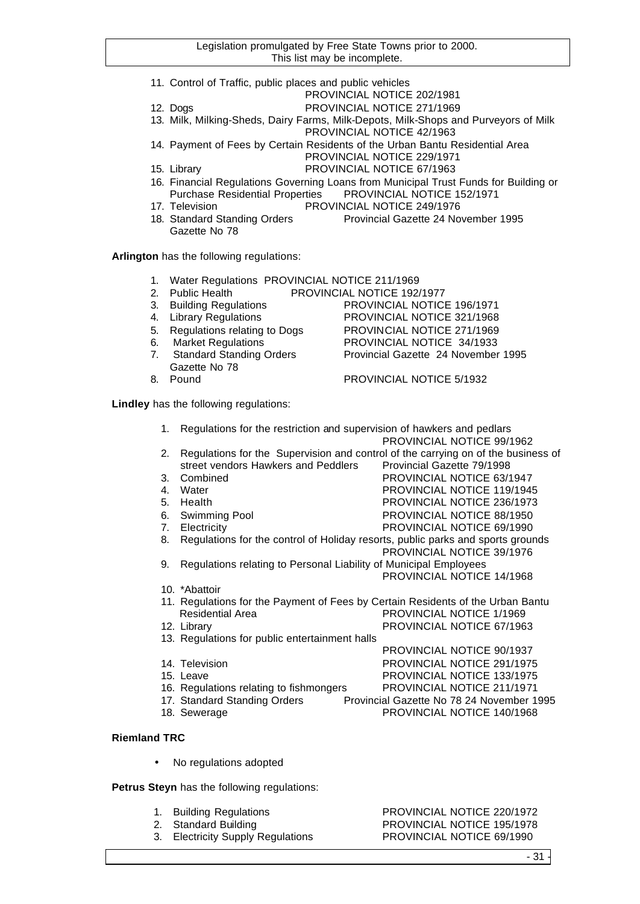11. Control of Traffic, public places and public vehicles PROVINCIAL NOTICE 202/1981
12. Dogs PROVINCIAL NOTICE 271/1969
13. Milk, Milking-Sheds, Dairy Farms, Milk-Depots, Milk-Shops and Purveyors of Milk PROVINCIAL NOTICE 42/1963
14. Payment of Fees by Certain Residents of the Urban Bantu Residential Area PROVINCIAL NOTICE 229/1971
15. Library PROVINCIAL NOTICE 67/1963
16. Financial Regulations Governing Loans from Municipal Trust Funds for Building or Purchase Residential Properties PROVINCIAL NOTICE 152/1971
17. Television PROVINCIAL NOTICE 249/1976
18. Standard Standing Orders Provincial Gazette 24 November 1995 Gazette No 78

**Arlington** has the following regulations:

1. Water Regulations PROVINCIAL NOTICE 211/1969
2. Public Health PROVINCIAL NOTICE 192/1977
3. Building Regulations PROVINCIAL NOTICE 196/1971
4. Library Regulations PROVINCIAL NOTICE 321/1968
5. Regulations relating to Dogs PROVINCIAL NOTICE 271/1969
6. Market Regulations PROVINCIAL NOTICE 34/1933
7. Standard Standing Orders Provincial Gazette 24 November 1995 Gazette No 78
8. Pound PROVINCIAL NOTICE 5/1932

**Lindley** has the following regulations:

1. Regulations for the restriction and supervision of hawkers and pedlars PROVINCIAL NOTICE 99/1962
2. Regulations for the Supervision and control of the carrying on of the business of street vendors Hawkers and Peddlers Provincial Gazette 79/1998
3. Combined PROVINCIAL NOTICE 63/1947
4. Water PROVINCIAL NOTICE 119/1945
5. Health PROVINCIAL NOTICE 236/1973
6. Swimming Pool PROVINCIAL NOTICE 88/1950
7. Electricity PROVINCIAL NOTICE 69/1990
8. Regulations for the control of Holiday resorts, public parks and sports grounds PROVINCIAL NOTICE 39/1976
9. Regulations relating to Personal Liability of Municipal Employees PROVINCIAL NOTICE 14/1968
10. *Abattoir
11. Regulations for the Payment of Fees by Certain Residents of the Urban Bantu Residential Area PROVINCIAL NOTICE 1/1969
12. Library PROVINCIAL NOTICE 67/1963
13. Regulations for public entertainment halls PROVINCIAL NOTICE 90/1937
14. Television PROVINCIAL NOTICE 291/1975
15. Leave PROVINCIAL NOTICE 133/1975
16. Regulations relating to fishmongers PROVINCIAL NOTICE 211/1971
17. Standard Standing Orders Provincial Gazette No 78 24 November 1995
18. Sewerage PROVINCIAL NOTICE 140/1968

**Riemland TRC**

- No regulations adopted

**Petrus Steyn** has the following regulations:

1. Building Regulations PROVINCIAL NOTICE 220/1972
2. Standard Building PROVINCIAL NOTICE 195/1978
3. Electricity Supply Regulations PROVINCIAL NOTICE 69/1990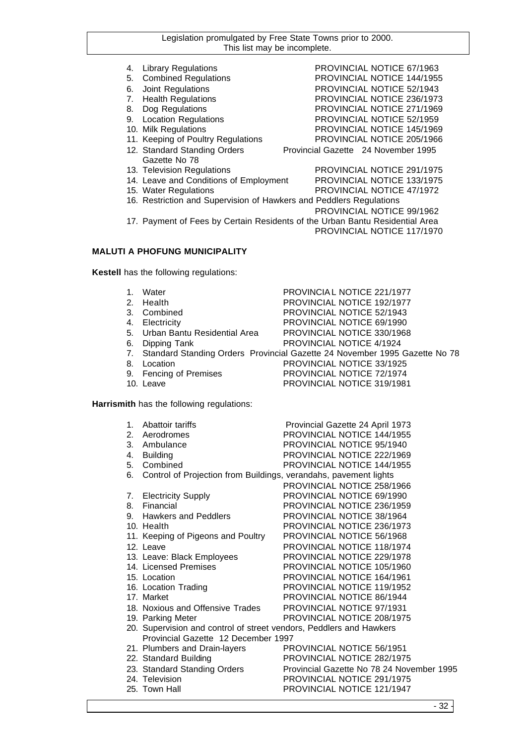4. Library Regulations PROVINCIAL NOTICE 67/1963
5. Combined Regulations PROVINCIAL NOTICE 144/1955
6. Joint Regulations PROVINCIAL NOTICE 52/1943
7. Health Regulations PROVINCIAL NOTICE 236/1973
8. Dog Regulations PROVINCIAL NOTICE 271/1969
9. Location Regulations PROVINCIAL NOTICE 52/1959
10. Milk Regulations PROVINCIAL NOTICE 145/1969
11. Keeping of Poultry Regulations PROVINCIAL NOTICE 205/1966
12. Standard Standing Orders Provincial Gazette 24 November 1995 Gazette No 78
13. Television Regulations PROVINCIAL NOTICE 291/1975
14. Leave and Conditions of Employment PROVINCIAL NOTICE 133/1975
15. Water Regulations PROVINCIAL NOTICE 47/1972
16. Restriction and Supervision of Hawkers and Peddlers Regulations PROVINCIAL NOTICE 99/1962
17. Payment of Fees by Certain Residents of the Urban Bantu Residential Area PROVINCIAL NOTICE 117/1970

**MALUTI A PHOFUNG MUNICIPALITY**

**Kestell** has the following regulations:

1. Water PROVINCIAL NOTICE 221/1977
2. Health PROVINCIAL NOTICE 192/1977
3. Combined PROVINCIAL NOTICE 52/1943
4. Electricity PROVINCIAL NOTICE 69/1990
5. Urban Bantu Residential Area PROVINCIAL NOTICE 330/1968
6. Dipping Tank PROVINCIAL NOTICE 4/1924
7. Standard Standing Orders Provincial Gazette 24 November 1995 Gazette No 78
8. Location PROVINCIAL NOTICE 33/1925
9. Fencing of Premises PROVINCIAL NOTICE 72/1974
10. Leave PROVINCIAL NOTICE 319/1981

**Harrismith** has the following regulations:

1. Abattoir tariffs Provincial Gazette 24 April 1973
2. Aerodromes PROVINCIAL NOTICE 144/1955
3. Ambulance PROVINCIAL NOTICE 95/1940
4. Building PROVINCIAL NOTICE 222/1969
5. Combined PROVINCIAL NOTICE 144/1955
6. Control of Projection from Buildings, verandahs, pavement lights PROVINCIAL NOTICE 258/1966
7. Electricity Supply PROVINCIAL NOTICE 69/1990
8. Financial PROVINCIAL NOTICE 236/1959
9. Hawkers and Peddlers PROVINCIAL NOTICE 38/1964
10. Health PROVINCIAL NOTICE 236/1973
11. Keeping of Pigeons and Poultry PROVINCIAL NOTICE 56/1968
12. Leave PROVINCIAL NOTICE 118/1974
13. Leave: Black Employees PROVINCIAL NOTICE 229/1978
14. Licensed Premises PROVINCIAL NOTICE 105/1960
15. Location PROVINCIAL NOTICE 164/1961
16. Location Trading PROVINCIAL NOTICE 119/1952
17. Market PROVINCIAL NOTICE 86/1944
18. Noxious and Offensive Trades PROVINCIAL NOTICE 97/1931
19. Parking Meter PROVINCIAL NOTICE 208/1975
20. Supervision and control of street vendors, Peddlers and Hawkers Provincial Gazette 12 December 1997
21. Plumbers and Drain-layers PROVINCIAL NOTICE 56/1951
22. Standard Building PROVINCIAL NOTICE 282/1975
23. Standard Standing Orders Provincial Gazette No 78 24 November 1995
24. Television PROVINCIAL NOTICE 291/1975
25. Town Hall PROVINCIAL NOTICE 121/1947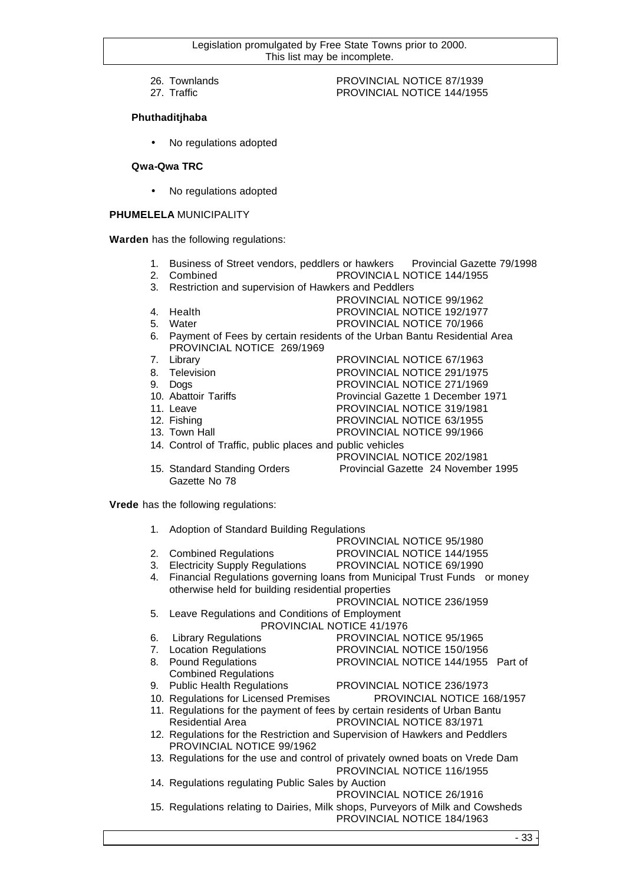26. Townlands PROVINCIAL NOTICE 87/1939
27. Traffic PROVINCIAL NOTICE 144/1955

**Phuthaditjhaba**

- No regulations adopted

**Qwa-Qwa TRC**

- No regulations adopted

**PHUMELELA** MUNICIPALITY

**Warden** has the following regulations:

1. Business of Street vendors, peddlers or hawkers Provincial Gazette 79/1998
2. Combined PROVINCIAL NOTICE 144/1955
3. Restriction and supervision of Hawkers and Peddlers PROVINCIAL NOTICE 99/1962
4. Health PROVINCIAL NOTICE 192/1977
5. Water PROVINCIAL NOTICE 70/1966
6. Payment of Fees by certain residents of the Urban Bantu Residential Area PROVINCIAL NOTICE 269/1969
7. Library PROVINCIAL NOTICE 67/1963
8. Television PROVINCIAL NOTICE 291/1975
9. Dogs PROVINCIAL NOTICE 271/1969
10. Abattoir Tariffs Provincial Gazette 1 December 1971
11. Leave PROVINCIAL NOTICE 319/1981
12. Fishing PROVINCIAL NOTICE 63/1955
13. Town Hall PROVINCIAL NOTICE 99/1966
14. Control of Traffic, public places and public vehicles PROVINCIAL NOTICE 202/1981
15. Standard Standing Orders Provincial Gazette 24 November 1995 Gazette No 78

**Vrede** has the following regulations:

1. Adoption of Standard Building Regulations PROVINCIAL NOTICE 95/1980
2. Combined Regulations PROVINCIAL NOTICE 144/1955
3. Electricity Supply Regulations PROVINCIAL NOTICE 69/1990
4. Financial Regulations governing loans from Municipal Trust Funds or money otherwise held for building residential properties PROVINCIAL NOTICE 236/1959
5. Leave Regulations and Conditions of Employment PROVINCIAL NOTICE 41/1976
6. Library Regulations PROVINCIAL NOTICE 95/1965
7. Location Regulations PROVINCIAL NOTICE 150/1956
8. Pound Regulations PROVINCIAL NOTICE 144/1955 Part of Combined Regulations
9. Public Health Regulations PROVINCIAL NOTICE 236/1973
10. Regulations for Licensed Premises PROVINCIAL NOTICE 168/1957
11. Regulations for the payment of fees by certain residents of Urban Bantu Residential Area PROVINCIAL NOTICE 83/1971
12. Regulations for the Restriction and Supervision of Hawkers and Peddlers PROVINCIAL NOTICE 99/1962
13. Regulations for the use and control of privately owned boats on Vrede Dam PROVINCIAL NOTICE 116/1955
14. Regulations regulating Public Sales by Auction PROVINCIAL NOTICE 26/1916
15. Regulations relating to Dairies, Milk shops, Purveyors of Milk and Cowsheds PROVINCIAL NOTICE 184/1963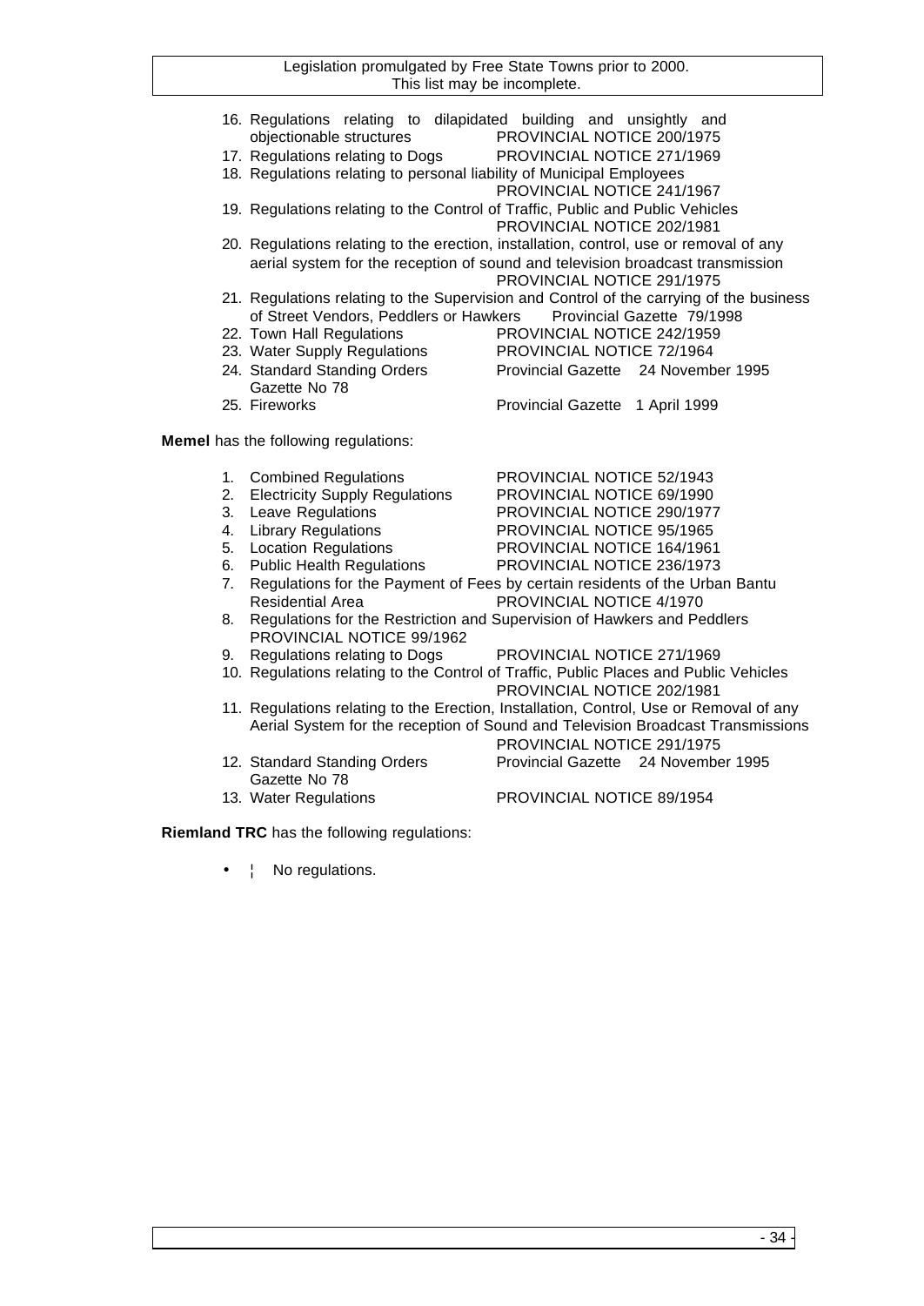16. Regulations relating to dilapidated building and unsightly and objectionable structures PROVINCIAL NOTICE 200/1975
17. Regulations relating to Dogs PROVINCIAL NOTICE 271/1969
18. Regulations relating to personal liability of Municipal Employees PROVINCIAL NOTICE 241/1967
19. Regulations relating to the Control of Traffic, Public and Public Vehicles PROVINCIAL NOTICE 202/1981
20. Regulations relating to the erection, installation, control, use or removal of any aerial system for the reception of sound and television broadcast transmission PROVINCIAL NOTICE 291/1975
21. Regulations relating to the Supervision and Control of the carrying of the business of Street Vendors, Peddlers or Hawkers Provincial Gazette 79/1998
22. Town Hall Regulations PROVINCIAL NOTICE 242/1959
23. Water Supply Regulations PROVINCIAL NOTICE 72/1964
24. Standard Standing Orders Provincial Gazette 24 November 1995 Gazette No 78
25. Fireworks Provincial Gazette 1 April 1999

**Memel** has the following regulations:

1. Combined Regulations PROVINCIAL NOTICE 52/1943
2. Electricity Supply Regulations PROVINCIAL NOTICE 69/1990
3. Leave Regulations PROVINCIAL NOTICE 290/1977
4. Library Regulations PROVINCIAL NOTICE 95/1965
5. Location Regulations PROVINCIAL NOTICE 164/1961
6. Public Health Regulations PROVINCIAL NOTICE 236/1973
7. Regulations for the Payment of Fees by certain residents of the Urban Bantu Residential Area PROVINCIAL NOTICE 4/1970
8. Regulations for the Restriction and Supervision of Hawkers and Peddlers PROVINCIAL NOTICE 99/1962
9. Regulations relating to Dogs PROVINCIAL NOTICE 271/1969
10. Regulations relating to the Control of Traffic, Public Places and Public Vehicles PROVINCIAL NOTICE 202/1981
11. Regulations relating to the Erection, Installation, Control, Use or Removal of any Aerial System for the reception of Sound and Television Broadcast Transmissions PROVINCIAL NOTICE 291/1975
12. Standard Standing Orders Provincial Gazette 24 November 1995 Gazette No 78
13. Water Regulations PROVINCIAL NOTICE 89/1954

**Riemland TRC** has the following regulations:

- ¦ No regulations.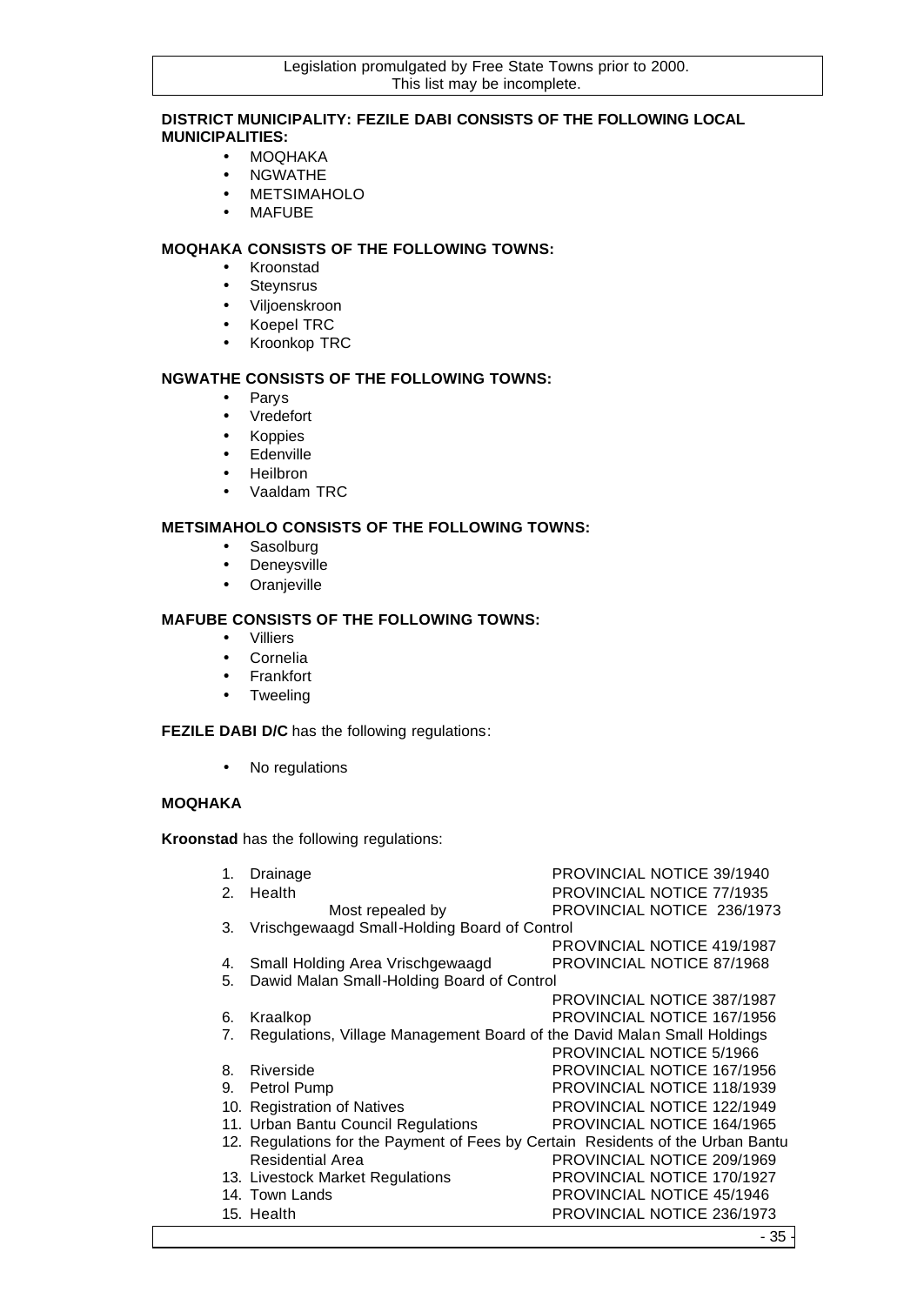Legislation promulgated by Free State Towns prior to 2000.
This list may be incomplete.

**DISTRICT MUNICIPALITY: FEZILE DABI CONSISTS OF THE FOLLOWING LOCAL MUNICIPALITIES:**

- MOQHAKA
- NGWATHE
- METSIMAHOLO
- MAFUBE

**MOQHAKA CONSISTS OF THE FOLLOWING TOWNS:**

- Kroonstad
- Steynsrus
- Viljoenskroon
- Koepel TRC
- Kroonkop TRC

**NGWATHE CONSISTS OF THE FOLLOWING TOWNS:**

- Parys
- Vredefort
- Koppies
- Edenville
- Heilbron
- Vaaldam TRC

**METSIMAHOLO CONSISTS OF THE FOLLOWING TOWNS:**

- Sasolburg
- Deneysville
- Oranjeville

**MAFUBE CONSISTS OF THE FOLLOWING TOWNS:**

- Villiers
- Cornelia
- Frankfort
- Tweeling

**FEZILE DABI D/C** has the following regulations:

- No regulations

**MOQHAKA**

**Kroonstad** has the following regulations:

1. Drainage — PROVINCIAL NOTICE 39/1940
2. Health — PROVINCIAL NOTICE 77/1935
   Most repealed by — PROVINCIAL NOTICE 236/1973
3. Vrischgewaagd Small-Holding Board of Control — PROVINCIAL NOTICE 419/1987
4. Small Holding Area Vrischgewaagd — PROVINCIAL NOTICE 87/1968
5. Dawid Malan Small-Holding Board of Control — PROVINCIAL NOTICE 387/1987
6. Kraalkop — PROVINCIAL NOTICE 167/1956
7. Regulations, Village Management Board of the David Malan Small Holdings — PROVINCIAL NOTICE 5/1966
8. Riverside — PROVINCIAL NOTICE 167/1956
9. Petrol Pump — PROVINCIAL NOTICE 118/1939
10. Registration of Natives — PROVINCIAL NOTICE 122/1949
11. Urban Bantu Council Regulations — PROVINCIAL NOTICE 164/1965
12. Regulations for the Payment of Fees by Certain Residents of the Urban Bantu Residential Area — PROVINCIAL NOTICE 209/1969
13. Livestock Market Regulations — PROVINCIAL NOTICE 170/1927
14. Town Lands — PROVINCIAL NOTICE 45/1946
15. Health — PROVINCIAL NOTICE 236/1973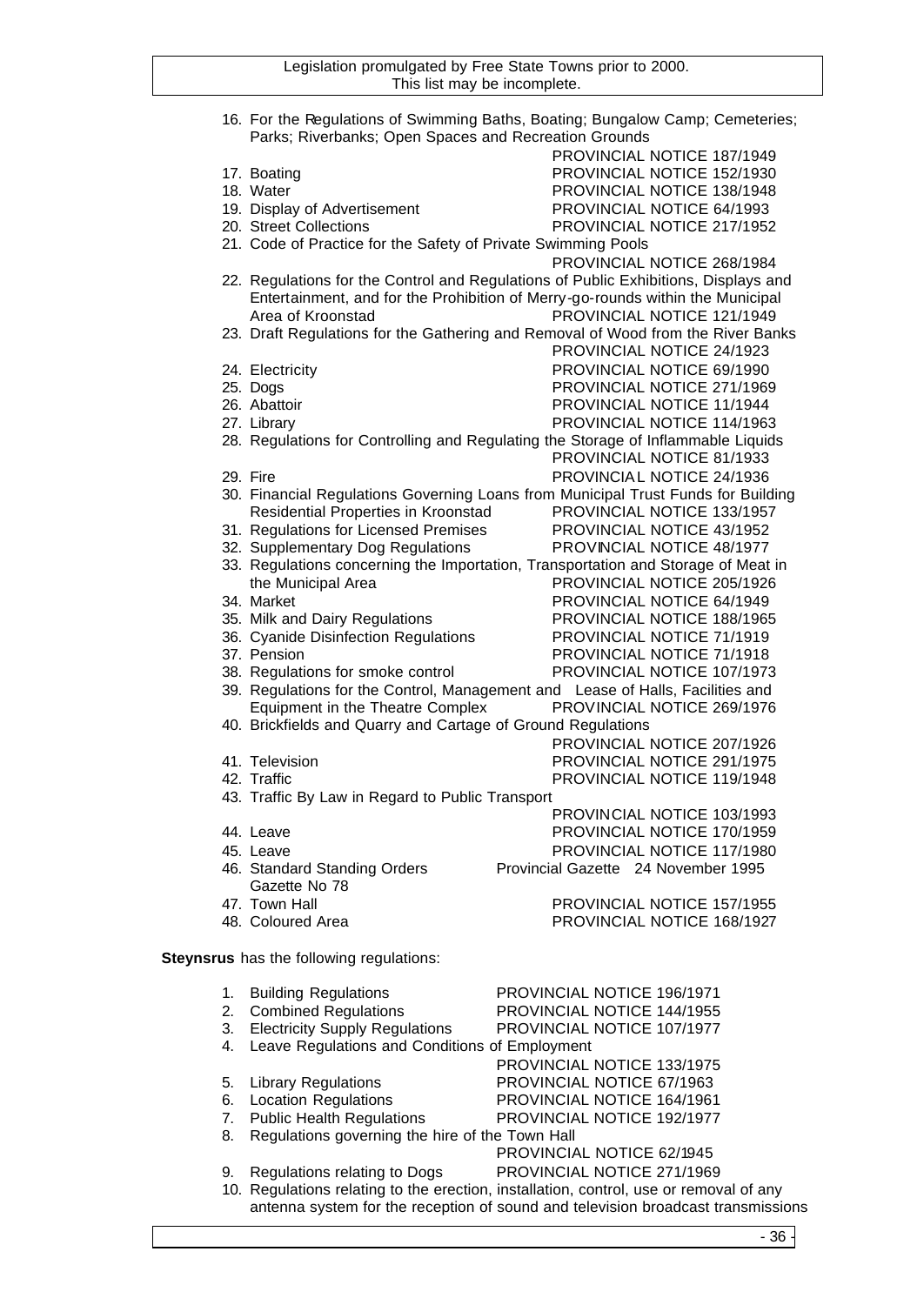16. For the Regulations of Swimming Baths, Boating; Bungalow Camp; Cemeteries; Parks; Riverbanks; Open Spaces and Recreation Grounds PROVINCIAL NOTICE 187/1949
17. Boating PROVINCIAL NOTICE 152/1930
18. Water PROVINCIAL NOTICE 138/1948
19. Display of Advertisement PROVINCIAL NOTICE 64/1993
20. Street Collections PROVINCIAL NOTICE 217/1952
21. Code of Practice for the Safety of Private Swimming Pools PROVINCIAL NOTICE 268/1984
22. Regulations for the Control and Regulations of Public Exhibitions, Displays and Entertainment, and for the Prohibition of Merry-go-rounds within the Municipal Area of Kroonstad PROVINCIAL NOTICE 121/1949
23. Draft Regulations for the Gathering and Removal of Wood from the River Banks PROVINCIAL NOTICE 24/1923
24. Electricity PROVINCIAL NOTICE 69/1990
25. Dogs PROVINCIAL NOTICE 271/1969
26. Abattoir PROVINCIAL NOTICE 11/1944
27. Library PROVINCIAL NOTICE 114/1963
28. Regulations for Controlling and Regulating the Storage of Inflammable Liquids PROVINCIAL NOTICE 81/1933
29. Fire PROVINCIAL NOTICE 24/1936
30. Financial Regulations Governing Loans from Municipal Trust Funds for Building Residential Properties in Kroonstad PROVINCIAL NOTICE 133/1957
31. Regulations for Licensed Premises PROVINCIAL NOTICE 43/1952
32. Supplementary Dog Regulations PROVINCIAL NOTICE 48/1977
33. Regulations concerning the Importation, Transportation and Storage of Meat in the Municipal Area PROVINCIAL NOTICE 205/1926
34. Market PROVINCIAL NOTICE 64/1949
35. Milk and Dairy Regulations PROVINCIAL NOTICE 188/1965
36. Cyanide Disinfection Regulations PROVINCIAL NOTICE 71/1919
37. Pension PROVINCIAL NOTICE 71/1918
38. Regulations for smoke control PROVINCIAL NOTICE 107/1973
39. Regulations for the Control, Management and Lease of Halls, Facilities and Equipment in the Theatre Complex PROVINCIAL NOTICE 269/1976
40. Brickfields and Quarry and Cartage of Ground Regulations PROVINCIAL NOTICE 207/1926
41. Television PROVINCIAL NOTICE 291/1975
42. Traffic PROVINCIAL NOTICE 119/1948
43. Traffic By Law in Regard to Public Transport PROVINCIAL NOTICE 103/1993
44. Leave PROVINCIAL NOTICE 170/1959
45. Leave PROVINCIAL NOTICE 117/1980
46. Standard Standing Orders Gazette No 78 Provincial Gazette 24 November 1995
47. Town Hall PROVINCIAL NOTICE 157/1955
48. Coloured Area PROVINCIAL NOTICE 168/1927

**Steynsrus** has the following regulations:

1. Building Regulations PROVINCIAL NOTICE 196/1971
2. Combined Regulations PROVINCIAL NOTICE 144/1955
3. Electricity Supply Regulations PROVINCIAL NOTICE 107/1977
4. Leave Regulations and Conditions of Employment PROVINCIAL NOTICE 133/1975
5. Library Regulations PROVINCIAL NOTICE 67/1963
6. Location Regulations PROVINCIAL NOTICE 164/1961
7. Public Health Regulations PROVINCIAL NOTICE 192/1977
8. Regulations governing the hire of the Town Hall PROVINCIAL NOTICE 62/1945
9. Regulations relating to Dogs PROVINCIAL NOTICE 271/1969
10. Regulations relating to the erection, installation, control, use or removal of any antenna system for the reception of sound and television broadcast transmissions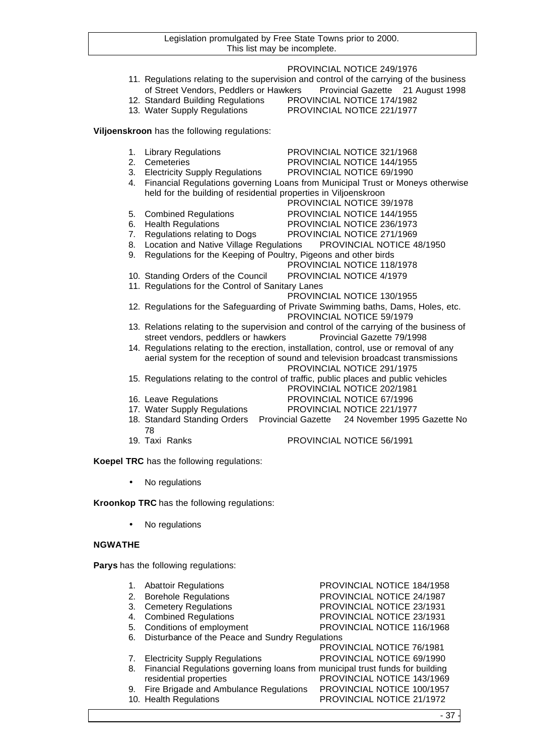PROVINCIAL NOTICE 249/1976

11. Regulations relating to the supervision and control of the carrying of the business of Street Vendors, Peddlers or Hawkers   Provincial Gazette 21 August 1998
12. Standard Building Regulations   PROVINCIAL NOTICE 174/1982
13. Water Supply Regulations   PROVINCIAL NOTICE 221/1977

**Viljoenskroon** has the following regulations:

1. Library Regulations   PROVINCIAL NOTICE 321/1968
2. Cemeteries   PROVINCIAL NOTICE 144/1955
3. Electricity Supply Regulations   PROVINCIAL NOTICE 69/1990
4. Financial Regulations governing Loans from Municipal Trust or Moneys otherwise held for the building of residential properties in Viljoenskroon   PROVINCIAL NOTICE 39/1978
5. Combined Regulations   PROVINCIAL NOTICE 144/1955
6. Health Regulations   PROVINCIAL NOTICE 236/1973
7. Regulations relating to Dogs   PROVINCIAL NOTICE 271/1969
8. Location and Native Village Regulations   PROVINCIAL NOTICE 48/1950
9. Regulations for the Keeping of Poultry, Pigeons and other birds   PROVINCIAL NOTICE 118/1978
10. Standing Orders of the Council   PROVINCIAL NOTICE 4/1979
11. Regulations for the Control of Sanitary Lanes   PROVINCIAL NOTICE 130/1955
12. Regulations for the Safeguarding of Private Swimming baths, Dams, Holes, etc.   PROVINCIAL NOTICE 59/1979
13. Relations relating to the supervision and control of the carrying of the business of street vendors, peddlers or hawkers   Provincial Gazette 79/1998
14. Regulations relating to the erection, installation, control, use or removal of any aerial system for the reception of sound and television broadcast transmissions   PROVINCIAL NOTICE 291/1975
15. Regulations relating to the control of traffic, public places and public vehicles   PROVINCIAL NOTICE 202/1981
16. Leave Regulations   PROVINCIAL NOTICE 67/1996
17. Water Supply Regulations   PROVINCIAL NOTICE 221/1977
18. Standard Standing Orders   Provincial Gazette 24 November 1995 Gazette No 78
19. Taxi Ranks   PROVINCIAL NOTICE 56/1991

**Koepel TRC** has the following regulations:

- No regulations

**Kroonkop TRC** has the following regulations:

- No regulations

**NGWATHE**

**Parys** has the following regulations:

1. Abattoir Regulations   PROVINCIAL NOTICE 184/1958
2. Borehole Regulations   PROVINCIAL NOTICE 24/1987
3. Cemetery Regulations   PROVINCIAL NOTICE 23/1931
4. Combined Regulations   PROVINCIAL NOTICE 23/1931
5. Conditions of employment   PROVINCIAL NOTICE 116/1968
6. Disturbance of the Peace and Sundry Regulations   PROVINCIAL NOTICE 76/1981
7. Electricity Supply Regulations   PROVINCIAL NOTICE 69/1990
8. Financial Regulations governing loans from municipal trust funds for building residential properties   PROVINCIAL NOTICE 143/1969
9. Fire Brigade and Ambulance Regulations   PROVINCIAL NOTICE 100/1957
10. Health Regulations   PROVINCIAL NOTICE 21/1972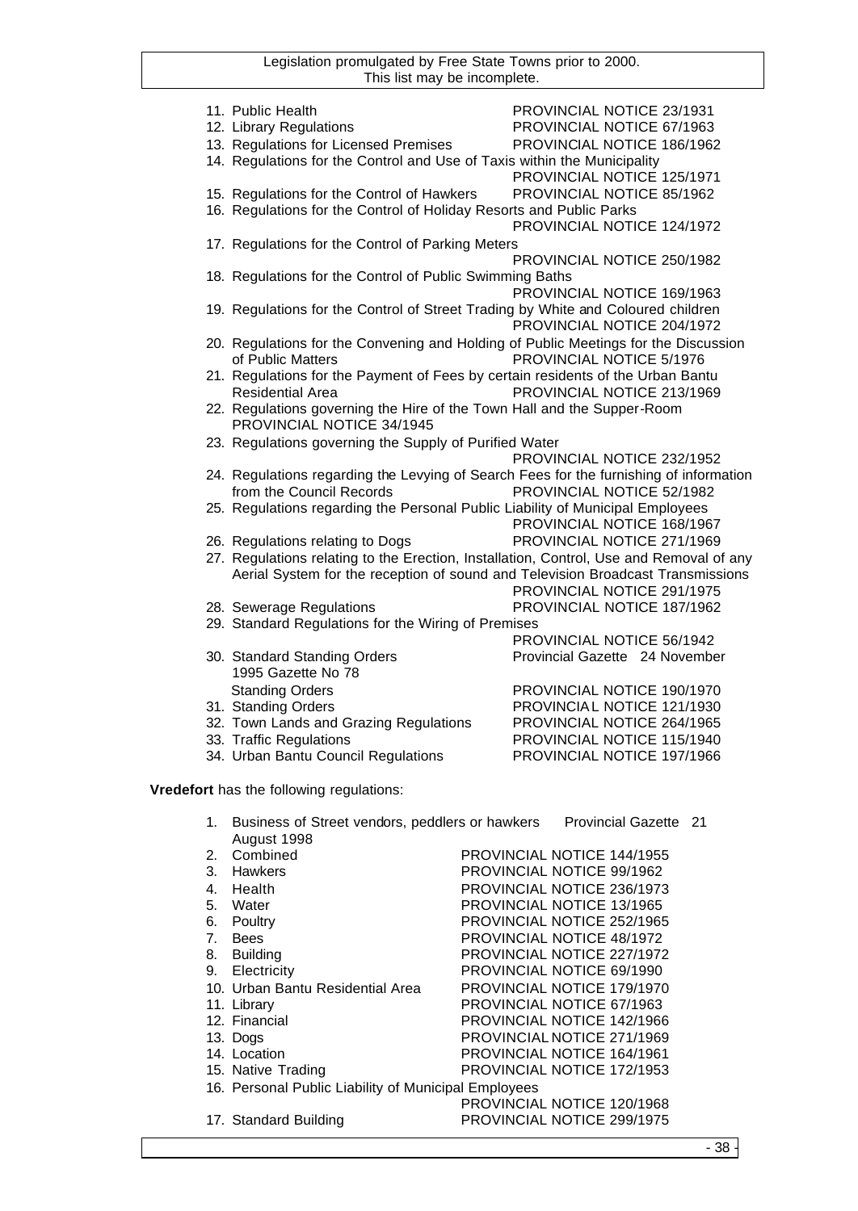11. Public Health PROVINCIAL NOTICE 23/1931
12. Library Regulations PROVINCIAL NOTICE 67/1963
13. Regulations for Licensed Premises PROVINCIAL NOTICE 186/1962
14. Regulations for the Control and Use of Taxis within the Municipality PROVINCIAL NOTICE 125/1971
15. Regulations for the Control of Hawkers PROVINCIAL NOTICE 85/1962
16. Regulations for the Control of Holiday Resorts and Public Parks PROVINCIAL NOTICE 124/1972
17. Regulations for the Control of Parking Meters PROVINCIAL NOTICE 250/1982
18. Regulations for the Control of Public Swimming Baths PROVINCIAL NOTICE 169/1963
19. Regulations for the Control of Street Trading by White and Coloured children PROVINCIAL NOTICE 204/1972
20. Regulations for the Convening and Holding of Public Meetings for the Discussion of Public Matters PROVINCIAL NOTICE 5/1976
21. Regulations for the Payment of Fees by certain residents of the Urban Bantu Residential Area PROVINCIAL NOTICE 213/1969
22. Regulations governing the Hire of the Town Hall and the Supper-Room PROVINCIAL NOTICE 34/1945
23. Regulations governing the Supply of Purified Water PROVINCIAL NOTICE 232/1952
24. Regulations regarding the Levying of Search Fees for the furnishing of information from the Council Records PROVINCIAL NOTICE 52/1982
25. Regulations regarding the Personal Public Liability of Municipal Employees PROVINCIAL NOTICE 168/1967
26. Regulations relating to Dogs PROVINCIAL NOTICE 271/1969
27. Regulations relating to the Erection, Installation, Control, Use and Removal of any Aerial System for the reception of sound and Television Broadcast Transmissions PROVINCIAL NOTICE 291/1975
28. Sewerage Regulations PROVINCIAL NOTICE 187/1962
29. Standard Regulations for the Wiring of Premises PROVINCIAL NOTICE 56/1942
30. Standard Standing Orders Provincial Gazette 24 November 1995 Gazette No 78
    Standing Orders PROVINCIAL NOTICE 190/1970
31. Standing Orders PROVINCIAL NOTICE 121/1930
32. Town Lands and Grazing Regulations PROVINCIAL NOTICE 264/1965
33. Traffic Regulations PROVINCIAL NOTICE 115/1940
34. Urban Bantu Council Regulations PROVINCIAL NOTICE 197/1966

**Vredefort** has the following regulations:

1. Business of Street vendors, peddlers or hawkers Provincial Gazette 21 August 1998
2. Combined PROVINCIAL NOTICE 144/1955
3. Hawkers PROVINCIAL NOTICE 99/1962
4. Health PROVINCIAL NOTICE 236/1973
5. Water PROVINCIAL NOTICE 13/1965
6. Poultry PROVINCIAL NOTICE 252/1965
7. Bees PROVINCIAL NOTICE 48/1972
8. Building PROVINCIAL NOTICE 227/1972
9. Electricity PROVINCIAL NOTICE 69/1990
10. Urban Bantu Residential Area PROVINCIAL NOTICE 179/1970
11. Library PROVINCIAL NOTICE 67/1963
12. Financial PROVINCIAL NOTICE 142/1966
13. Dogs PROVINCIAL NOTICE 271/1969
14. Location PROVINCIAL NOTICE 164/1961
15. Native Trading PROVINCIAL NOTICE 172/1953
16. Personal Public Liability of Municipal Employees PROVINCIAL NOTICE 120/1968
17. Standard Building PROVINCIAL NOTICE 299/1975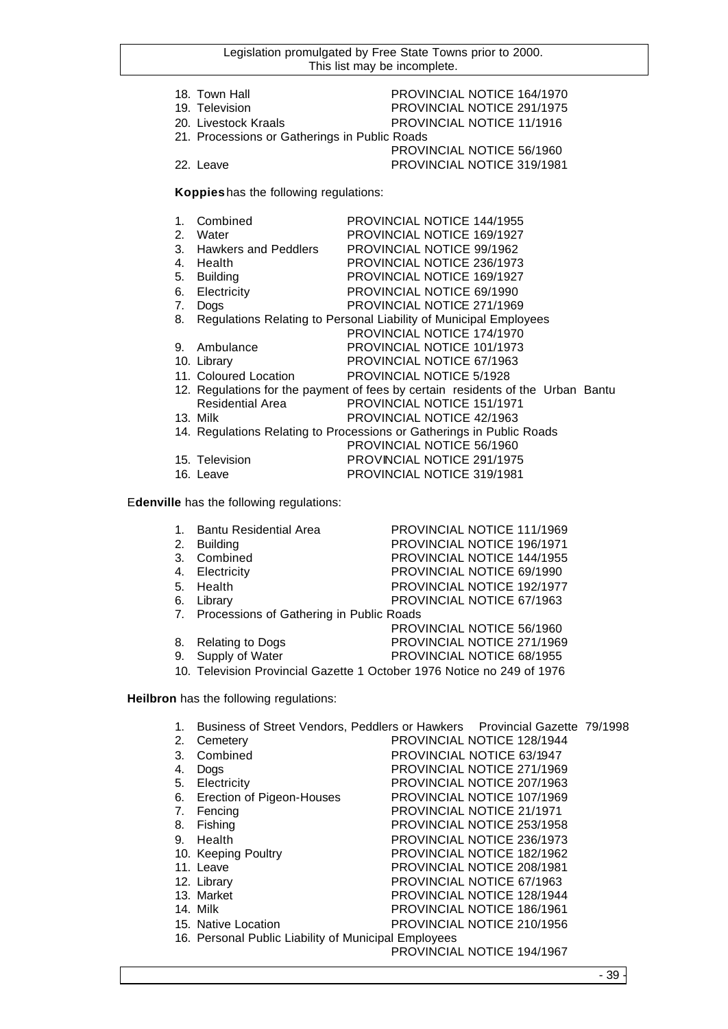18. Town Hall PROVINCIAL NOTICE 164/1970
19. Television PROVINCIAL NOTICE 291/1975
20. Livestock Kraals PROVINCIAL NOTICE 11/1916
21. Processions or Gatherings in Public Roads
    PROVINCIAL NOTICE 56/1960
22. Leave PROVINCIAL NOTICE 319/1981

**Koppies** has the following regulations:

1. Combined PROVINCIAL NOTICE 144/1955
2. Water PROVINCIAL NOTICE 169/1927
3. Hawkers and Peddlers PROVINCIAL NOTICE 99/1962
4. Health PROVINCIAL NOTICE 236/1973
5. Building PROVINCIAL NOTICE 169/1927
6. Electricity PROVINCIAL NOTICE 69/1990
7. Dogs PROVINCIAL NOTICE 271/1969
8. Regulations Relating to Personal Liability of Municipal Employees
   PROVINCIAL NOTICE 174/1970
9. Ambulance PROVINCIAL NOTICE 101/1973
10. Library PROVINCIAL NOTICE 67/1963
11. Coloured Location PROVINCIAL NOTICE 5/1928
12. Regulations for the payment of fees by certain residents of the Urban Bantu Residential Area PROVINCIAL NOTICE 151/1971
13. Milk PROVINCIAL NOTICE 42/1963
14. Regulations Relating to Processions or Gatherings in Public Roads
    PROVINCIAL NOTICE 56/1960
15. Television PROVINCIAL NOTICE 291/1975
16. Leave PROVINCIAL NOTICE 319/1981

**Edenville** has the following regulations:

1. Bantu Residential Area PROVINCIAL NOTICE 111/1969
2. Building PROVINCIAL NOTICE 196/1971
3. Combined PROVINCIAL NOTICE 144/1955
4. Electricity PROVINCIAL NOTICE 69/1990
5. Health PROVINCIAL NOTICE 192/1977
6. Library PROVINCIAL NOTICE 67/1963
7. Processions of Gathering in Public Roads
   PROVINCIAL NOTICE 56/1960
8. Relating to Dogs PROVINCIAL NOTICE 271/1969
9. Supply of Water PROVINCIAL NOTICE 68/1955
10. Television Provincial Gazette 1 October 1976 Notice no 249 of 1976

**Heilbron** has the following regulations:

1. Business of Street Vendors, Peddlers or Hawkers Provincial Gazette 79/1998
2. Cemetery PROVINCIAL NOTICE 128/1944
3. Combined PROVINCIAL NOTICE 63/1947
4. Dogs PROVINCIAL NOTICE 271/1969
5. Electricity PROVINCIAL NOTICE 207/1963
6. Erection of Pigeon-Houses PROVINCIAL NOTICE 107/1969
7. Fencing PROVINCIAL NOTICE 21/1971
8. Fishing PROVINCIAL NOTICE 253/1958
9. Health PROVINCIAL NOTICE 236/1973
10. Keeping Poultry PROVINCIAL NOTICE 182/1962
11. Leave PROVINCIAL NOTICE 208/1981
12. Library PROVINCIAL NOTICE 67/1963
13. Market PROVINCIAL NOTICE 128/1944
14. Milk PROVINCIAL NOTICE 186/1961
15. Native Location PROVINCIAL NOTICE 210/1956
16. Personal Public Liability of Municipal Employees
    PROVINCIAL NOTICE 194/1967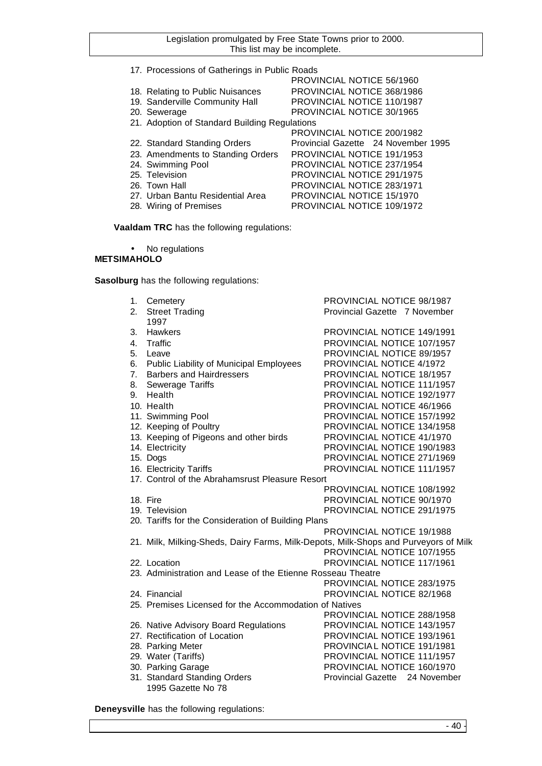17. Processions of Gatherings in Public Roads — PROVINCIAL NOTICE 56/1960
18. Relating to Public Nuisances — PROVINCIAL NOTICE 368/1986
19. Sanderville Community Hall — PROVINCIAL NOTICE 110/1987
20. Sewerage — PROVINCIAL NOTICE 30/1965
21. Adoption of Standard Building Regulations — PROVINCIAL NOTICE 200/1982
22. Standard Standing Orders — Provincial Gazette 24 November 1995
23. Amendments to Standing Orders — PROVINCIAL NOTICE 191/1953
24. Swimming Pool — PROVINCIAL NOTICE 237/1954
25. Television — PROVINCIAL NOTICE 291/1975
26. Town Hall — PROVINCIAL NOTICE 283/1971
27. Urban Bantu Residential Area — PROVINCIAL NOTICE 15/1970
28. Wiring of Premises — PROVINCIAL NOTICE 109/1972

**Vaaldam TRC** has the following regulations:

- No regulations

**METSIMAHOLO**

**Sasolburg** has the following regulations:

1. Cemetery — PROVINCIAL NOTICE 98/1987
2. Street Trading — Provincial Gazette 7 November 1997
3. Hawkers — PROVINCIAL NOTICE 149/1991
4. Traffic — PROVINCIAL NOTICE 107/1957
5. Leave — PROVINCIAL NOTICE 89/1957
6. Public Liability of Municipal Employees — PROVINCIAL NOTICE 4/1972
7. Barbers and Hairdressers — PROVINCIAL NOTICE 18/1957
8. Sewerage Tariffs — PROVINCIAL NOTICE 111/1957
9. Health — PROVINCIAL NOTICE 192/1977
10. Health — PROVINCIAL NOTICE 46/1966
11. Swimming Pool — PROVINCIAL NOTICE 157/1992
12. Keeping of Poultry — PROVINCIAL NOTICE 134/1958
13. Keeping of Pigeons and other birds — PROVINCIAL NOTICE 41/1970
14. Electricity — PROVINCIAL NOTICE 190/1983
15. Dogs — PROVINCIAL NOTICE 271/1969
16. Electricity Tariffs — PROVINCIAL NOTICE 111/1957
17. Control of the Abrahamsrust Pleasure Resort — PROVINCIAL NOTICE 108/1992
18. Fire — PROVINCIAL NOTICE 90/1970
19. Television — PROVINCIAL NOTICE 291/1975
20. Tariffs for the Consideration of Building Plans — PROVINCIAL NOTICE 19/1988
21. Milk, Milking-Sheds, Dairy Farms, Milk-Depots, Milk-Shops and Purveyors of Milk — PROVINCIAL NOTICE 107/1955
22. Location — PROVINCIAL NOTICE 117/1961
23. Administration and Lease of the Etienne Rosseau Theatre — PROVINCIAL NOTICE 283/1975
24. Financial — PROVINCIAL NOTICE 82/1968
25. Premises Licensed for the Accommodation of Natives — PROVINCIAL NOTICE 288/1958
26. Native Advisory Board Regulations — PROVINCIAL NOTICE 143/1957
27. Rectification of Location — PROVINCIAL NOTICE 193/1961
28. Parking Meter — PROVINCIAL NOTICE 191/1981
29. Water (Tariffs) — PROVINCIAL NOTICE 111/1957
30. Parking Garage — PROVINCIAL NOTICE 160/1970
31. Standard Standing Orders — Provincial Gazette 24 November 1995 Gazette No 78

**Deneysville** has the following regulations: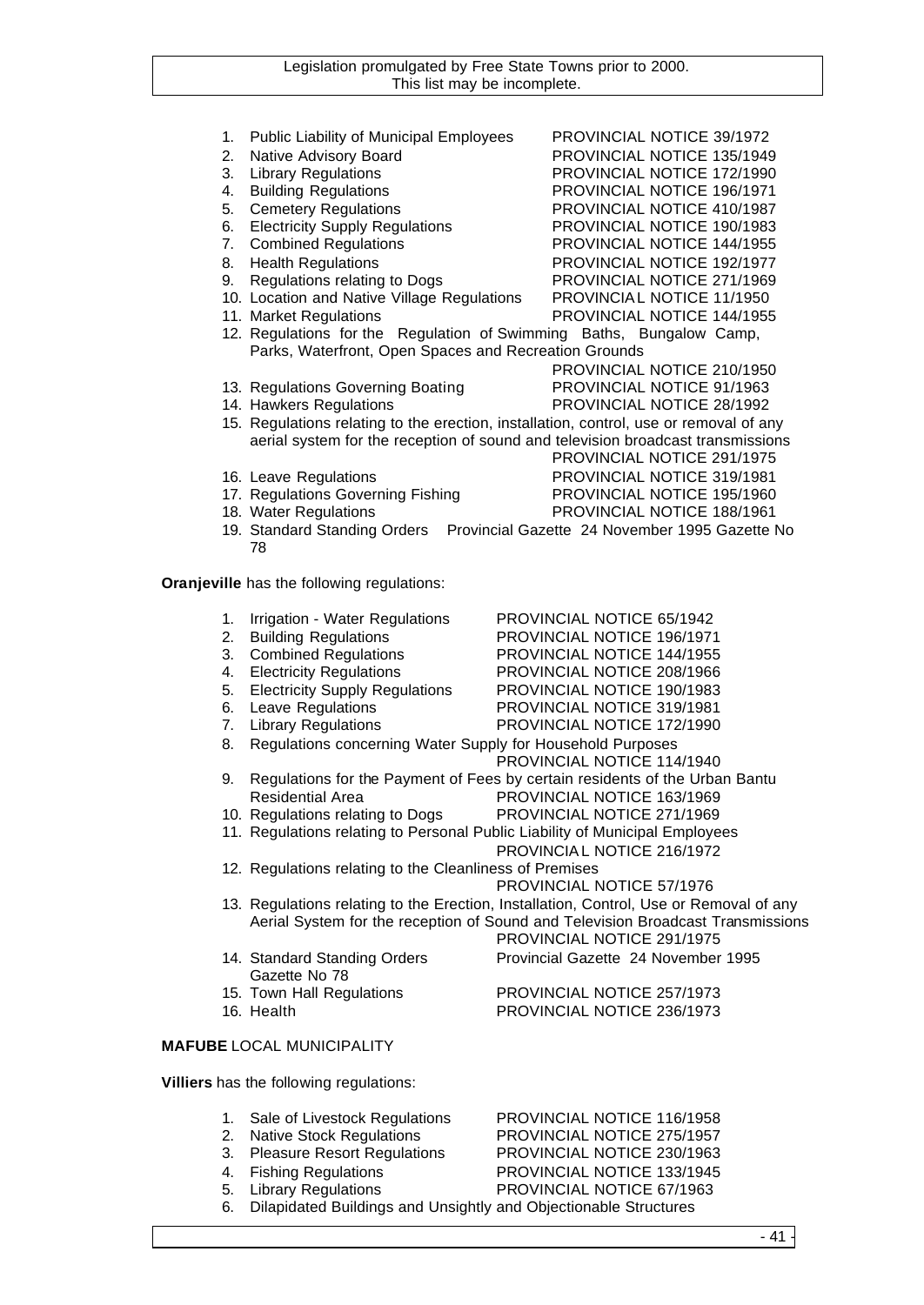1. Public Liability of Municipal Employees PROVINCIAL NOTICE 39/1972
2. Native Advisory Board PROVINCIAL NOTICE 135/1949
3. Library Regulations PROVINCIAL NOTICE 172/1990
4. Building Regulations PROVINCIAL NOTICE 196/1971
5. Cemetery Regulations PROVINCIAL NOTICE 410/1987
6. Electricity Supply Regulations PROVINCIAL NOTICE 190/1983
7. Combined Regulations PROVINCIAL NOTICE 144/1955
8. Health Regulations PROVINCIAL NOTICE 192/1977
9. Regulations relating to Dogs PROVINCIAL NOTICE 271/1969
10. Location and Native Village Regulations PROVINCIAL NOTICE 11/1950
11. Market Regulations PROVINCIAL NOTICE 144/1955
12. Regulations for the Regulation of Swimming Baths, Bungalow Camp, Parks, Waterfront, Open Spaces and Recreation Grounds PROVINCIAL NOTICE 210/1950
13. Regulations Governing Boating PROVINCIAL NOTICE 91/1963
14. Hawkers Regulations PROVINCIAL NOTICE 28/1992
15. Regulations relating to the erection, installation, control, use or removal of any aerial system for the reception of sound and television broadcast transmissions PROVINCIAL NOTICE 291/1975
16. Leave Regulations PROVINCIAL NOTICE 319/1981
17. Regulations Governing Fishing PROVINCIAL NOTICE 195/1960
18. Water Regulations PROVINCIAL NOTICE 188/1961
19. Standard Standing Orders Provincial Gazette 24 November 1995 Gazette No 78

**Oranjeville** has the following regulations:

1. Irrigation - Water Regulations PROVINCIAL NOTICE 65/1942
2. Building Regulations PROVINCIAL NOTICE 196/1971
3. Combined Regulations PROVINCIAL NOTICE 144/1955
4. Electricity Regulations PROVINCIAL NOTICE 208/1966
5. Electricity Supply Regulations PROVINCIAL NOTICE 190/1983
6. Leave Regulations PROVINCIAL NOTICE 319/1981
7. Library Regulations PROVINCIAL NOTICE 172/1990
8. Regulations concerning Water Supply for Household Purposes PROVINCIAL NOTICE 114/1940
9. Regulations for the Payment of Fees by certain residents of the Urban Bantu Residential Area PROVINCIAL NOTICE 163/1969
10. Regulations relating to Dogs PROVINCIAL NOTICE 271/1969
11. Regulations relating to Personal Public Liability of Municipal Employees PROVINCIAL NOTICE 216/1972
12. Regulations relating to the Cleanliness of Premises PROVINCIAL NOTICE 57/1976
13. Regulations relating to the Erection, Installation, Control, Use or Removal of any Aerial System for the reception of Sound and Television Broadcast Transmissions PROVINCIAL NOTICE 291/1975
14. Standard Standing Orders Provincial Gazette 24 November 1995 Gazette No 78
15. Town Hall Regulations PROVINCIAL NOTICE 257/1973
16. Health PROVINCIAL NOTICE 236/1973

**MAFUBE** LOCAL MUNICIPALITY

**Villiers** has the following regulations:

1. Sale of Livestock Regulations PROVINCIAL NOTICE 116/1958
2. Native Stock Regulations PROVINCIAL NOTICE 275/1957
3. Pleasure Resort Regulations PROVINCIAL NOTICE 230/1963
4. Fishing Regulations PROVINCIAL NOTICE 133/1945
5. Library Regulations PROVINCIAL NOTICE 67/1963
6. Dilapidated Buildings and Unsightly and Objectionable Structures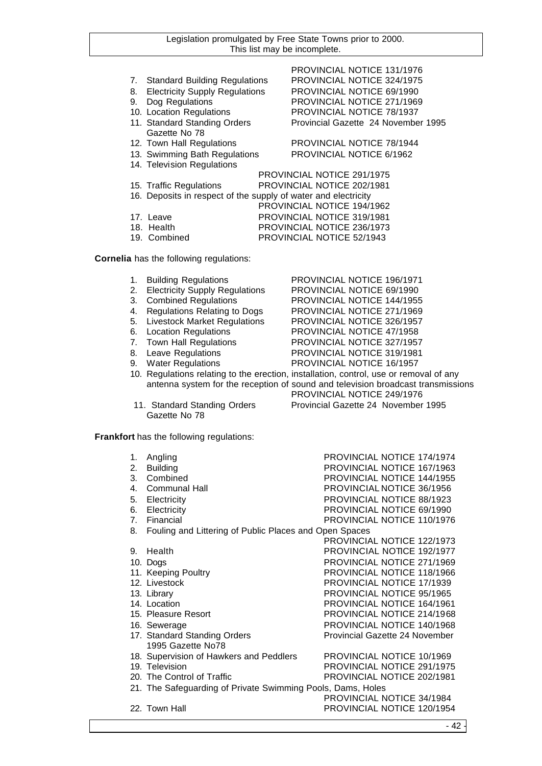PROVINCIAL NOTICE 131/1976

7. Standard Building Regulations — PROVINCIAL NOTICE 324/1975
8. Electricity Supply Regulations — PROVINCIAL NOTICE 69/1990
9. Dog Regulations — PROVINCIAL NOTICE 271/1969
10. Location Regulations — PROVINCIAL NOTICE 78/1937
11. Standard Standing Orders Gazette No 78 — Provincial Gazette 24 November 1995
12. Town Hall Regulations — PROVINCIAL NOTICE 78/1944
13. Swimming Bath Regulations — PROVINCIAL NOTICE 6/1962
14. Television Regulations — PROVINCIAL NOTICE 291/1975
15. Traffic Regulations — PROVINCIAL NOTICE 202/1981
16. Deposits in respect of the supply of water and electricity — PROVINCIAL NOTICE 194/1962
17. Leave — PROVINCIAL NOTICE 319/1981
18. Health — PROVINCIAL NOTICE 236/1973
19. Combined — PROVINCIAL NOTICE 52/1943

**Cornelia** has the following regulations:

1. Building Regulations — PROVINCIAL NOTICE 196/1971
2. Electricity Supply Regulations — PROVINCIAL NOTICE 69/1990
3. Combined Regulations — PROVINCIAL NOTICE 144/1955
4. Regulations Relating to Dogs — PROVINCIAL NOTICE 271/1969
5. Livestock Market Regulations — PROVINCIAL NOTICE 326/1957
6. Location Regulations — PROVINCIAL NOTICE 47/1958
7. Town Hall Regulations — PROVINCIAL NOTICE 327/1957
8. Leave Regulations — PROVINCIAL NOTICE 319/1981
9. Water Regulations — PROVINCIAL NOTICE 16/1957
10. Regulations relating to the erection, installation, control, use or removal of any antenna system for the reception of sound and television broadcast transmissions — PROVINCIAL NOTICE 249/1976
11. Standard Standing Orders Gazette No 78 — Provincial Gazette 24 November 1995

**Frankfort** has the following regulations:

1. Angling — PROVINCIAL NOTICE 174/1974
2. Building — PROVINCIAL NOTICE 167/1963
3. Combined — PROVINCIAL NOTICE 144/1955
4. Communal Hall — PROVINCIAL NOTICE 36/1956
5. Electricity — PROVINCIAL NOTICE 88/1923
6. Electricity — PROVINCIAL NOTICE 69/1990
7. Financial — PROVINCIAL NOTICE 110/1976
8. Fouling and Littering of Public Places and Open Spaces — PROVINCIAL NOTICE 122/1973
9. Health — PROVINCIAL NOTICE 192/1977
10. Dogs — PROVINCIAL NOTICE 271/1969
11. Keeping Poultry — PROVINCIAL NOTICE 118/1966
12. Livestock — PROVINCIAL NOTICE 17/1939
13. Library — PROVINCIAL NOTICE 95/1965
14. Location — PROVINCIAL NOTICE 164/1961
15. Pleasure Resort — PROVINCIAL NOTICE 214/1968
16. Sewerage — PROVINCIAL NOTICE 140/1968
17. Standard Standing Orders 1995 Gazette No78 — Provincial Gazette 24 November
18. Supervision of Hawkers and Peddlers — PROVINCIAL NOTICE 10/1969
19. Television — PROVINCIAL NOTICE 291/1975
20. The Control of Traffic — PROVINCIAL NOTICE 202/1981
21. The Safeguarding of Private Swimming Pools, Dams, Holes — PROVINCIAL NOTICE 34/1984
22. Town Hall — PROVINCIAL NOTICE 120/1954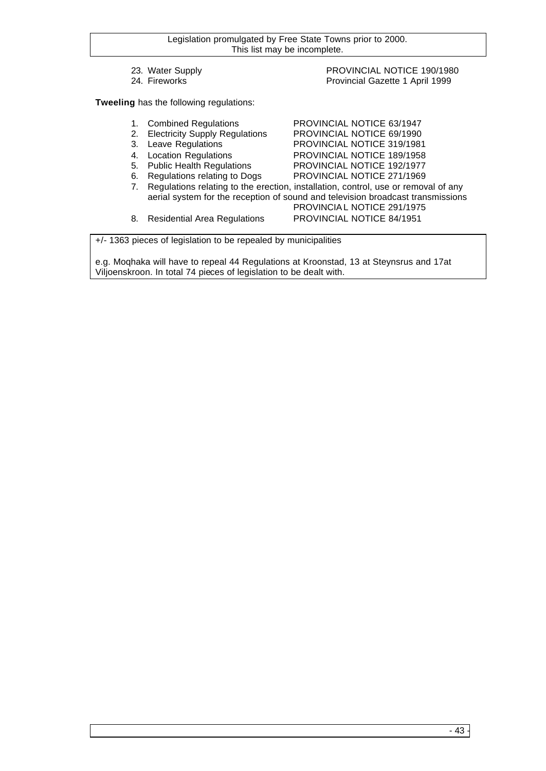23. Water Supply — PROVINCIAL NOTICE 190/1980
24. Fireworks — Provincial Gazette 1 April 1999

**Tweeling** has the following regulations:

1. Combined Regulations — PROVINCIAL NOTICE 63/1947
2. Electricity Supply Regulations — PROVINCIAL NOTICE 69/1990
3. Leave Regulations — PROVINCIAL NOTICE 319/1981
4. Location Regulations — PROVINCIAL NOTICE 189/1958
5. Public Health Regulations — PROVINCIAL NOTICE 192/1977
6. Regulations relating to Dogs — PROVINCIAL NOTICE 271/1969
7. Regulations relating to the erection, installation, control, use or removal of any aerial system for the reception of sound and television broadcast transmissions — PROVINCIAL NOTICE 291/1975
8. Residential Area Regulations — PROVINCIAL NOTICE 84/1951

+/- 1363 pieces of legislation to be repealed by municipalities

e.g. Moqhaka will have to repeal 44 Regulations at Kroonstad, 13 at Steynsrus and 17at Viljoenskroon. In total 74 pieces of legislation to be dealt with.